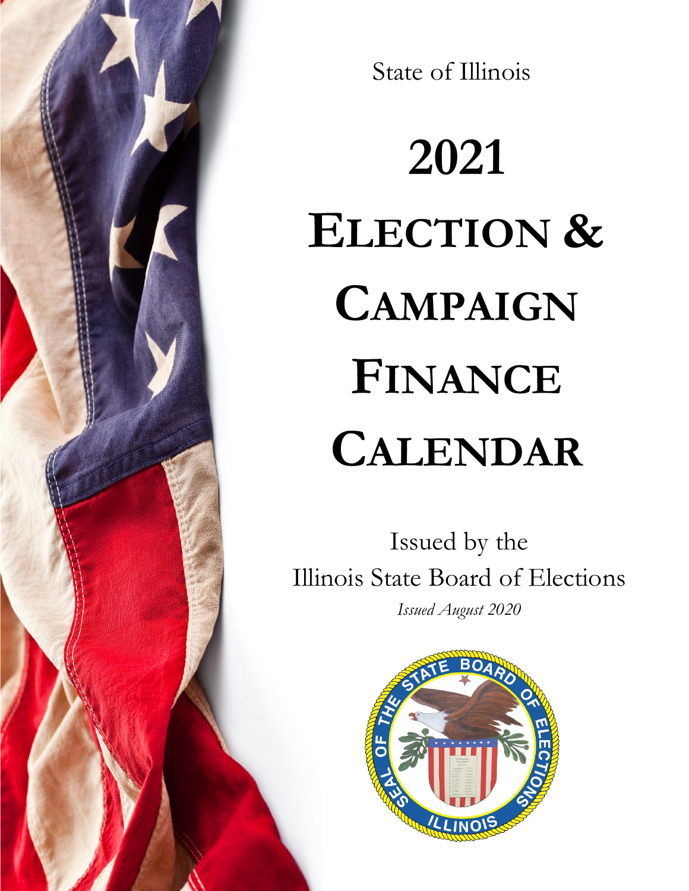State of Illinois

# 2021 Election & Campaign Finance Calendar

Issued by the
Illinois State Board of Elections

*Issued August 2020*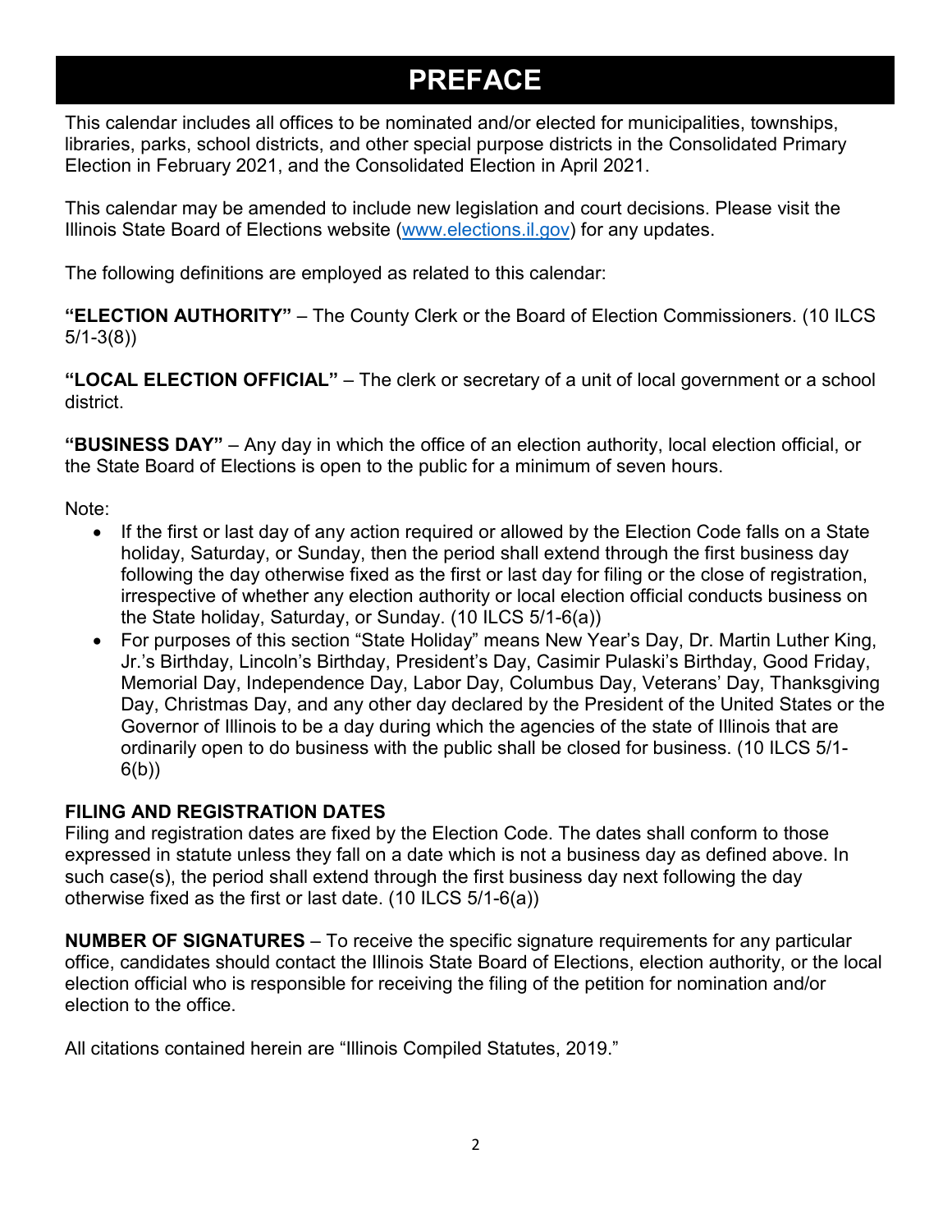# PREFACE

This calendar includes all offices to be nominated and/or elected for municipalities, townships, libraries, parks, school districts, and other special purpose districts in the Consolidated Primary Election in February 2021, and the Consolidated Election in April 2021.

This calendar may be amended to include new legislation and court decisions. Please visit the Illinois State Board of Elections website (www.elections.il.gov) for any updates.

The following definitions are employed as related to this calendar:

**"ELECTION AUTHORITY"** – The County Clerk or the Board of Election Commissioners. (10 ILCS 5/1-3(8))

**"LOCAL ELECTION OFFICIAL"** – The clerk or secretary of a unit of local government or a school district.

**"BUSINESS DAY"** – Any day in which the office of an election authority, local election official, or the State Board of Elections is open to the public for a minimum of seven hours.

Note:

- If the first or last day of any action required or allowed by the Election Code falls on a State holiday, Saturday, or Sunday, then the period shall extend through the first business day following the day otherwise fixed as the first or last day for filing or the close of registration, irrespective of whether any election authority or local election official conducts business on the State holiday, Saturday, or Sunday. (10 ILCS 5/1-6(a))
- For purposes of this section "State Holiday" means New Year's Day, Dr. Martin Luther King, Jr.'s Birthday, Lincoln's Birthday, President's Day, Casimir Pulaski's Birthday, Good Friday, Memorial Day, Independence Day, Labor Day, Columbus Day, Veterans' Day, Thanksgiving Day, Christmas Day, and any other day declared by the President of the United States or the Governor of Illinois to be a day during which the agencies of the state of Illinois that are ordinarily open to do business with the public shall be closed for business. (10 ILCS 5/1-6(b))

**FILING AND REGISTRATION DATES**

Filing and registration dates are fixed by the Election Code. The dates shall conform to those expressed in statute unless they fall on a date which is not a business day as defined above. In such case(s), the period shall extend through the first business day next following the day otherwise fixed as the first or last date. (10 ILCS 5/1-6(a))

**NUMBER OF SIGNATURES** – To receive the specific signature requirements for any particular office, candidates should contact the Illinois State Board of Elections, election authority, or the local election official who is responsible for receiving the filing of the petition for nomination and/or election to the office.

All citations contained herein are "Illinois Compiled Statutes, 2019."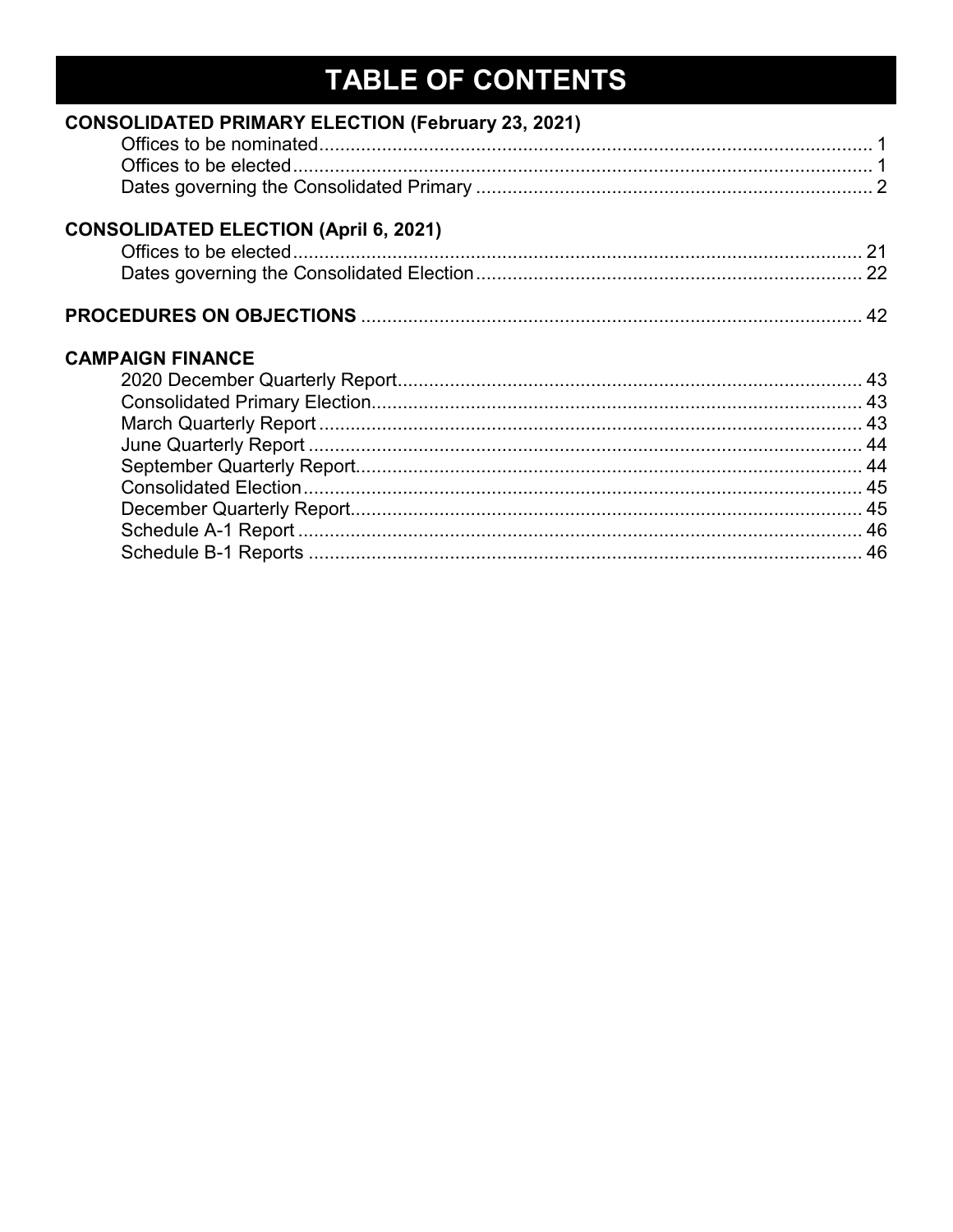# TABLE OF CONTENTS

**CONSOLIDATED PRIMARY ELECTION (February 23, 2021)**

- Offices to be nominated ... 1
- Offices to be elected ... 1
- Dates governing the Consolidated Primary ... 2

**CONSOLIDATED ELECTION (April 6, 2021)**

- Offices to be elected ... 21
- Dates governing the Consolidated Election ... 22

**PROCEDURES ON OBJECTIONS** ... 42

**CAMPAIGN FINANCE**

- 2020 December Quarterly Report ... 43
- Consolidated Primary Election ... 43
- March Quarterly Report ... 43
- June Quarterly Report ... 44
- September Quarterly Report ... 44
- Consolidated Election ... 45
- December Quarterly Report ... 45
- Schedule A-1 Report ... 46
- Schedule B-1 Reports ... 46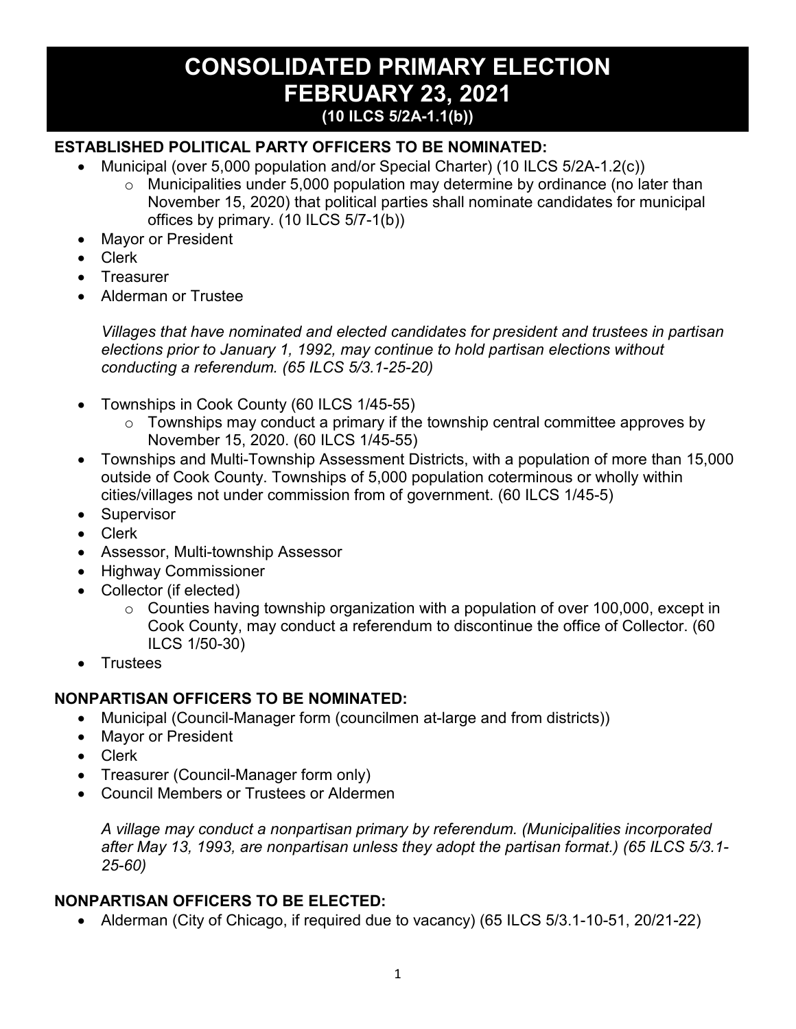# CONSOLIDATED PRIMARY ELECTION FEBRUARY 23, 2021

**(10 ILCS 5/2A-1.1(b))**

**ESTABLISHED POLITICAL PARTY OFFICERS TO BE NOMINATED:**

- Municipal (over 5,000 population and/or Special Charter) (10 ILCS 5/2A-1.2(c))
  - Municipalities under 5,000 population may determine by ordinance (no later than November 15, 2020) that political parties shall nominate candidates for municipal offices by primary. (10 ILCS 5/7-1(b))
- Mayor or President
- Clerk
- Treasurer
- Alderman or Trustee

  *Villages that have nominated and elected candidates for president and trustees in partisan elections prior to January 1, 1992, may continue to hold partisan elections without conducting a referendum. (65 ILCS 5/3.1-25-20)*

- Townships in Cook County (60 ILCS 1/45-55)
  - Townships may conduct a primary if the township central committee approves by November 15, 2020. (60 ILCS 1/45-55)
- Townships and Multi-Township Assessment Districts, with a population of more than 15,000 outside of Cook County. Townships of 5,000 population coterminous or wholly within cities/villages not under commission from of government. (60 ILCS 1/45-5)
- Supervisor
- Clerk
- Assessor, Multi-township Assessor
- Highway Commissioner
- Collector (if elected)
  - Counties having township organization with a population of over 100,000, except in Cook County, may conduct a referendum to discontinue the office of Collector. (60 ILCS 1/50-30)
- Trustees

**NONPARTISAN OFFICERS TO BE NOMINATED:**

- Municipal (Council-Manager form (councilmen at-large and from districts))
- Mayor or President
- Clerk
- Treasurer (Council-Manager form only)
- Council Members or Trustees or Aldermen

  *A village may conduct a nonpartisan primary by referendum. (Municipalities incorporated after May 13, 1993, are nonpartisan unless they adopt the partisan format.) (65 ILCS 5/3.1-25-60)*

**NONPARTISAN OFFICERS TO BE ELECTED:**

- Alderman (City of Chicago, if required due to vacancy) (65 ILCS 5/3.1-10-51, 20/21-22)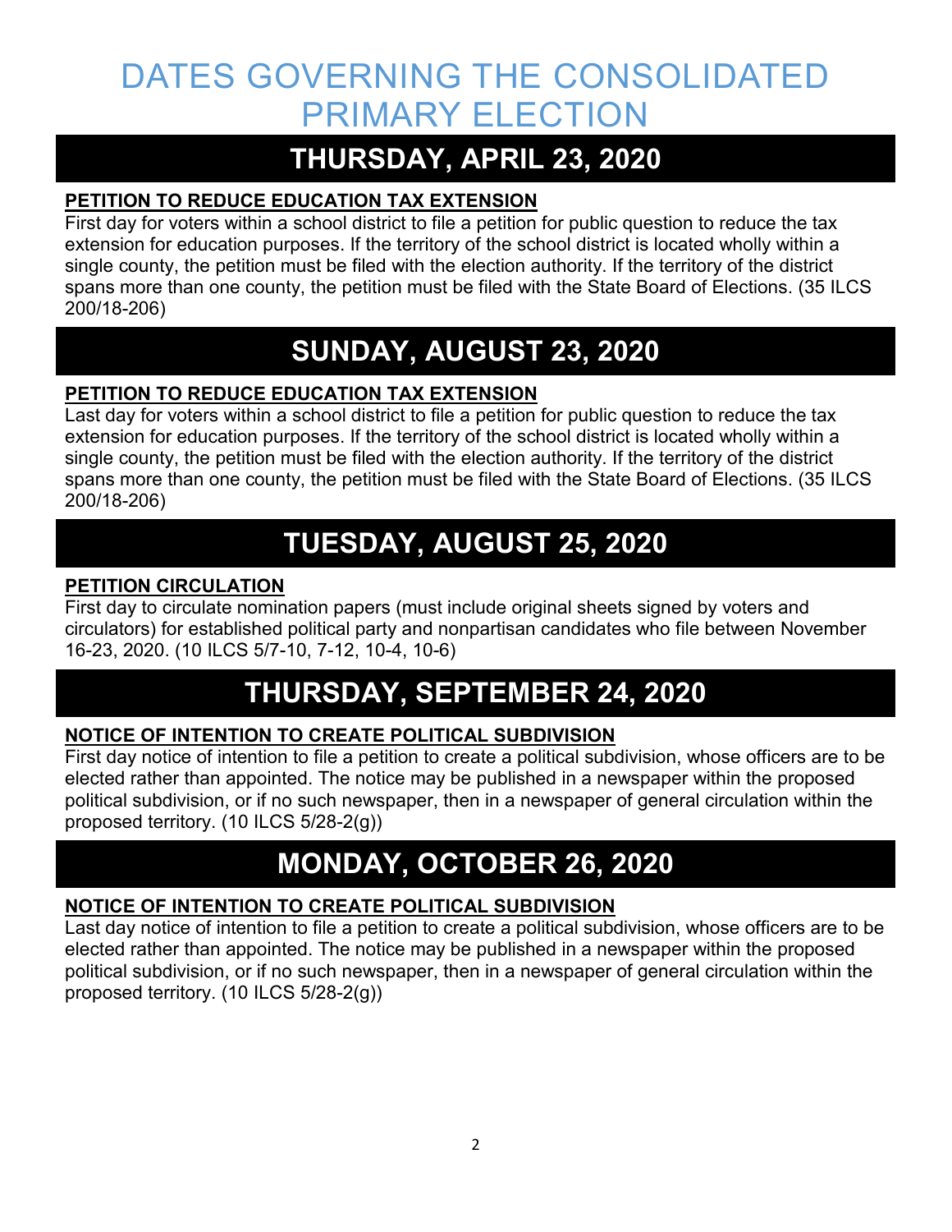# DATES GOVERNING THE CONSOLIDATED PRIMARY ELECTION

## THURSDAY, APRIL 23, 2020

**PETITION TO REDUCE EDUCATION TAX EXTENSION**

First day for voters within a school district to file a petition for public question to reduce the tax extension for education purposes. If the territory of the school district is located wholly within a single county, the petition must be filed with the election authority. If the territory of the district spans more than one county, the petition must be filed with the State Board of Elections. (35 ILCS 200/18-206)

## SUNDAY, AUGUST 23, 2020

**PETITION TO REDUCE EDUCATION TAX EXTENSION**

Last day for voters within a school district to file a petition for public question to reduce the tax extension for education purposes. If the territory of the school district is located wholly within a single county, the petition must be filed with the election authority. If the territory of the district spans more than one county, the petition must be filed with the State Board of Elections. (35 ILCS 200/18-206)

## TUESDAY, AUGUST 25, 2020

**PETITION CIRCULATION**

First day to circulate nomination papers (must include original sheets signed by voters and circulators) for established political party and nonpartisan candidates who file between November 16-23, 2020. (10 ILCS 5/7-10, 7-12, 10-4, 10-6)

## THURSDAY, SEPTEMBER 24, 2020

**NOTICE OF INTENTION TO CREATE POLITICAL SUBDIVISION**

First day notice of intention to file a petition to create a political subdivision, whose officers are to be elected rather than appointed. The notice may be published in a newspaper within the proposed political subdivision, or if no such newspaper, then in a newspaper of general circulation within the proposed territory. (10 ILCS 5/28-2(g))

## MONDAY, OCTOBER 26, 2020

**NOTICE OF INTENTION TO CREATE POLITICAL SUBDIVISION**

Last day notice of intention to file a petition to create a political subdivision, whose officers are to be elected rather than appointed. The notice may be published in a newspaper within the proposed political subdivision, or if no such newspaper, then in a newspaper of general circulation within the proposed territory. (10 ILCS 5/28-2(g))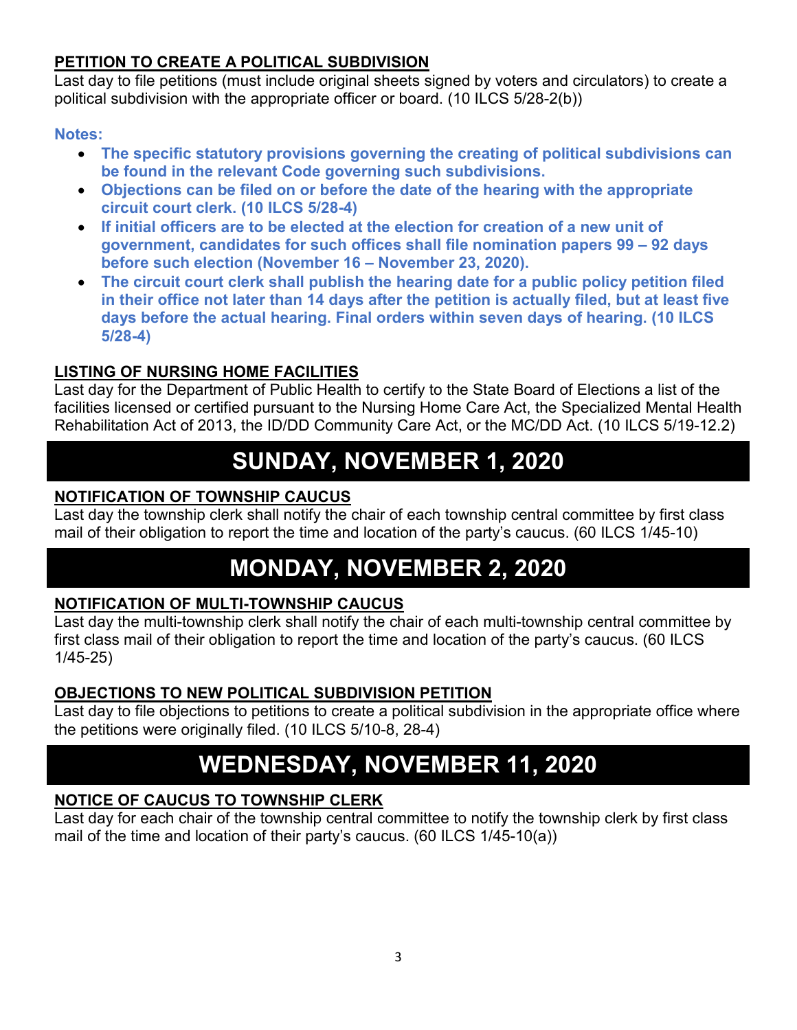**PETITION TO CREATE A POLITICAL SUBDIVISION**

Last day to file petitions (must include original sheets signed by voters and circulators) to create a political subdivision with the appropriate officer or board. (10 ILCS 5/28-2(b))

**Notes:**

- **The specific statutory provisions governing the creating of political subdivisions can be found in the relevant Code governing such subdivisions.**
- **Objections can be filed on or before the date of the hearing with the appropriate circuit court clerk. (10 ILCS 5/28-4)**
- **If initial officers are to be elected at the election for creation of a new unit of government, candidates for such offices shall file nomination papers 99 – 92 days before such election (November 16 – November 23, 2020).**
- **The circuit court clerk shall publish the hearing date for a public policy petition filed in their office not later than 14 days after the petition is actually filed, but at least five days before the actual hearing. Final orders within seven days of hearing. (10 ILCS 5/28-4)**

**LISTING OF NURSING HOME FACILITIES**

Last day for the Department of Public Health to certify to the State Board of Elections a list of the facilities licensed or certified pursuant to the Nursing Home Care Act, the Specialized Mental Health Rehabilitation Act of 2013, the ID/DD Community Care Act, or the MC/DD Act. (10 ILCS 5/19-12.2)

# SUNDAY, NOVEMBER 1, 2020

**NOTIFICATION OF TOWNSHIP CAUCUS**

Last day the township clerk shall notify the chair of each township central committee by first class mail of their obligation to report the time and location of the party's caucus. (60 ILCS 1/45-10)

# MONDAY, NOVEMBER 2, 2020

**NOTIFICATION OF MULTI-TOWNSHIP CAUCUS**

Last day the multi-township clerk shall notify the chair of each multi-township central committee by first class mail of their obligation to report the time and location of the party's caucus. (60 ILCS 1/45-25)

**OBJECTIONS TO NEW POLITICAL SUBDIVISION PETITION**

Last day to file objections to petitions to create a political subdivision in the appropriate office where the petitions were originally filed. (10 ILCS 5/10-8, 28-4)

# WEDNESDAY, NOVEMBER 11, 2020

**NOTICE OF CAUCUS TO TOWNSHIP CLERK**

Last day for each chair of the township central committee to notify the township clerk by first class mail of the time and location of their party's caucus. (60 ILCS 1/45-10(a))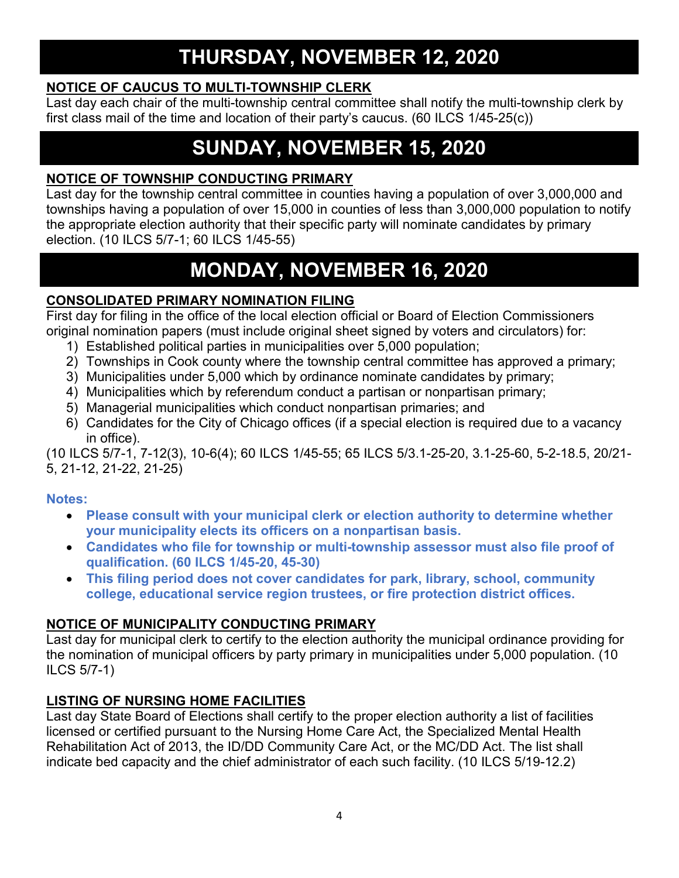# THURSDAY, NOVEMBER 12, 2020

**NOTICE OF CAUCUS TO MULTI-TOWNSHIP CLERK**

Last day each chair of the multi-township central committee shall notify the multi-township clerk by first class mail of the time and location of their party's caucus. (60 ILCS 1/45-25(c))

# SUNDAY, NOVEMBER 15, 2020

**NOTICE OF TOWNSHIP CONDUCTING PRIMARY**

Last day for the township central committee in counties having a population of over 3,000,000 and townships having a population of over 15,000 in counties of less than 3,000,000 population to notify the appropriate election authority that their specific party will nominate candidates by primary election. (10 ILCS 5/7-1; 60 ILCS 1/45-55)

# MONDAY, NOVEMBER 16, 2020

**CONSOLIDATED PRIMARY NOMINATION FILING**

First day for filing in the office of the local election official or Board of Election Commissioners original nomination papers (must include original sheet signed by voters and circulators) for:

1) Established political parties in municipalities over 5,000 population;
2) Townships in Cook county where the township central committee has approved a primary;
3) Municipalities under 5,000 which by ordinance nominate candidates by primary;
4) Municipalities which by referendum conduct a partisan or nonpartisan primary;
5) Managerial municipalities which conduct nonpartisan primaries; and
6) Candidates for the City of Chicago offices (if a special election is required due to a vacancy in office).

(10 ILCS 5/7-1, 7-12(3), 10-6(4); 60 ILCS 1/45-55; 65 ILCS 5/3.1-25-20, 3.1-25-60, 5-2-18.5, 20/21-5, 21-12, 21-22, 21-25)

**Notes:**

- **Please consult with your municipal clerk or election authority to determine whether your municipality elects its officers on a nonpartisan basis.**
- **Candidates who file for township or multi-township assessor must also file proof of qualification. (60 ILCS 1/45-20, 45-30)**
- **This filing period does not cover candidates for park, library, school, community college, educational service region trustees, or fire protection district offices.**

**NOTICE OF MUNICIPALITY CONDUCTING PRIMARY**

Last day for municipal clerk to certify to the election authority the municipal ordinance providing for the nomination of municipal officers by party primary in municipalities under 5,000 population. (10 ILCS 5/7-1)

**LISTING OF NURSING HOME FACILITIES**

Last day State Board of Elections shall certify to the proper election authority a list of facilities licensed or certified pursuant to the Nursing Home Care Act, the Specialized Mental Health Rehabilitation Act of 2013, the ID/DD Community Care Act, or the MC/DD Act. The list shall indicate bed capacity and the chief administrator of each such facility. (10 ILCS 5/19-12.2)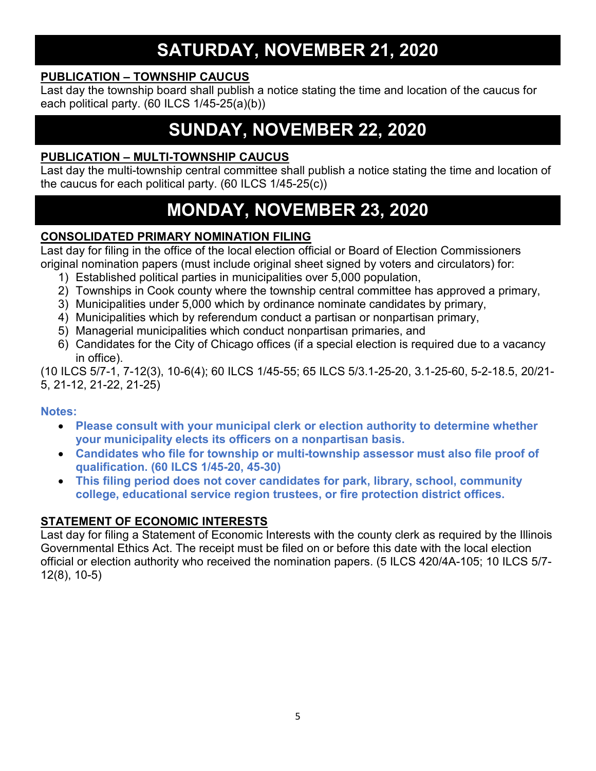# SATURDAY, NOVEMBER 21, 2020

**PUBLICATION – TOWNSHIP CAUCUS**

Last day the township board shall publish a notice stating the time and location of the caucus for each political party. (60 ILCS 1/45-25(a)(b))

# SUNDAY, NOVEMBER 22, 2020

**PUBLICATION – MULTI-TOWNSHIP CAUCUS**

Last day the multi-township central committee shall publish a notice stating the time and location of the caucus for each political party. (60 ILCS 1/45-25(c))

# MONDAY, NOVEMBER 23, 2020

**CONSOLIDATED PRIMARY NOMINATION FILING**

Last day for filing in the office of the local election official or Board of Election Commissioners original nomination papers (must include original sheet signed by voters and circulators) for:

1) Established political parties in municipalities over 5,000 population,
2) Townships in Cook county where the township central committee has approved a primary,
3) Municipalities under 5,000 which by ordinance nominate candidates by primary,
4) Municipalities which by referendum conduct a partisan or nonpartisan primary,
5) Managerial municipalities which conduct nonpartisan primaries, and
6) Candidates for the City of Chicago offices (if a special election is required due to a vacancy in office).

(10 ILCS 5/7-1, 7-12(3), 10-6(4); 60 ILCS 1/45-55; 65 ILCS 5/3.1-25-20, 3.1-25-60, 5-2-18.5, 20/21-5, 21-12, 21-22, 21-25)

**Notes:**

- **Please consult with your municipal clerk or election authority to determine whether your municipality elects its officers on a nonpartisan basis.**
- **Candidates who file for township or multi-township assessor must also file proof of qualification. (60 ILCS 1/45-20, 45-30)**
- **This filing period does not cover candidates for park, library, school, community college, educational service region trustees, or fire protection district offices.**

**STATEMENT OF ECONOMIC INTERESTS**

Last day for filing a Statement of Economic Interests with the county clerk as required by the Illinois Governmental Ethics Act. The receipt must be filed on or before this date with the local election official or election authority who received the nomination papers. (5 ILCS 420/4A-105; 10 ILCS 5/7-12(8), 10-5)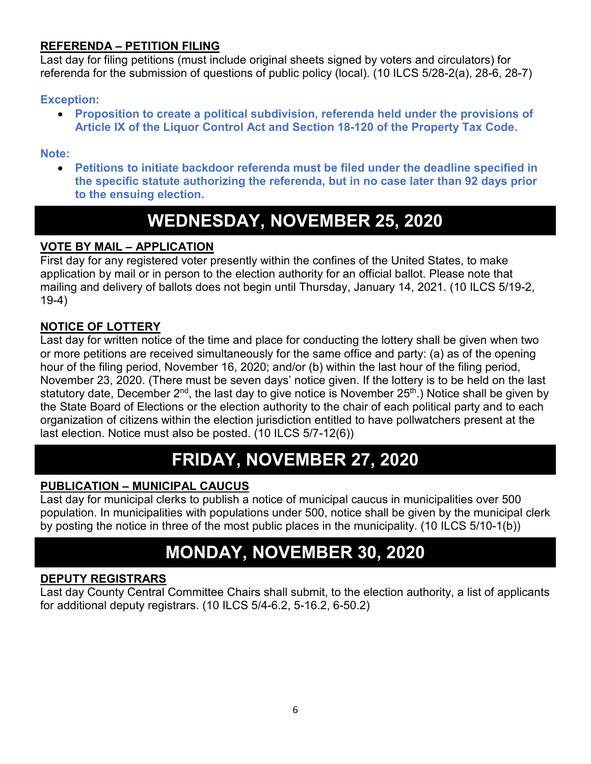**REFERENDA – PETITION FILING**

Last day for filing petitions (must include original sheets signed by voters and circulators) for referenda for the submission of questions of public policy (local). (10 ILCS 5/28-2(a), 28-6, 28-7)

**Exception:**

- **Proposition to create a political subdivision, referenda held under the provisions of Article IX of the Liquor Control Act and Section 18-120 of the Property Tax Code.**

**Note:**

- **Petitions to initiate backdoor referenda must be filed under the deadline specified in the specific statute authorizing the referenda, but in no case later than 92 days prior to the ensuing election.**

# WEDNESDAY, NOVEMBER 25, 2020

**VOTE BY MAIL – APPLICATION**

First day for any registered voter presently within the confines of the United States, to make application by mail or in person to the election authority for an official ballot. Please note that mailing and delivery of ballots does not begin until Thursday, January 14, 2021. (10 ILCS 5/19-2, 19-4)

**NOTICE OF LOTTERY**

Last day for written notice of the time and place for conducting the lottery shall be given when two or more petitions are received simultaneously for the same office and party: (a) as of the opening hour of the filing period, November 16, 2020; and/or (b) within the last hour of the filing period, November 23, 2020. (There must be seven days' notice given. If the lottery is to be held on the last statutory date, December 2nd, the last day to give notice is November 25th.) Notice shall be given by the State Board of Elections or the election authority to the chair of each political party and to each organization of citizens within the election jurisdiction entitled to have pollwatchers present at the last election. Notice must also be posted. (10 ILCS 5/7-12(6))

# FRIDAY, NOVEMBER 27, 2020

**PUBLICATION – MUNICIPAL CAUCUS**

Last day for municipal clerks to publish a notice of municipal caucus in municipalities over 500 population. In municipalities with populations under 500, notice shall be given by the municipal clerk by posting the notice in three of the most public places in the municipality. (10 ILCS 5/10-1(b))

# MONDAY, NOVEMBER 30, 2020

**DEPUTY REGISTRARS**

Last day County Central Committee Chairs shall submit, to the election authority, a list of applicants for additional deputy registrars. (10 ILCS 5/4-6.2, 5-16.2, 6-50.2)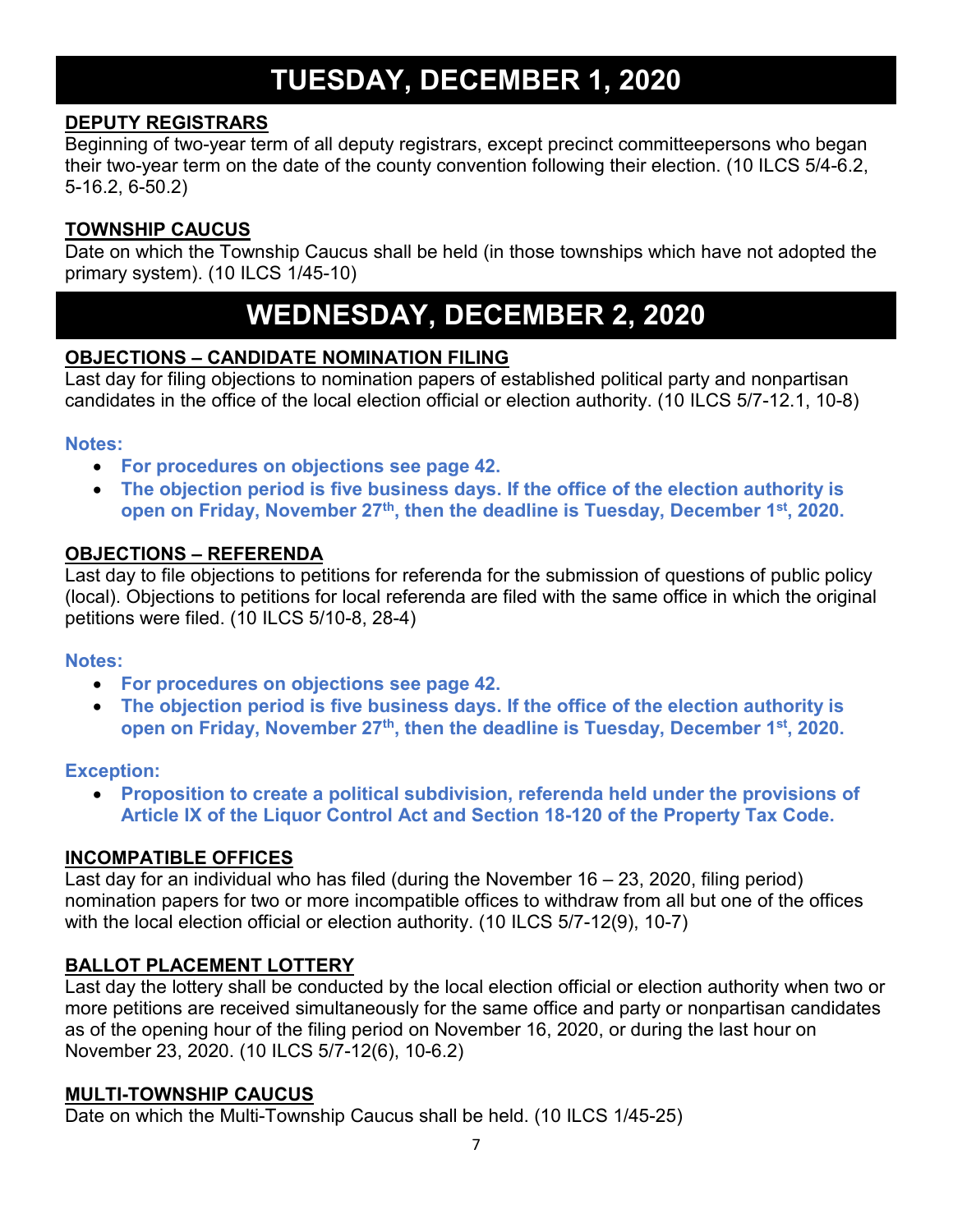# TUESDAY, DECEMBER 1, 2020

**DEPUTY REGISTRARS**

Beginning of two-year term of all deputy registrars, except precinct committeepersons who began their two-year term on the date of the county convention following their election. (10 ILCS 5/4-6.2, 5-16.2, 6-50.2)

**TOWNSHIP CAUCUS**

Date on which the Township Caucus shall be held (in those townships which have not adopted the primary system). (10 ILCS 1/45-10)

# WEDNESDAY, DECEMBER 2, 2020

**OBJECTIONS – CANDIDATE NOMINATION FILING**

Last day for filing objections to nomination papers of established political party and nonpartisan candidates in the office of the local election official or election authority. (10 ILCS 5/7-12.1, 10-8)

**Notes:**

- **For procedures on objections see page 42.**
- **The objection period is five business days. If the office of the election authority is open on Friday, November 27th, then the deadline is Tuesday, December 1st, 2020.**

**OBJECTIONS – REFERENDA**

Last day to file objections to petitions for referenda for the submission of questions of public policy (local). Objections to petitions for local referenda are filed with the same office in which the original petitions were filed. (10 ILCS 5/10-8, 28-4)

**Notes:**

- **For procedures on objections see page 42.**
- **The objection period is five business days. If the office of the election authority is open on Friday, November 27th, then the deadline is Tuesday, December 1st, 2020.**

**Exception:**

- **Proposition to create a political subdivision, referenda held under the provisions of Article IX of the Liquor Control Act and Section 18-120 of the Property Tax Code.**

**INCOMPATIBLE OFFICES**

Last day for an individual who has filed (during the November 16 – 23, 2020, filing period) nomination papers for two or more incompatible offices to withdraw from all but one of the offices with the local election official or election authority. (10 ILCS 5/7-12(9), 10-7)

**BALLOT PLACEMENT LOTTERY**

Last day the lottery shall be conducted by the local election official or election authority when two or more petitions are received simultaneously for the same office and party or nonpartisan candidates as of the opening hour of the filing period on November 16, 2020, or during the last hour on November 23, 2020. (10 ILCS 5/7-12(6), 10-6.2)

**MULTI-TOWNSHIP CAUCUS**

Date on which the Multi-Township Caucus shall be held. (10 ILCS 1/45-25)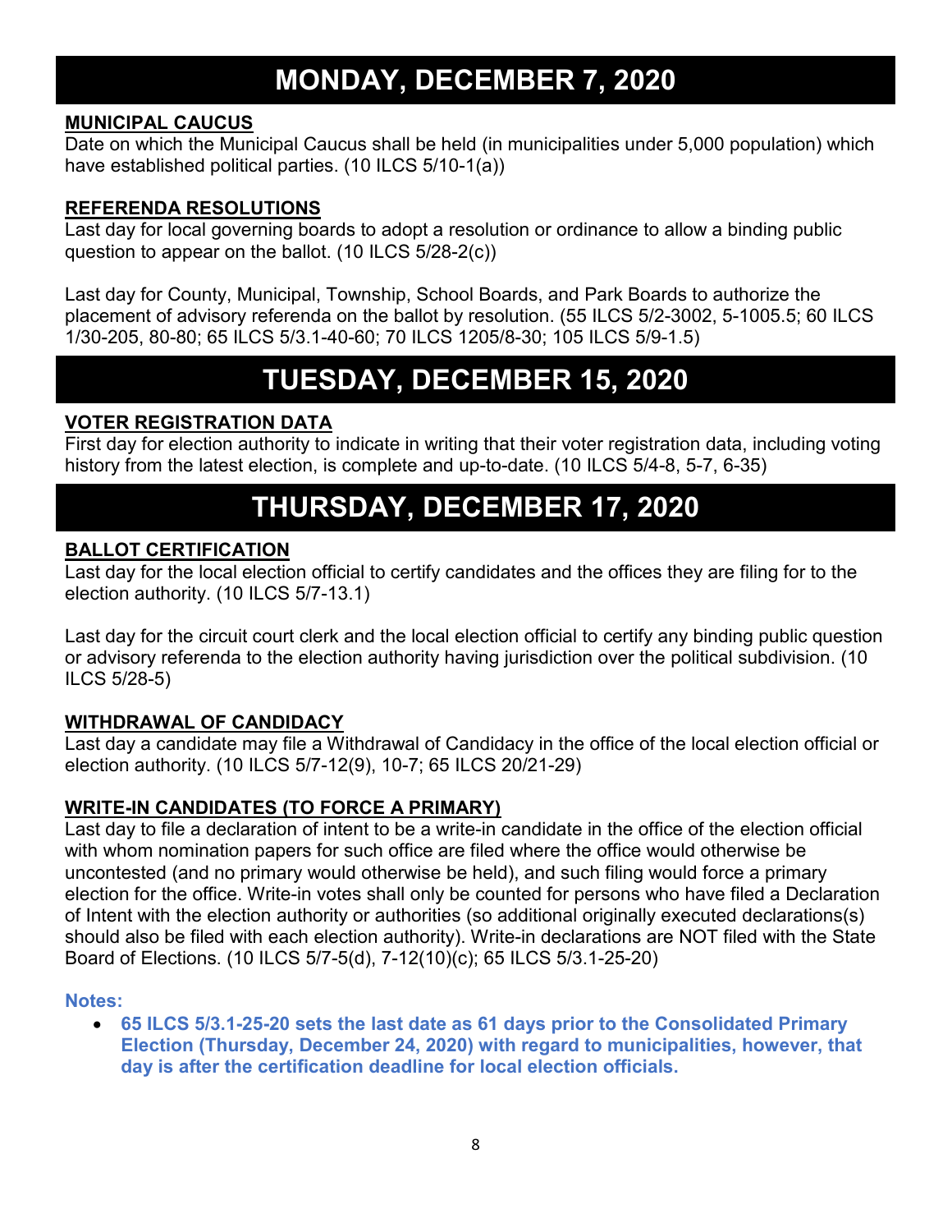# MONDAY, DECEMBER 7, 2020

**MUNICIPAL CAUCUS**

Date on which the Municipal Caucus shall be held (in municipalities under 5,000 population) which have established political parties. (10 ILCS 5/10-1(a))

**REFERENDA RESOLUTIONS**

Last day for local governing boards to adopt a resolution or ordinance to allow a binding public question to appear on the ballot. (10 ILCS 5/28-2(c))

Last day for County, Municipal, Township, School Boards, and Park Boards to authorize the placement of advisory referenda on the ballot by resolution. (55 ILCS 5/2-3002, 5-1005.5; 60 ILCS 1/30-205, 80-80; 65 ILCS 5/3.1-40-60; 70 ILCS 1205/8-30; 105 ILCS 5/9-1.5)

# TUESDAY, DECEMBER 15, 2020

**VOTER REGISTRATION DATA**

First day for election authority to indicate in writing that their voter registration data, including voting history from the latest election, is complete and up-to-date. (10 ILCS 5/4-8, 5-7, 6-35)

# THURSDAY, DECEMBER 17, 2020

**BALLOT CERTIFICATION**

Last day for the local election official to certify candidates and the offices they are filing for to the election authority. (10 ILCS 5/7-13.1)

Last day for the circuit court clerk and the local election official to certify any binding public question or advisory referenda to the election authority having jurisdiction over the political subdivision. (10 ILCS 5/28-5)

**WITHDRAWAL OF CANDIDACY**

Last day a candidate may file a Withdrawal of Candidacy in the office of the local election official or election authority. (10 ILCS 5/7-12(9), 10-7; 65 ILCS 20/21-29)

**WRITE-IN CANDIDATES (TO FORCE A PRIMARY)**

Last day to file a declaration of intent to be a write-in candidate in the office of the election official with whom nomination papers for such office are filed where the office would otherwise be uncontested (and no primary would otherwise be held), and such filing would force a primary election for the office. Write-in votes shall only be counted for persons who have filed a Declaration of Intent with the election authority or authorities (so additional originally executed declarations(s) should also be filed with each election authority). Write-in declarations are NOT filed with the State Board of Elections. (10 ILCS 5/7-5(d), 7-12(10)(c); 65 ILCS 5/3.1-25-20)

**Notes:**

- **65 ILCS 5/3.1-25-20 sets the last date as 61 days prior to the Consolidated Primary Election (Thursday, December 24, 2020) with regard to municipalities, however, that day is after the certification deadline for local election officials.**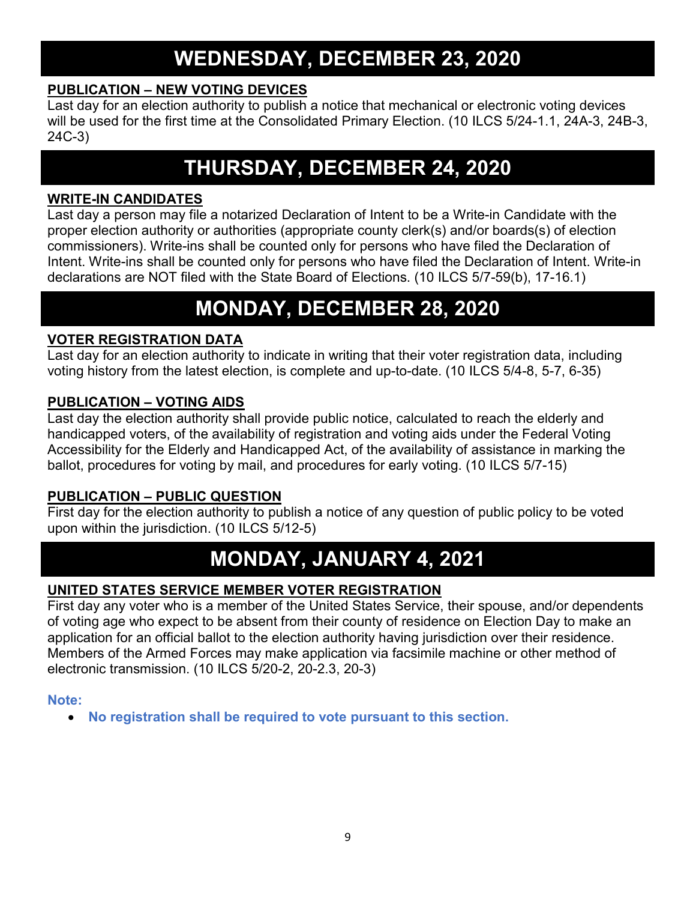# WEDNESDAY, DECEMBER 23, 2020

**PUBLICATION – NEW VOTING DEVICES**

Last day for an election authority to publish a notice that mechanical or electronic voting devices will be used for the first time at the Consolidated Primary Election. (10 ILCS 5/24-1.1, 24A-3, 24B-3, 24C-3)

# THURSDAY, DECEMBER 24, 2020

**WRITE-IN CANDIDATES**

Last day a person may file a notarized Declaration of Intent to be a Write-in Candidate with the proper election authority or authorities (appropriate county clerk(s) and/or boards(s) of election commissioners). Write-ins shall be counted only for persons who have filed the Declaration of Intent. Write-ins shall be counted only for persons who have filed the Declaration of Intent. Write-in declarations are NOT filed with the State Board of Elections. (10 ILCS 5/7-59(b), 17-16.1)

# MONDAY, DECEMBER 28, 2020

**VOTER REGISTRATION DATA**

Last day for an election authority to indicate in writing that their voter registration data, including voting history from the latest election, is complete and up-to-date. (10 ILCS 5/4-8, 5-7, 6-35)

**PUBLICATION – VOTING AIDS**

Last day the election authority shall provide public notice, calculated to reach the elderly and handicapped voters, of the availability of registration and voting aids under the Federal Voting Accessibility for the Elderly and Handicapped Act, of the availability of assistance in marking the ballot, procedures for voting by mail, and procedures for early voting. (10 ILCS 5/7-15)

**PUBLICATION – PUBLIC QUESTION**

First day for the election authority to publish a notice of any question of public policy to be voted upon within the jurisdiction. (10 ILCS 5/12-5)

# MONDAY, JANUARY 4, 2021

**UNITED STATES SERVICE MEMBER VOTER REGISTRATION**

First day any voter who is a member of the United States Service, their spouse, and/or dependents of voting age who expect to be absent from their county of residence on Election Day to make an application for an official ballot to the election authority having jurisdiction over their residence. Members of the Armed Forces may make application via facsimile machine or other method of electronic transmission. (10 ILCS 5/20-2, 20-2.3, 20-3)

**Note:**

- **No registration shall be required to vote pursuant to this section.**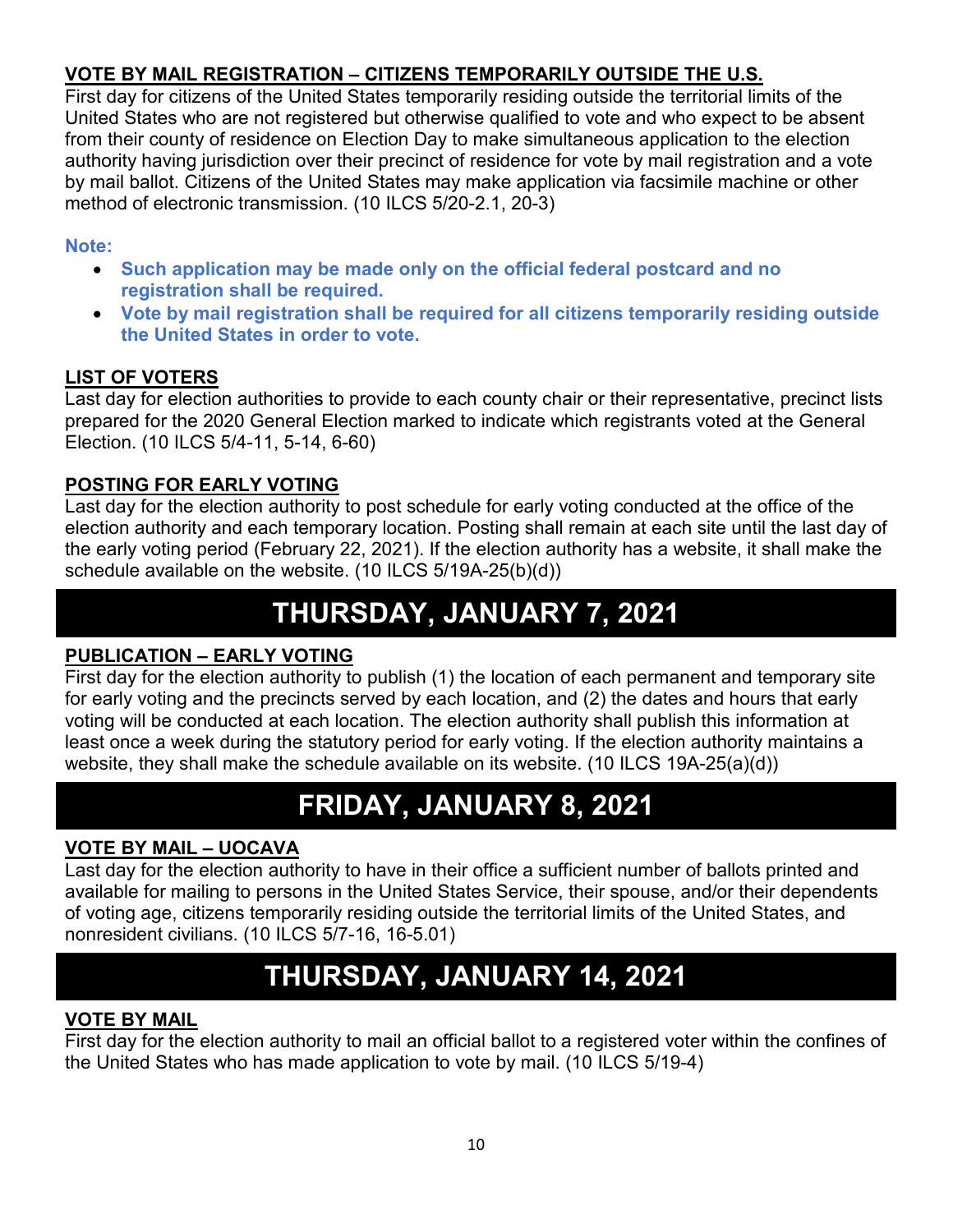**VOTE BY MAIL REGISTRATION – CITIZENS TEMPORARILY OUTSIDE THE U.S.**
First day for citizens of the United States temporarily residing outside the territorial limits of the United States who are not registered but otherwise qualified to vote and who expect to be absent from their county of residence on Election Day to make simultaneous application to the election authority having jurisdiction over their precinct of residence for vote by mail registration and a vote by mail ballot. Citizens of the United States may make application via facsimile machine or other method of electronic transmission. (10 ILCS 5/20-2.1, 20-3)

**Note:**

- **Such application may be made only on the official federal postcard and no registration shall be required.**
- **Vote by mail registration shall be required for all citizens temporarily residing outside the United States in order to vote.**

**LIST OF VOTERS**
Last day for election authorities to provide to each county chair or their representative, precinct lists prepared for the 2020 General Election marked to indicate which registrants voted at the General Election. (10 ILCS 5/4-11, 5-14, 6-60)

**POSTING FOR EARLY VOTING**
Last day for the election authority to post schedule for early voting conducted at the office of the election authority and each temporary location. Posting shall remain at each site until the last day of the early voting period (February 22, 2021). If the election authority has a website, it shall make the schedule available on the website. (10 ILCS 5/19A-25(b)(d))

# THURSDAY, JANUARY 7, 2021

**PUBLICATION – EARLY VOTING**
First day for the election authority to publish (1) the location of each permanent and temporary site for early voting and the precincts served by each location, and (2) the dates and hours that early voting will be conducted at each location. The election authority shall publish this information at least once a week during the statutory period for early voting. If the election authority maintains a website, they shall make the schedule available on its website. (10 ILCS 19A-25(a)(d))

# FRIDAY, JANUARY 8, 2021

**VOTE BY MAIL – UOCAVA**
Last day for the election authority to have in their office a sufficient number of ballots printed and available for mailing to persons in the United States Service, their spouse, and/or their dependents of voting age, citizens temporarily residing outside the territorial limits of the United States, and nonresident civilians. (10 ILCS 5/7-16, 16-5.01)

# THURSDAY, JANUARY 14, 2021

**VOTE BY MAIL**
First day for the election authority to mail an official ballot to a registered voter within the confines of the United States who has made application to vote by mail. (10 ILCS 5/19-4)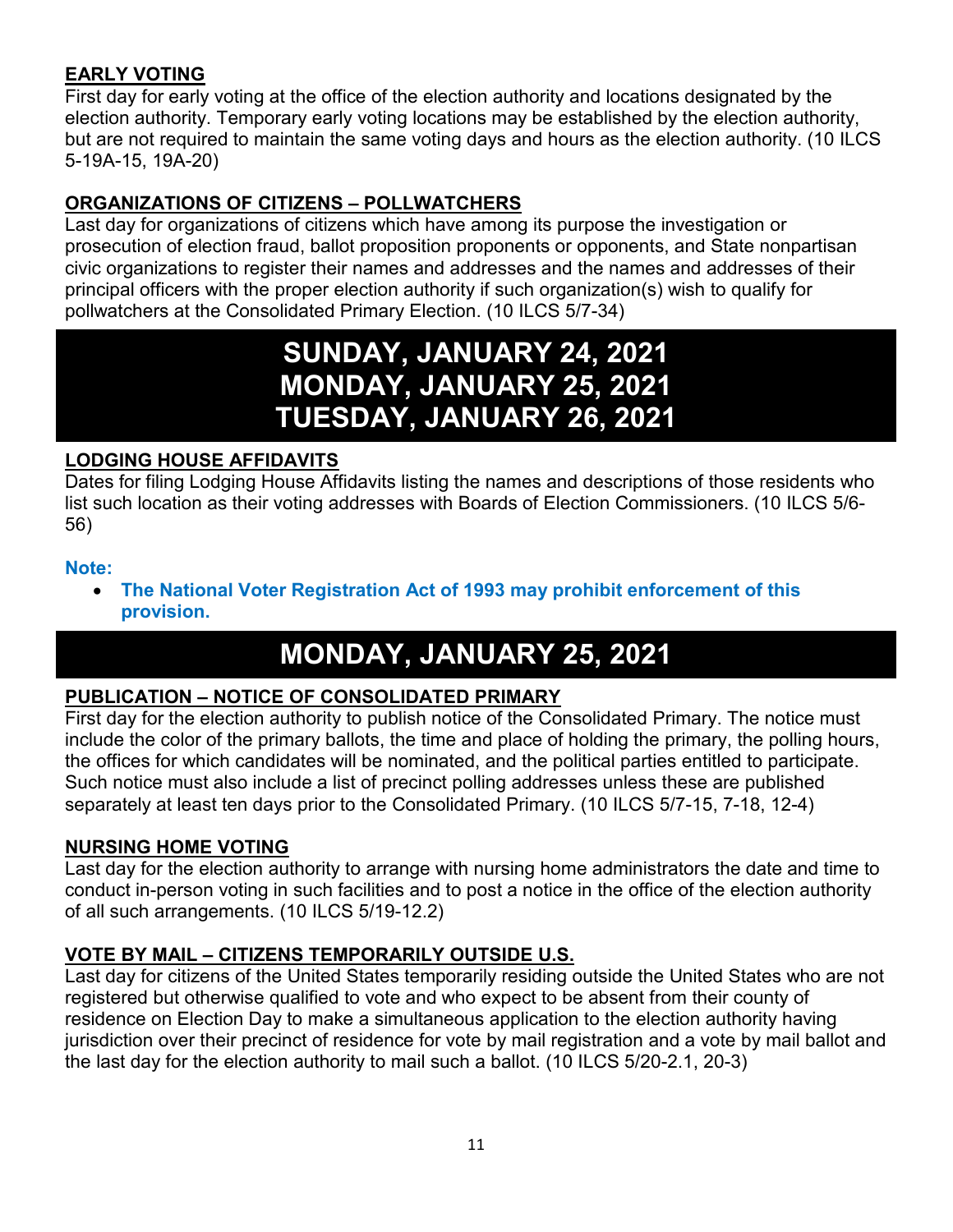### EARLY VOTING

First day for early voting at the office of the election authority and locations designated by the election authority. Temporary early voting locations may be established by the election authority, but are not required to maintain the same voting days and hours as the election authority. (10 ILCS 5-19A-15, 19A-20)

### ORGANIZATIONS OF CITIZENS – POLLWATCHERS

Last day for organizations of citizens which have among its purpose the investigation or prosecution of election fraud, ballot proposition proponents or opponents, and State nonpartisan civic organizations to register their names and addresses and the names and addresses of their principal officers with the proper election authority if such organization(s) wish to qualify for pollwatchers at the Consolidated Primary Election. (10 ILCS 5/7-34)

## SUNDAY, JANUARY 24, 2021
## MONDAY, JANUARY 25, 2021
## TUESDAY, JANUARY 26, 2021

### LODGING HOUSE AFFIDAVITS

Dates for filing Lodging House Affidavits listing the names and descriptions of those residents who list such location as their voting addresses with Boards of Election Commissioners. (10 ILCS 5/6-56)

**Note:**

- **The National Voter Registration Act of 1993 may prohibit enforcement of this provision.**

## MONDAY, JANUARY 25, 2021

### PUBLICATION – NOTICE OF CONSOLIDATED PRIMARY

First day for the election authority to publish notice of the Consolidated Primary. The notice must include the color of the primary ballots, the time and place of holding the primary, the polling hours, the offices for which candidates will be nominated, and the political parties entitled to participate. Such notice must also include a list of precinct polling addresses unless these are published separately at least ten days prior to the Consolidated Primary. (10 ILCS 5/7-15, 7-18, 12-4)

### NURSING HOME VOTING

Last day for the election authority to arrange with nursing home administrators the date and time to conduct in-person voting in such facilities and to post a notice in the office of the election authority of all such arrangements. (10 ILCS 5/19-12.2)

### VOTE BY MAIL – CITIZENS TEMPORARILY OUTSIDE U.S.

Last day for citizens of the United States temporarily residing outside the United States who are not registered but otherwise qualified to vote and who expect to be absent from their county of residence on Election Day to make a simultaneous application to the election authority having jurisdiction over their precinct of residence for vote by mail registration and a vote by mail ballot and the last day for the election authority to mail such a ballot. (10 ILCS 5/20-2.1, 20-3)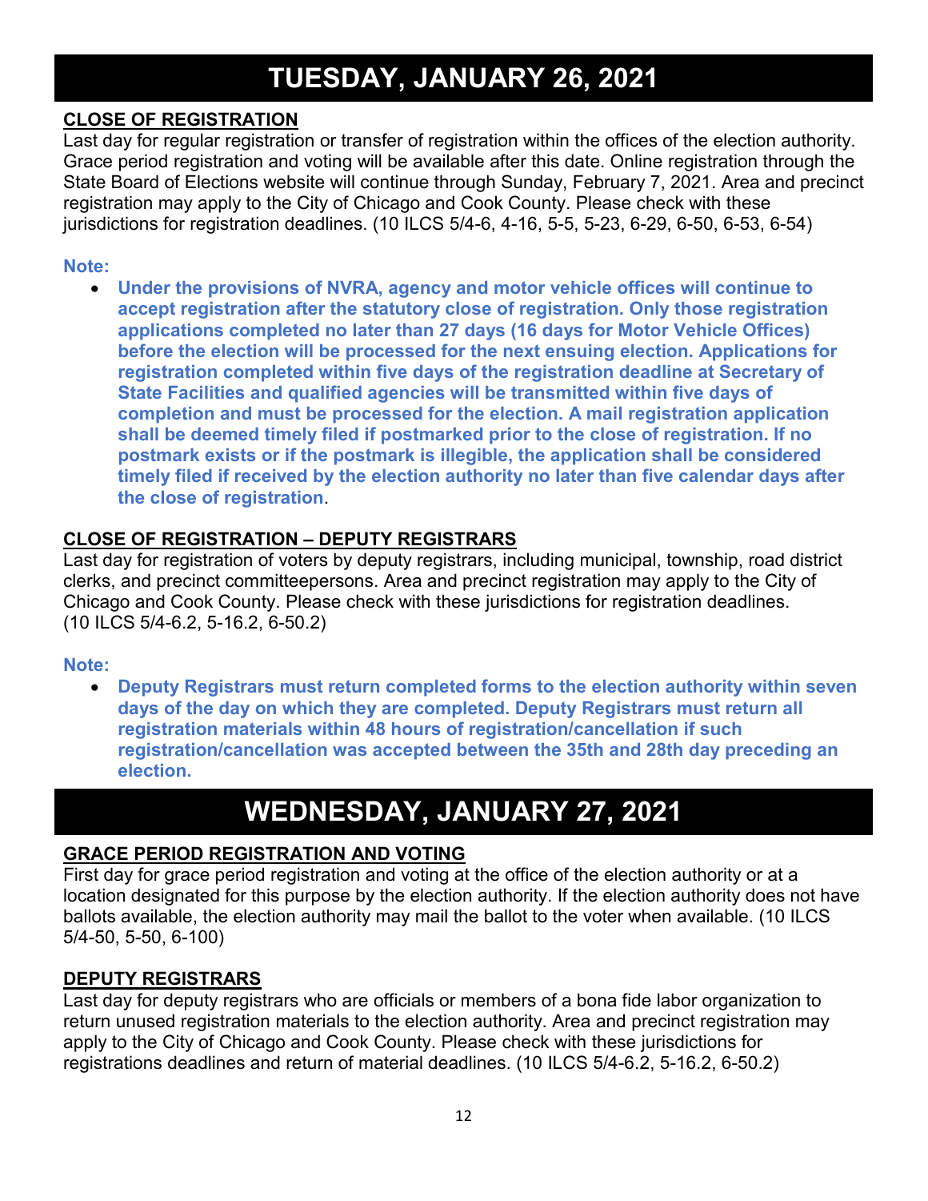# TUESDAY, JANUARY 26, 2021

**CLOSE OF REGISTRATION**

Last day for regular registration or transfer of registration within the offices of the election authority. Grace period registration and voting will be available after this date. Online registration through the State Board of Elections website will continue through Sunday, February 7, 2021. Area and precinct registration may apply to the City of Chicago and Cook County. Please check with these jurisdictions for registration deadlines. (10 ILCS 5/4-6, 4-16, 5-5, 5-23, 6-29, 6-50, 6-53, 6-54)

**Note:**

- **Under the provisions of NVRA, agency and motor vehicle offices will continue to accept registration after the statutory close of registration. Only those registration applications completed no later than 27 days (16 days for Motor Vehicle Offices) before the election will be processed for the next ensuing election. Applications for registration completed within five days of the registration deadline at Secretary of State Facilities and qualified agencies will be transmitted within five days of completion and must be processed for the election. A mail registration application shall be deemed timely filed if postmarked prior to the close of registration. If no postmark exists or if the postmark is illegible, the application shall be considered timely filed if received by the election authority no later than five calendar days after the close of registration**.

**CLOSE OF REGISTRATION – DEPUTY REGISTRARS**

Last day for registration of voters by deputy registrars, including municipal, township, road district clerks, and precinct committeepersons. Area and precinct registration may apply to the City of Chicago and Cook County. Please check with these jurisdictions for registration deadlines. (10 ILCS 5/4-6.2, 5-16.2, 6-50.2)

**Note:**

- **Deputy Registrars must return completed forms to the election authority within seven days of the day on which they are completed. Deputy Registrars must return all registration materials within 48 hours of registration/cancellation if such registration/cancellation was accepted between the 35th and 28th day preceding an election.**

# WEDNESDAY, JANUARY 27, 2021

**GRACE PERIOD REGISTRATION AND VOTING**

First day for grace period registration and voting at the office of the election authority or at a location designated for this purpose by the election authority. If the election authority does not have ballots available, the election authority may mail the ballot to the voter when available. (10 ILCS 5/4-50, 5-50, 6-100)

**DEPUTY REGISTRARS**

Last day for deputy registrars who are officials or members of a bona fide labor organization to return unused registration materials to the election authority. Area and precinct registration may apply to the City of Chicago and Cook County. Please check with these jurisdictions for registrations deadlines and return of material deadlines. (10 ILCS 5/4-6.2, 5-16.2, 6-50.2)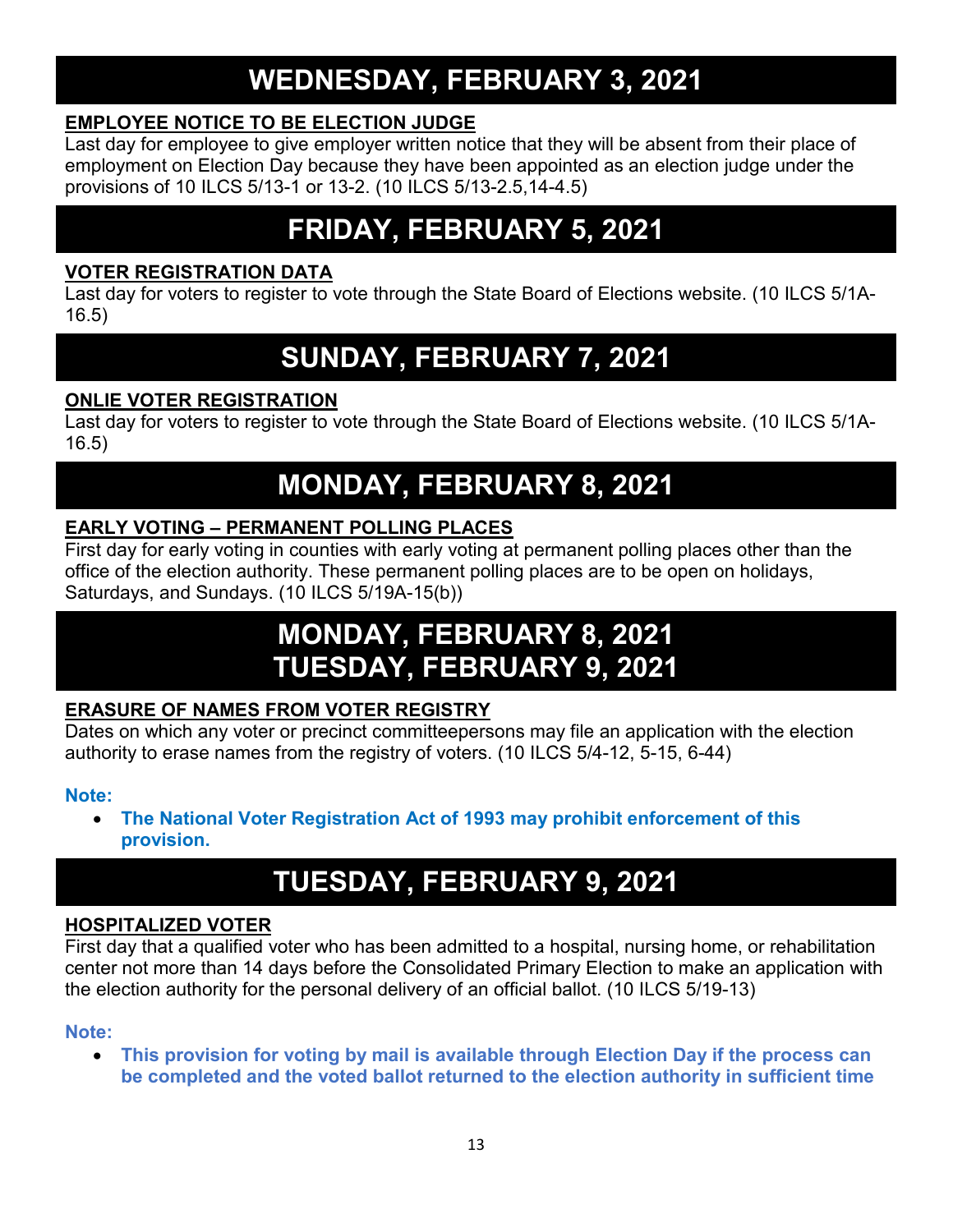# WEDNESDAY, FEBRUARY 3, 2021

**EMPLOYEE NOTICE TO BE ELECTION JUDGE**

Last day for employee to give employer written notice that they will be absent from their place of employment on Election Day because they have been appointed as an election judge under the provisions of 10 ILCS 5/13-1 or 13-2. (10 ILCS 5/13-2.5,14-4.5)

# FRIDAY, FEBRUARY 5, 2021

**VOTER REGISTRATION DATA**

Last day for voters to register to vote through the State Board of Elections website. (10 ILCS 5/1A-16.5)

# SUNDAY, FEBRUARY 7, 2021

**ONLIE VOTER REGISTRATION**

Last day for voters to register to vote through the State Board of Elections website. (10 ILCS 5/1A-16.5)

# MONDAY, FEBRUARY 8, 2021

**EARLY VOTING – PERMANENT POLLING PLACES**

First day for early voting in counties with early voting at permanent polling places other than the office of the election authority. These permanent polling places are to be open on holidays, Saturdays, and Sundays. (10 ILCS 5/19A-15(b))

# MONDAY, FEBRUARY 8, 2021
# TUESDAY, FEBRUARY 9, 2021

**ERASURE OF NAMES FROM VOTER REGISTRY**

Dates on which any voter or precinct committeepersons may file an application with the election authority to erase names from the registry of voters. (10 ILCS 5/4-12, 5-15, 6-44)

**Note:**

- **The National Voter Registration Act of 1993 may prohibit enforcement of this provision.**

# TUESDAY, FEBRUARY 9, 2021

**HOSPITALIZED VOTER**

First day that a qualified voter who has been admitted to a hospital, nursing home, or rehabilitation center not more than 14 days before the Consolidated Primary Election to make an application with the election authority for the personal delivery of an official ballot. (10 ILCS 5/19-13)

**Note:**

- **This provision for voting by mail is available through Election Day if the process can be completed and the voted ballot returned to the election authority in sufficient time**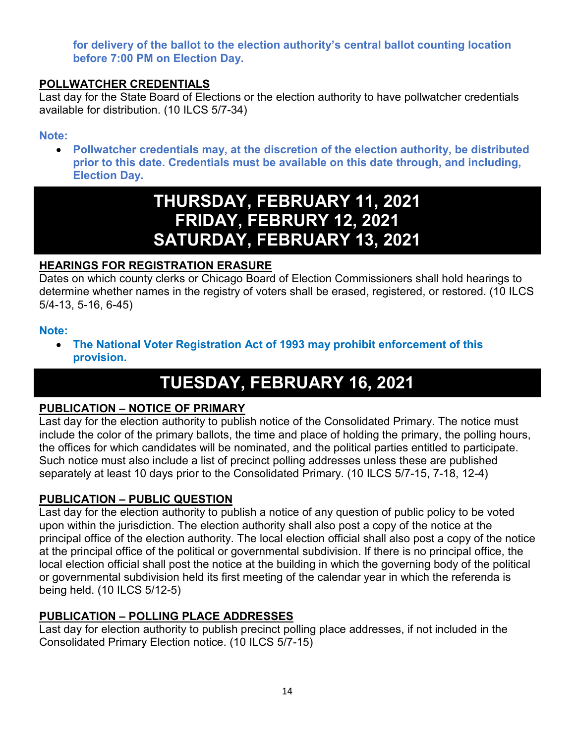**for delivery of the ballot to the election authority's central ballot counting location before 7:00 PM on Election Day.**

**POLLWATCHER CREDENTIALS**

Last day for the State Board of Elections or the election authority to have pollwatcher credentials available for distribution. (10 ILCS 5/7-34)

**Note:**

- **Pollwatcher credentials may, at the discretion of the election authority, be distributed prior to this date. Credentials must be available on this date through, and including, Election Day.**

# THURSDAY, FEBRUARY 11, 2021
# FRIDAY, FEBRURY 12, 2021
# SATURDAY, FEBRUARY 13, 2021

**HEARINGS FOR REGISTRATION ERASURE**

Dates on which county clerks or Chicago Board of Election Commissioners shall hold hearings to determine whether names in the registry of voters shall be erased, registered, or restored. (10 ILCS 5/4-13, 5-16, 6-45)

**Note:**

- **The National Voter Registration Act of 1993 may prohibit enforcement of this provision.**

# TUESDAY, FEBRUARY 16, 2021

**PUBLICATION – NOTICE OF PRIMARY**

Last day for the election authority to publish notice of the Consolidated Primary. The notice must include the color of the primary ballots, the time and place of holding the primary, the polling hours, the offices for which candidates will be nominated, and the political parties entitled to participate. Such notice must also include a list of precinct polling addresses unless these are published separately at least 10 days prior to the Consolidated Primary. (10 ILCS 5/7-15, 7-18, 12-4)

**PUBLICATION – PUBLIC QUESTION**

Last day for the election authority to publish a notice of any question of public policy to be voted upon within the jurisdiction. The election authority shall also post a copy of the notice at the principal office of the election authority. The local election official shall also post a copy of the notice at the principal office of the political or governmental subdivision. If there is no principal office, the local election official shall post the notice at the building in which the governing body of the political or governmental subdivision held its first meeting of the calendar year in which the referenda is being held. (10 ILCS 5/12-5)

**PUBLICATION – POLLING PLACE ADDRESSES**

Last day for election authority to publish precinct polling place addresses, if not included in the Consolidated Primary Election notice. (10 ILCS 5/7-15)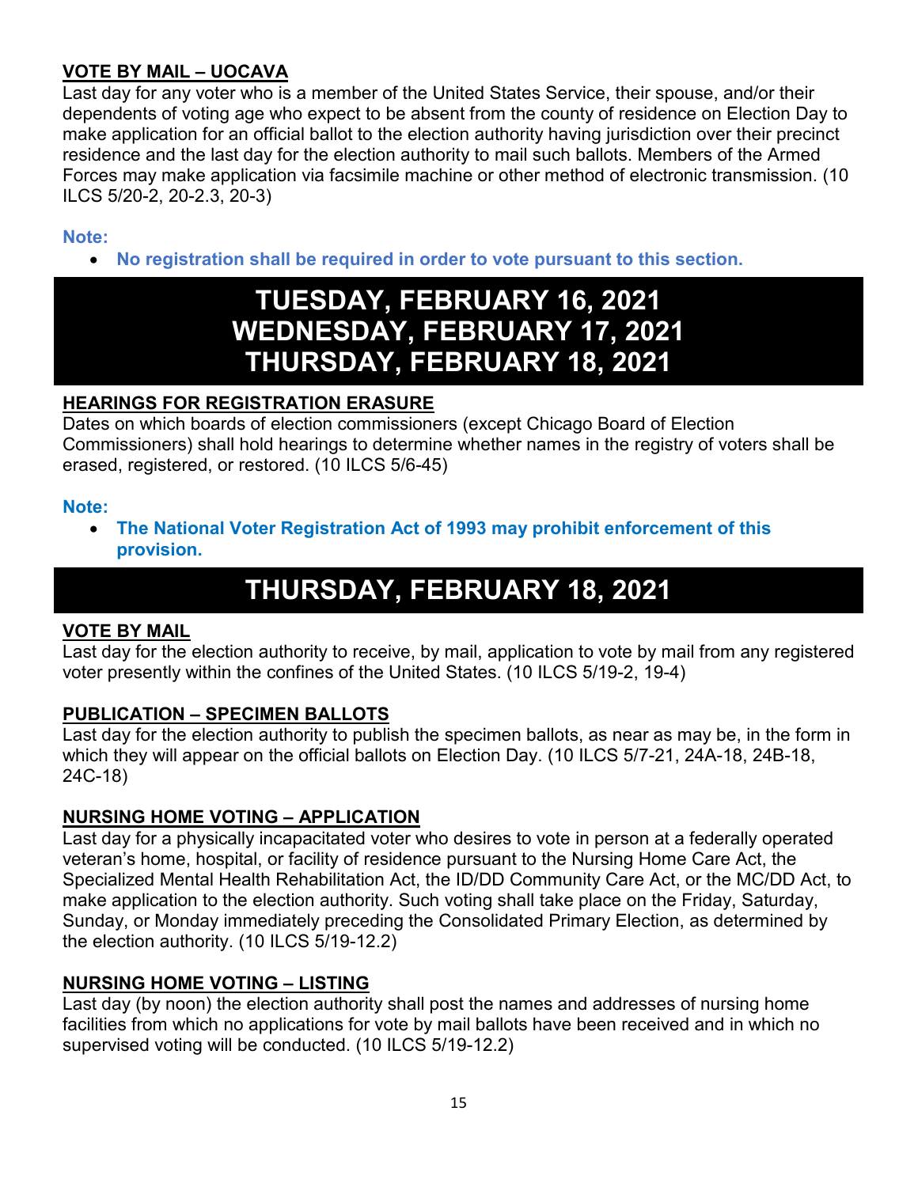### VOTE BY MAIL – UOCAVA

Last day for any voter who is a member of the United States Service, their spouse, and/or their dependents of voting age who expect to be absent from the county of residence on Election Day to make application for an official ballot to the election authority having jurisdiction over their precinct residence and the last day for the election authority to mail such ballots. Members of the Armed Forces may make application via facsimile machine or other method of electronic transmission. (10 ILCS 5/20-2, 20-2.3, 20-3)

**Note:**

- **No registration shall be required in order to vote pursuant to this section.**

## TUESDAY, FEBRUARY 16, 2021
## WEDNESDAY, FEBRUARY 17, 2021
## THURSDAY, FEBRUARY 18, 2021

### HEARINGS FOR REGISTRATION ERASURE

Dates on which boards of election commissioners (except Chicago Board of Election Commissioners) shall hold hearings to determine whether names in the registry of voters shall be erased, registered, or restored. (10 ILCS 5/6-45)

**Note:**

- **The National Voter Registration Act of 1993 may prohibit enforcement of this provision.**

## THURSDAY, FEBRUARY 18, 2021

### VOTE BY MAIL

Last day for the election authority to receive, by mail, application to vote by mail from any registered voter presently within the confines of the United States. (10 ILCS 5/19-2, 19-4)

### PUBLICATION – SPECIMEN BALLOTS

Last day for the election authority to publish the specimen ballots, as near as may be, in the form in which they will appear on the official ballots on Election Day. (10 ILCS 5/7-21, 24A-18, 24B-18, 24C-18)

### NURSING HOME VOTING – APPLICATION

Last day for a physically incapacitated voter who desires to vote in person at a federally operated veteran's home, hospital, or facility of residence pursuant to the Nursing Home Care Act, the Specialized Mental Health Rehabilitation Act, the ID/DD Community Care Act, or the MC/DD Act, to make application to the election authority. Such voting shall take place on the Friday, Saturday, Sunday, or Monday immediately preceding the Consolidated Primary Election, as determined by the election authority. (10 ILCS 5/19-12.2)

### NURSING HOME VOTING – LISTING

Last day (by noon) the election authority shall post the names and addresses of nursing home facilities from which no applications for vote by mail ballots have been received and in which no supervised voting will be conducted. (10 ILCS 5/19-12.2)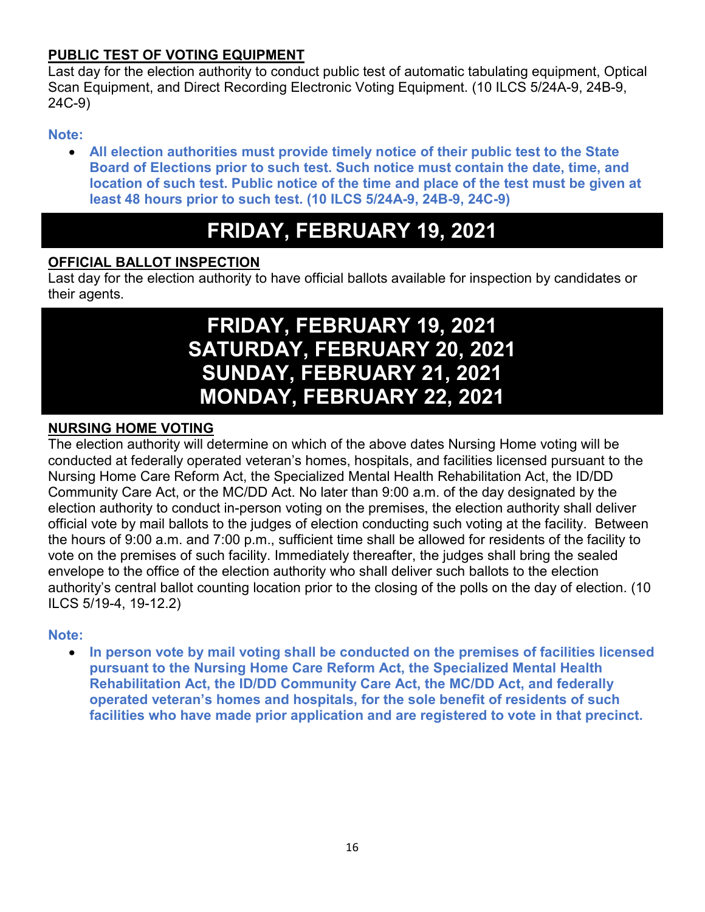**PUBLIC TEST OF VOTING EQUIPMENT**

Last day for the election authority to conduct public test of automatic tabulating equipment, Optical Scan Equipment, and Direct Recording Electronic Voting Equipment. (10 ILCS 5/24A-9, 24B-9, 24C-9)

**Note:**

- **All election authorities must provide timely notice of their public test to the State Board of Elections prior to such test. Such notice must contain the date, time, and location of such test. Public notice of the time and place of the test must be given at least 48 hours prior to such test. (10 ILCS 5/24A-9, 24B-9, 24C-9)**

# FRIDAY, FEBRUARY 19, 2021

**OFFICIAL BALLOT INSPECTION**

Last day for the election authority to have official ballots available for inspection by candidates or their agents.

# FRIDAY, FEBRUARY 19, 2021
# SATURDAY, FEBRUARY 20, 2021
# SUNDAY, FEBRUARY 21, 2021
# MONDAY, FEBRUARY 22, 2021

**NURSING HOME VOTING**

The election authority will determine on which of the above dates Nursing Home voting will be conducted at federally operated veteran's homes, hospitals, and facilities licensed pursuant to the Nursing Home Care Reform Act, the Specialized Mental Health Rehabilitation Act, the ID/DD Community Care Act, or the MC/DD Act. No later than 9:00 a.m. of the day designated by the election authority to conduct in-person voting on the premises, the election authority shall deliver official vote by mail ballots to the judges of election conducting such voting at the facility. Between the hours of 9:00 a.m. and 7:00 p.m., sufficient time shall be allowed for residents of the facility to vote on the premises of such facility. Immediately thereafter, the judges shall bring the sealed envelope to the office of the election authority who shall deliver such ballots to the election authority's central ballot counting location prior to the closing of the polls on the day of election. (10 ILCS 5/19-4, 19-12.2)

**Note:**

- **In person vote by mail voting shall be conducted on the premises of facilities licensed pursuant to the Nursing Home Care Reform Act, the Specialized Mental Health Rehabilitation Act, the ID/DD Community Care Act, the MC/DD Act, and federally operated veteran's homes and hospitals, for the sole benefit of residents of such facilities who have made prior application and are registered to vote in that precinct.**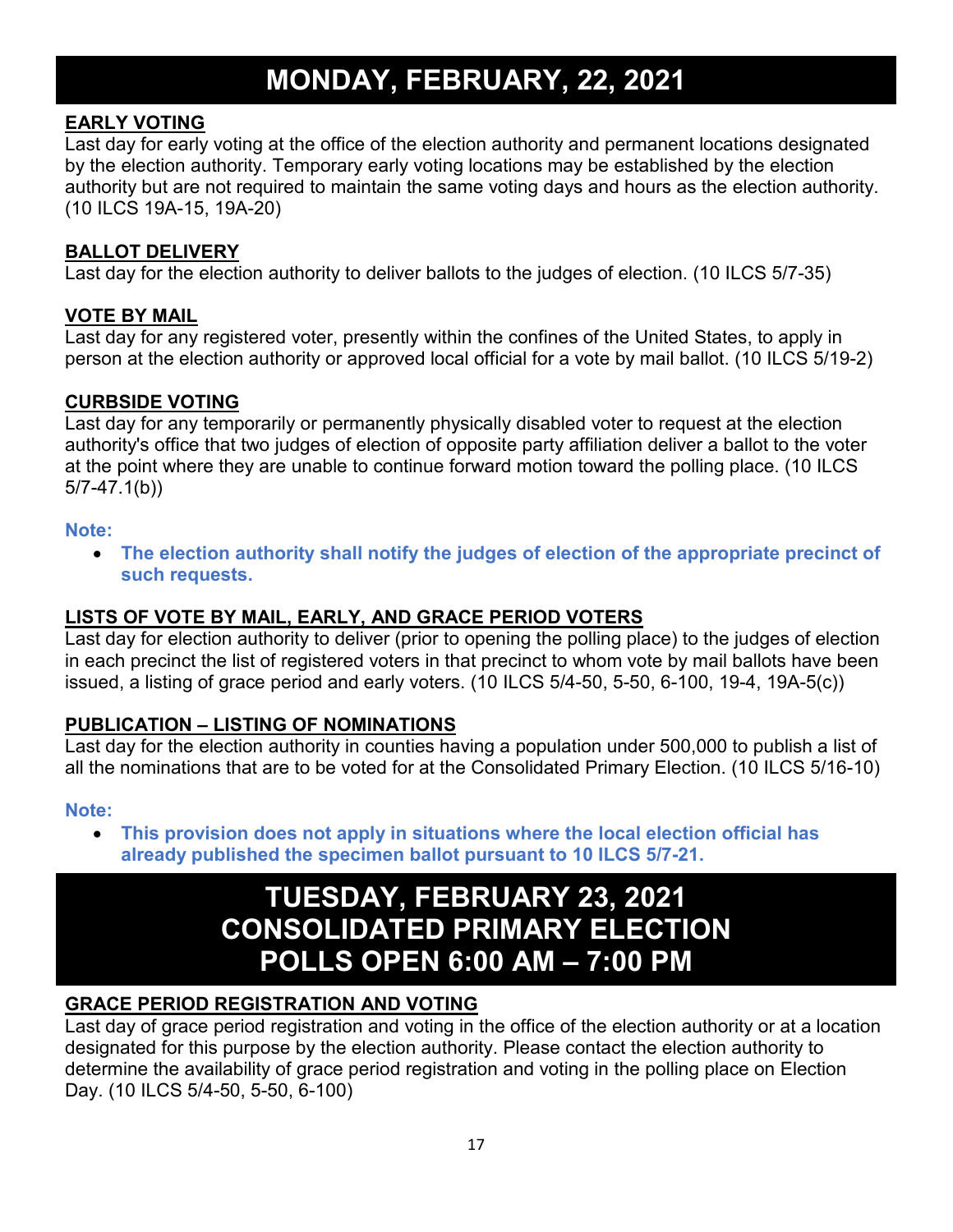# MONDAY, FEBRUARY, 22, 2021

## EARLY VOTING

Last day for early voting at the office of the election authority and permanent locations designated by the election authority. Temporary early voting locations may be established by the election authority but are not required to maintain the same voting days and hours as the election authority. (10 ILCS 19A-15, 19A-20)

## BALLOT DELIVERY

Last day for the election authority to deliver ballots to the judges of election. (10 ILCS 5/7-35)

## VOTE BY MAIL

Last day for any registered voter, presently within the confines of the United States, to apply in person at the election authority or approved local official for a vote by mail ballot. (10 ILCS 5/19-2)

## CURBSIDE VOTING

Last day for any temporarily or permanently physically disabled voter to request at the election authority's office that two judges of election of opposite party affiliation deliver a ballot to the voter at the point where they are unable to continue forward motion toward the polling place. (10 ILCS 5/7-47.1(b))

**Note:**

- **The election authority shall notify the judges of election of the appropriate precinct of such requests.**

## LISTS OF VOTE BY MAIL, EARLY, AND GRACE PERIOD VOTERS

Last day for election authority to deliver (prior to opening the polling place) to the judges of election in each precinct the list of registered voters in that precinct to whom vote by mail ballots have been issued, a listing of grace period and early voters. (10 ILCS 5/4-50, 5-50, 6-100, 19-4, 19A-5(c))

## PUBLICATION – LISTING OF NOMINATIONS

Last day for the election authority in counties having a population under 500,000 to publish a list of all the nominations that are to be voted for at the Consolidated Primary Election. (10 ILCS 5/16-10)

**Note:**

- **This provision does not apply in situations where the local election official has already published the specimen ballot pursuant to 10 ILCS 5/7-21.**

# TUESDAY, FEBRUARY 23, 2021
# CONSOLIDATED PRIMARY ELECTION
# POLLS OPEN 6:00 AM – 7:00 PM

## GRACE PERIOD REGISTRATION AND VOTING

Last day of grace period registration and voting in the office of the election authority or at a location designated for this purpose by the election authority. Please contact the election authority to determine the availability of grace period registration and voting in the polling place on Election Day. (10 ILCS 5/4-50, 5-50, 6-100)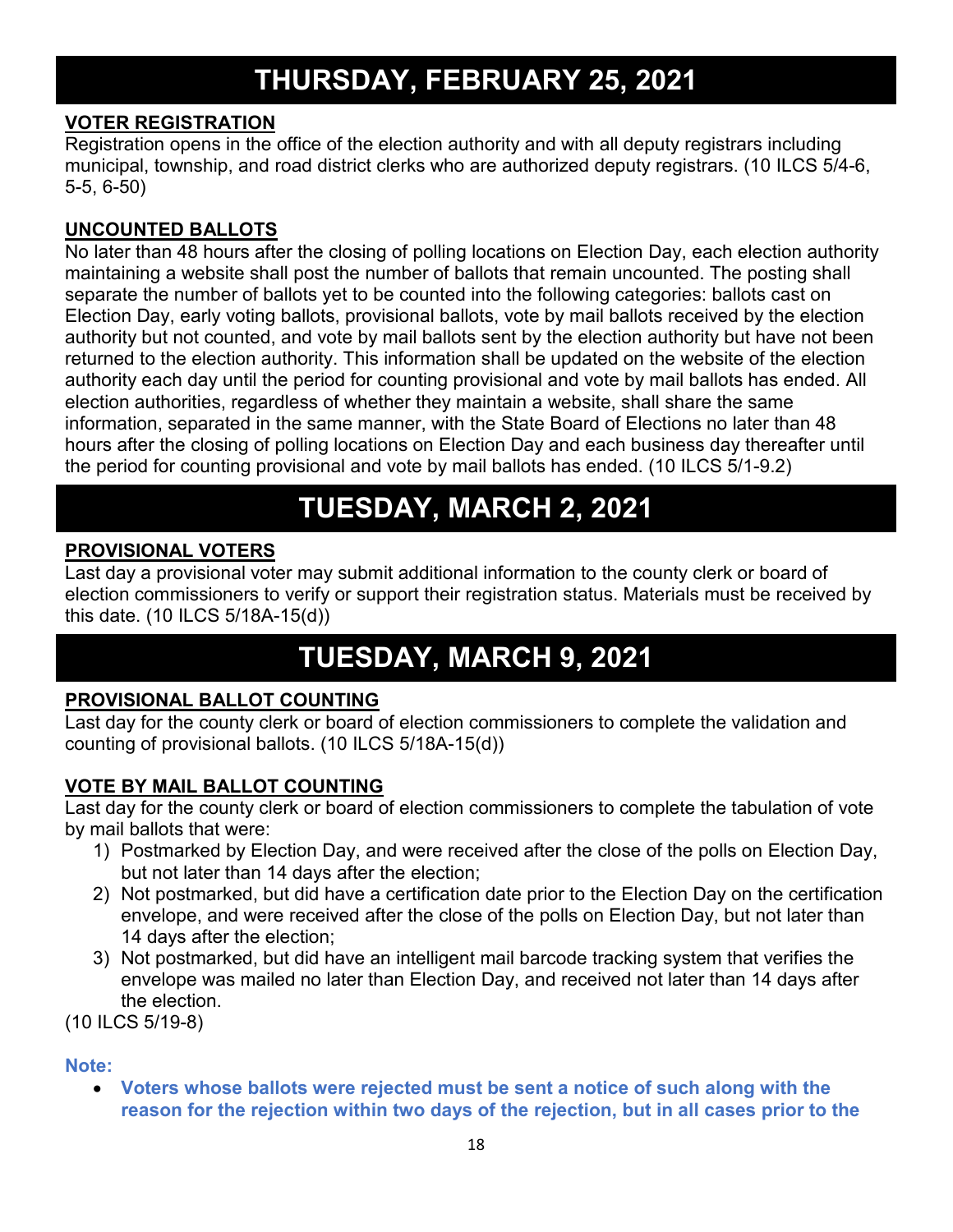# THURSDAY, FEBRUARY 25, 2021

**VOTER REGISTRATION**

Registration opens in the office of the election authority and with all deputy registrars including municipal, township, and road district clerks who are authorized deputy registrars. (10 ILCS 5/4-6, 5-5, 6-50)

**UNCOUNTED BALLOTS**

No later than 48 hours after the closing of polling locations on Election Day, each election authority maintaining a website shall post the number of ballots that remain uncounted. The posting shall separate the number of ballots yet to be counted into the following categories: ballots cast on Election Day, early voting ballots, provisional ballots, vote by mail ballots received by the election authority but not counted, and vote by mail ballots sent by the election authority but have not been returned to the election authority. This information shall be updated on the website of the election authority each day until the period for counting provisional and vote by mail ballots has ended. All election authorities, regardless of whether they maintain a website, shall share the same information, separated in the same manner, with the State Board of Elections no later than 48 hours after the closing of polling locations on Election Day and each business day thereafter until the period for counting provisional and vote by mail ballots has ended. (10 ILCS 5/1-9.2)

# TUESDAY, MARCH 2, 2021

**PROVISIONAL VOTERS**

Last day a provisional voter may submit additional information to the county clerk or board of election commissioners to verify or support their registration status. Materials must be received by this date. (10 ILCS 5/18A-15(d))

# TUESDAY, MARCH 9, 2021

**PROVISIONAL BALLOT COUNTING**

Last day for the county clerk or board of election commissioners to complete the validation and counting of provisional ballots. (10 ILCS 5/18A-15(d))

**VOTE BY MAIL BALLOT COUNTING**

Last day for the county clerk or board of election commissioners to complete the tabulation of vote by mail ballots that were:

1) Postmarked by Election Day, and were received after the close of the polls on Election Day, but not later than 14 days after the election;
2) Not postmarked, but did have a certification date prior to the Election Day on the certification envelope, and were received after the close of the polls on Election Day, but not later than 14 days after the election;
3) Not postmarked, but did have an intelligent mail barcode tracking system that verifies the envelope was mailed no later than Election Day, and received not later than 14 days after the election.

(10 ILCS 5/19-8)

**Note:**

- **Voters whose ballots were rejected must be sent a notice of such along with the reason for the rejection within two days of the rejection, but in all cases prior to the**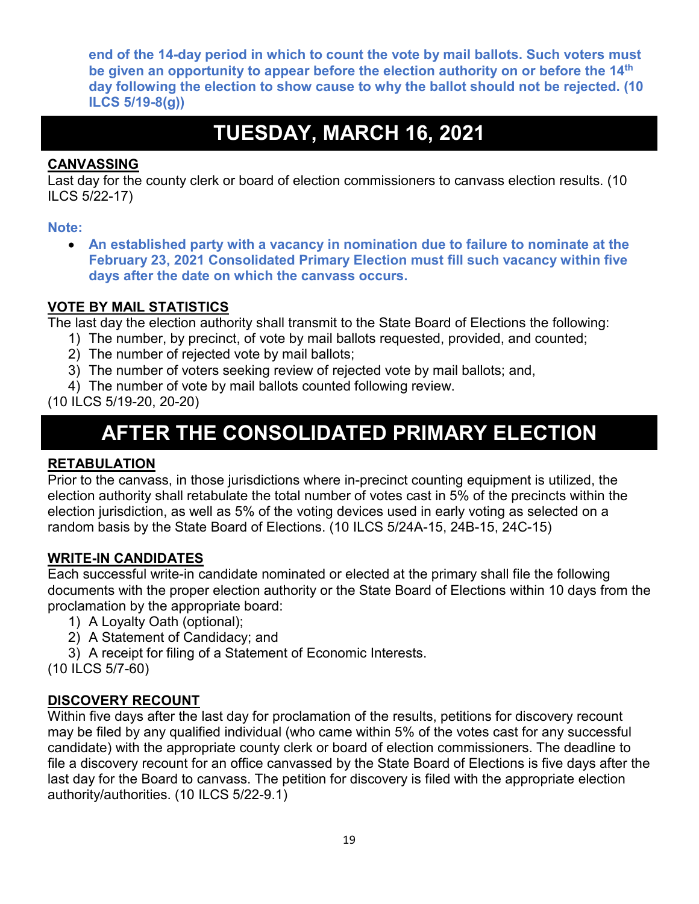**end of the 14-day period in which to count the vote by mail ballots. Such voters must be given an opportunity to appear before the election authority on or before the 14th day following the election to show cause to why the ballot should not be rejected. (10 ILCS 5/19-8(g))**

# TUESDAY, MARCH 16, 2021

**CANVASSING**

Last day for the county clerk or board of election commissioners to canvass election results. (10 ILCS 5/22-17)

**Note:**

- **An established party with a vacancy in nomination due to failure to nominate at the February 23, 2021 Consolidated Primary Election must fill such vacancy within five days after the date on which the canvass occurs.**

**VOTE BY MAIL STATISTICS**

The last day the election authority shall transmit to the State Board of Elections the following:

1) The number, by precinct, of vote by mail ballots requested, provided, and counted;
2) The number of rejected vote by mail ballots;
3) The number of voters seeking review of rejected vote by mail ballots; and,
4) The number of vote by mail ballots counted following review.

(10 ILCS 5/19-20, 20-20)

# AFTER THE CONSOLIDATED PRIMARY ELECTION

**RETABULATION**

Prior to the canvass, in those jurisdictions where in-precinct counting equipment is utilized, the election authority shall retabulate the total number of votes cast in 5% of the precincts within the election jurisdiction, as well as 5% of the voting devices used in early voting as selected on a random basis by the State Board of Elections. (10 ILCS 5/24A-15, 24B-15, 24C-15)

**WRITE-IN CANDIDATES**

Each successful write-in candidate nominated or elected at the primary shall file the following documents with the proper election authority or the State Board of Elections within 10 days from the proclamation by the appropriate board:

1) A Loyalty Oath (optional);
2) A Statement of Candidacy; and
3) A receipt for filing of a Statement of Economic Interests.

(10 ILCS 5/7-60)

**DISCOVERY RECOUNT**

Within five days after the last day for proclamation of the results, petitions for discovery recount may be filed by any qualified individual (who came within 5% of the votes cast for any successful candidate) with the appropriate county clerk or board of election commissioners. The deadline to file a discovery recount for an office canvassed by the State Board of Elections is five days after the last day for the Board to canvass. The petition for discovery is filed with the appropriate election authority/authorities. (10 ILCS 5/22-9.1)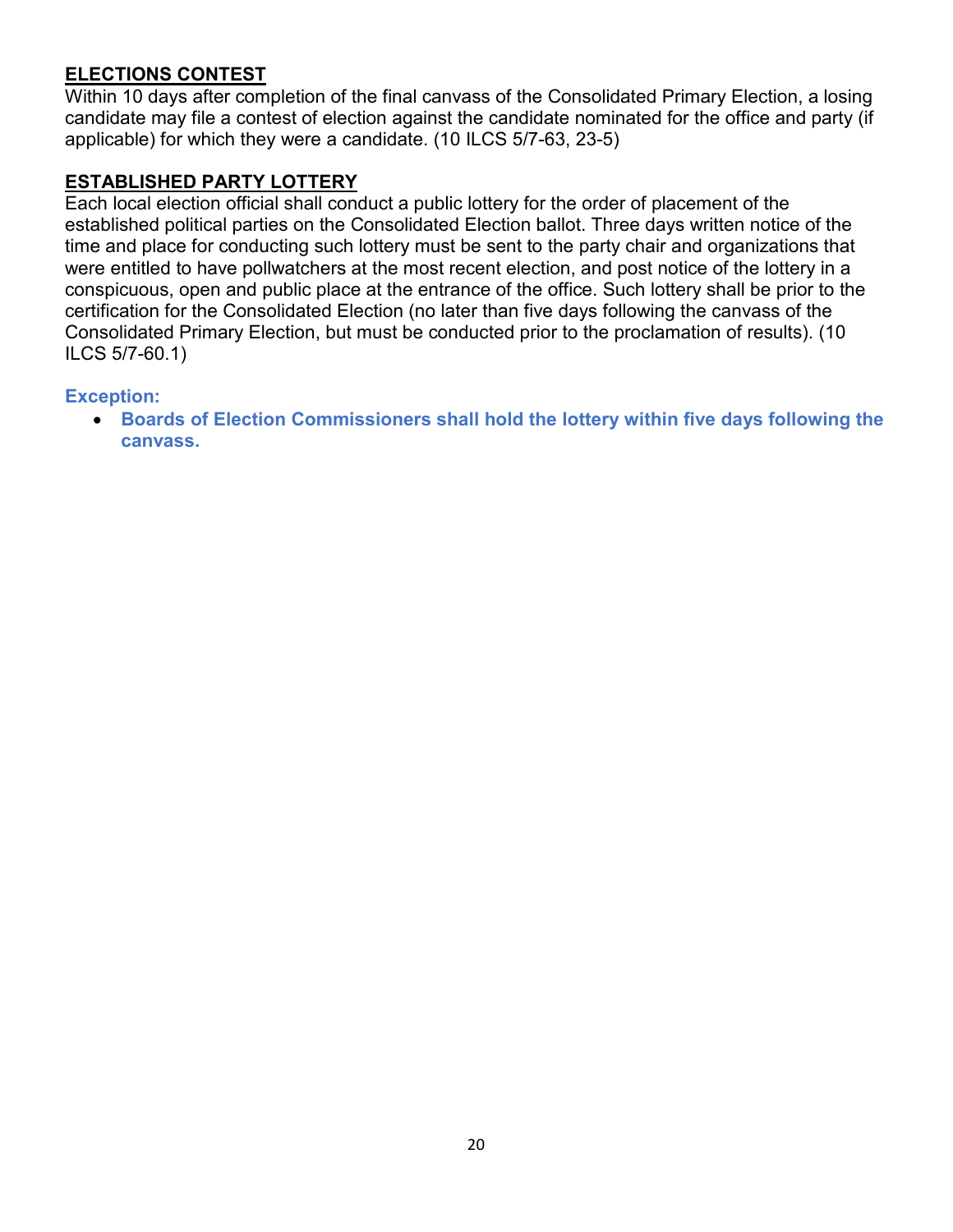## ELECTIONS CONTEST

Within 10 days after completion of the final canvass of the Consolidated Primary Election, a losing candidate may file a contest of election against the candidate nominated for the office and party (if applicable) for which they were a candidate. (10 ILCS 5/7-63, 23-5)

## ESTABLISHED PARTY LOTTERY

Each local election official shall conduct a public lottery for the order of placement of the established political parties on the Consolidated Election ballot. Three days written notice of the time and place for conducting such lottery must be sent to the party chair and organizations that were entitled to have pollwatchers at the most recent election, and post notice of the lottery in a conspicuous, open and public place at the entrance of the office. Such lottery shall be prior to the certification for the Consolidated Election (no later than five days following the canvass of the Consolidated Primary Election, but must be conducted prior to the proclamation of results). (10 ILCS 5/7-60.1)

**Exception:**

- **Boards of Election Commissioners shall hold the lottery within five days following the canvass.**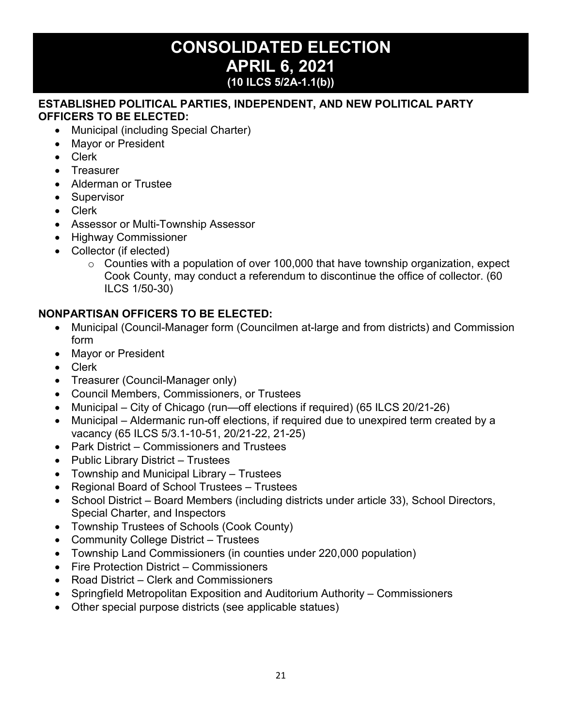# CONSOLIDATED ELECTION
# APRIL 6, 2021
### (10 ILCS 5/2A-1.1(b))

**ESTABLISHED POLITICAL PARTIES, INDEPENDENT, AND NEW POLITICAL PARTY OFFICERS TO BE ELECTED:**

- Municipal (including Special Charter)
- Mayor or President
- Clerk
- Treasurer
- Alderman or Trustee
- Supervisor
- Clerk
- Assessor or Multi-Township Assessor
- Highway Commissioner
- Collector (if elected)
  - Counties with a population of over 100,000 that have township organization, expect Cook County, may conduct a referendum to discontinue the office of collector. (60 ILCS 1/50-30)

**NONPARTISAN OFFICERS TO BE ELECTED:**

- Municipal (Council-Manager form (Councilmen at-large and from districts) and Commission form
- Mayor or President
- Clerk
- Treasurer (Council-Manager only)
- Council Members, Commissioners, or Trustees
- Municipal – City of Chicago (run—off elections if required) (65 ILCS 20/21-26)
- Municipal – Aldermanic run-off elections, if required due to unexpired term created by a vacancy (65 ILCS 5/3.1-10-51, 20/21-22, 21-25)
- Park District – Commissioners and Trustees
- Public Library District – Trustees
- Township and Municipal Library – Trustees
- Regional Board of School Trustees – Trustees
- School District – Board Members (including districts under article 33), School Directors, Special Charter, and Inspectors
- Township Trustees of Schools (Cook County)
- Community College District – Trustees
- Township Land Commissioners (in counties under 220,000 population)
- Fire Protection District – Commissioners
- Road District – Clerk and Commissioners
- Springfield Metropolitan Exposition and Auditorium Authority – Commissioners
- Other special purpose districts (see applicable statues)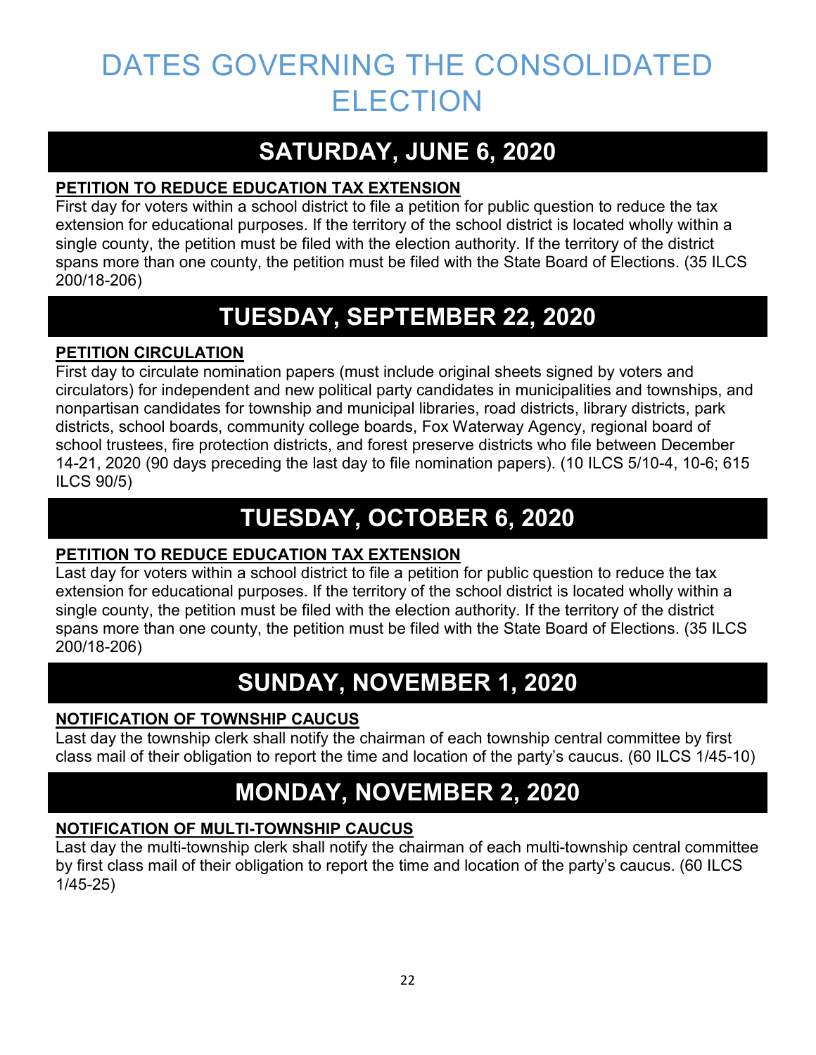# DATES GOVERNING THE CONSOLIDATED ELECTION

## SATURDAY, JUNE 6, 2020

**PETITION TO REDUCE EDUCATION TAX EXTENSION**

First day for voters within a school district to file a petition for public question to reduce the tax extension for educational purposes. If the territory of the school district is located wholly within a single county, the petition must be filed with the election authority. If the territory of the district spans more than one county, the petition must be filed with the State Board of Elections. (35 ILCS 200/18-206)

## TUESDAY, SEPTEMBER 22, 2020

**PETITION CIRCULATION**

First day to circulate nomination papers (must include original sheets signed by voters and circulators) for independent and new political party candidates in municipalities and townships, and nonpartisan candidates for township and municipal libraries, road districts, library districts, park districts, school boards, community college boards, Fox Waterway Agency, regional board of school trustees, fire protection districts, and forest preserve districts who file between December 14-21, 2020 (90 days preceding the last day to file nomination papers). (10 ILCS 5/10-4, 10-6; 615 ILCS 90/5)

## TUESDAY, OCTOBER 6, 2020

**PETITION TO REDUCE EDUCATION TAX EXTENSION**

Last day for voters within a school district to file a petition for public question to reduce the tax extension for educational purposes. If the territory of the school district is located wholly within a single county, the petition must be filed with the election authority. If the territory of the district spans more than one county, the petition must be filed with the State Board of Elections. (35 ILCS 200/18-206)

## SUNDAY, NOVEMBER 1, 2020

**NOTIFICATION OF TOWNSHIP CAUCUS**

Last day the township clerk shall notify the chairman of each township central committee by first class mail of their obligation to report the time and location of the party's caucus. (60 ILCS 1/45-10)

## MONDAY, NOVEMBER 2, 2020

**NOTIFICATION OF MULTI-TOWNSHIP CAUCUS**

Last day the multi-township clerk shall notify the chairman of each multi-township central committee by first class mail of their obligation to report the time and location of the party's caucus. (60 ILCS 1/45-25)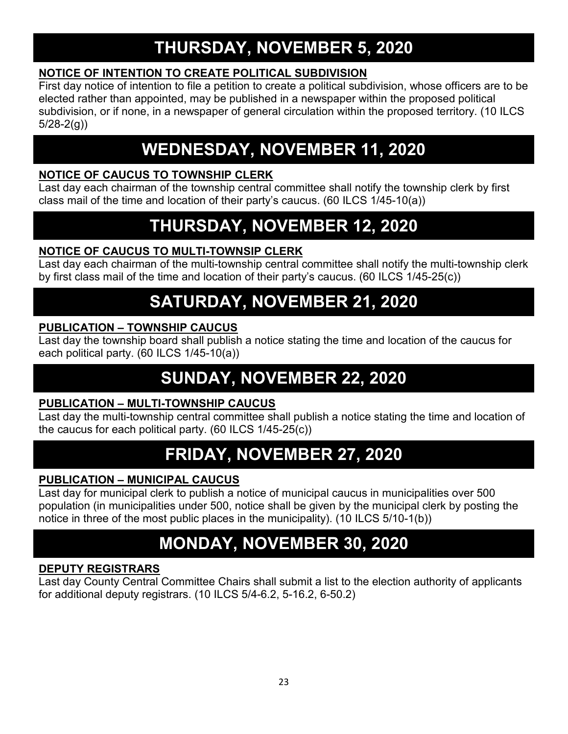# THURSDAY, NOVEMBER 5, 2020

**NOTICE OF INTENTION TO CREATE POLITICAL SUBDIVISION**

First day notice of intention to file a petition to create a political subdivision, whose officers are to be elected rather than appointed, may be published in a newspaper within the proposed political subdivision, or if none, in a newspaper of general circulation within the proposed territory. (10 ILCS 5/28-2(g))

# WEDNESDAY, NOVEMBER 11, 2020

**NOTICE OF CAUCUS TO TOWNSHIP CLERK**

Last day each chairman of the township central committee shall notify the township clerk by first class mail of the time and location of their party's caucus. (60 ILCS 1/45-10(a))

# THURSDAY, NOVEMBER 12, 2020

**NOTICE OF CAUCUS TO MULTI-TOWNSIP CLERK**

Last day each chairman of the multi-township central committee shall notify the multi-township clerk by first class mail of the time and location of their party's caucus. (60 ILCS 1/45-25(c))

# SATURDAY, NOVEMBER 21, 2020

**PUBLICATION – TOWNSHIP CAUCUS**

Last day the township board shall publish a notice stating the time and location of the caucus for each political party. (60 ILCS 1/45-10(a))

# SUNDAY, NOVEMBER 22, 2020

**PUBLICATION – MULTI-TOWNSHIP CAUCUS**

Last day the multi-township central committee shall publish a notice stating the time and location of the caucus for each political party. (60 ILCS 1/45-25(c))

# FRIDAY, NOVEMBER 27, 2020

**PUBLICATION – MUNICIPAL CAUCUS**

Last day for municipal clerk to publish a notice of municipal caucus in municipalities over 500 population (in municipalities under 500, notice shall be given by the municipal clerk by posting the notice in three of the most public places in the municipality). (10 ILCS 5/10-1(b))

# MONDAY, NOVEMBER 30, 2020

**DEPUTY REGISTRARS**

Last day County Central Committee Chairs shall submit a list to the election authority of applicants for additional deputy registrars. (10 ILCS 5/4-6.2, 5-16.2, 6-50.2)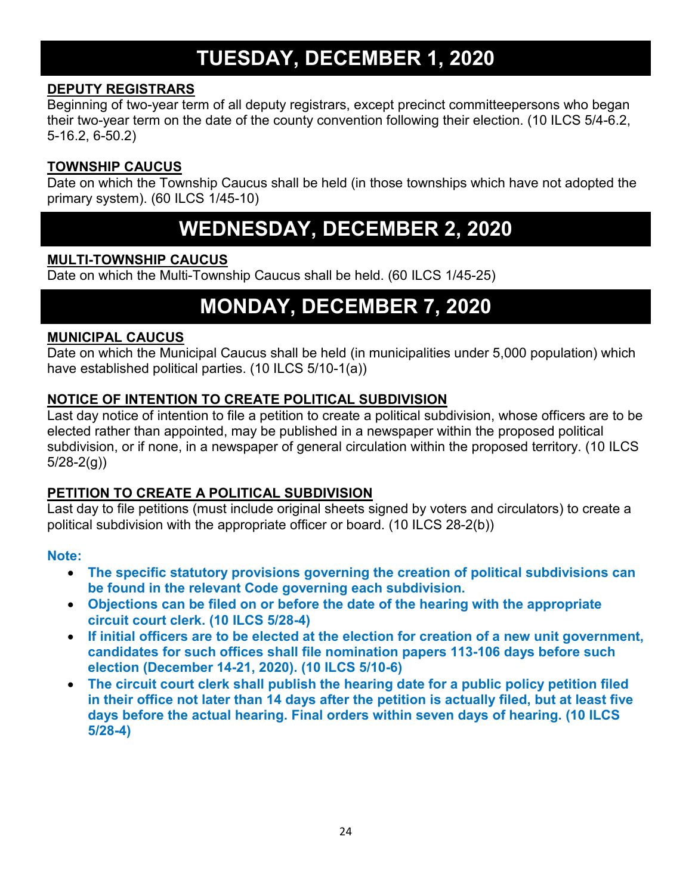# TUESDAY, DECEMBER 1, 2020

**DEPUTY REGISTRARS**

Beginning of two-year term of all deputy registrars, except precinct committeepersons who began their two-year term on the date of the county convention following their election. (10 ILCS 5/4-6.2, 5-16.2, 6-50.2)

**TOWNSHIP CAUCUS**

Date on which the Township Caucus shall be held (in those townships which have not adopted the primary system). (60 ILCS 1/45-10)

# WEDNESDAY, DECEMBER 2, 2020

**MULTI-TOWNSHIP CAUCUS**

Date on which the Multi-Township Caucus shall be held. (60 ILCS 1/45-25)

# MONDAY, DECEMBER 7, 2020

**MUNICIPAL CAUCUS**

Date on which the Municipal Caucus shall be held (in municipalities under 5,000 population) which have established political parties. (10 ILCS 5/10-1(a))

**NOTICE OF INTENTION TO CREATE POLITICAL SUBDIVISION**

Last day notice of intention to file a petition to create a political subdivision, whose officers are to be elected rather than appointed, may be published in a newspaper within the proposed political subdivision, or if none, in a newspaper of general circulation within the proposed territory. (10 ILCS 5/28-2(g))

**PETITION TO CREATE A POLITICAL SUBDIVISION**

Last day to file petitions (must include original sheets signed by voters and circulators) to create a political subdivision with the appropriate officer or board. (10 ILCS 28-2(b))

**Note:**

- **The specific statutory provisions governing the creation of political subdivisions can be found in the relevant Code governing each subdivision.**
- **Objections can be filed on or before the date of the hearing with the appropriate circuit court clerk. (10 ILCS 5/28-4)**
- **If initial officers are to be elected at the election for creation of a new unit government, candidates for such offices shall file nomination papers 113-106 days before such election (December 14-21, 2020). (10 ILCS 5/10-6)**
- **The circuit court clerk shall publish the hearing date for a public policy petition filed in their office not later than 14 days after the petition is actually filed, but at least five days before the actual hearing. Final orders within seven days of hearing. (10 ILCS 5/28-4)**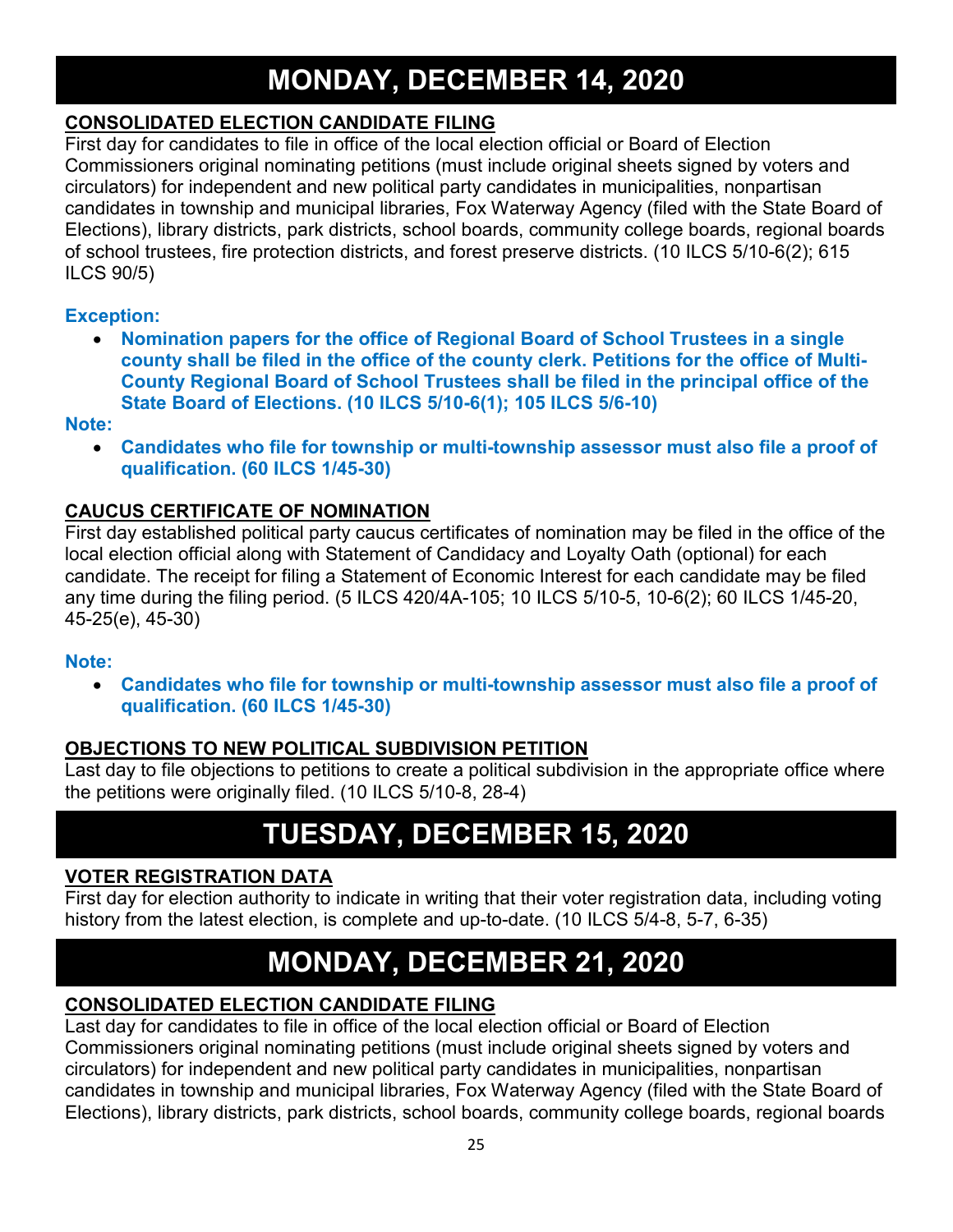# MONDAY, DECEMBER 14, 2020

## CONSOLIDATED ELECTION CANDIDATE FILING

First day for candidates to file in office of the local election official or Board of Election Commissioners original nominating petitions (must include original sheets signed by voters and circulators) for independent and new political party candidates in municipalities, nonpartisan candidates in township and municipal libraries, Fox Waterway Agency (filed with the State Board of Elections), library districts, park districts, school boards, community college boards, regional boards of school trustees, fire protection districts, and forest preserve districts. (10 ILCS 5/10-6(2); 615 ILCS 90/5)

**Exception:**

- **Nomination papers for the office of Regional Board of School Trustees in a single county shall be filed in the office of the county clerk. Petitions for the office of Multi-County Regional Board of School Trustees shall be filed in the principal office of the State Board of Elections. (10 ILCS 5/10-6(1); 105 ILCS 5/6-10)**

**Note:**

- **Candidates who file for township or multi-township assessor must also file a proof of qualification. (60 ILCS 1/45-30)**

## CAUCUS CERTIFICATE OF NOMINATION

First day established political party caucus certificates of nomination may be filed in the office of the local election official along with Statement of Candidacy and Loyalty Oath (optional) for each candidate. The receipt for filing a Statement of Economic Interest for each candidate may be filed any time during the filing period. (5 ILCS 420/4A-105; 10 ILCS 5/10-5, 10-6(2); 60 ILCS 1/45-20, 45-25(e), 45-30)

**Note:**

- **Candidates who file for township or multi-township assessor must also file a proof of qualification. (60 ILCS 1/45-30)**

## OBJECTIONS TO NEW POLITICAL SUBDIVISION PETITION

Last day to file objections to petitions to create a political subdivision in the appropriate office where the petitions were originally filed. (10 ILCS 5/10-8, 28-4)

# TUESDAY, DECEMBER 15, 2020

## VOTER REGISTRATION DATA

First day for election authority to indicate in writing that their voter registration data, including voting history from the latest election, is complete and up-to-date. (10 ILCS 5/4-8, 5-7, 6-35)

# MONDAY, DECEMBER 21, 2020

## CONSOLIDATED ELECTION CANDIDATE FILING

Last day for candidates to file in office of the local election official or Board of Election Commissioners original nominating petitions (must include original sheets signed by voters and circulators) for independent and new political party candidates in municipalities, nonpartisan candidates in township and municipal libraries, Fox Waterway Agency (filed with the State Board of Elections), library districts, park districts, school boards, community college boards, regional boards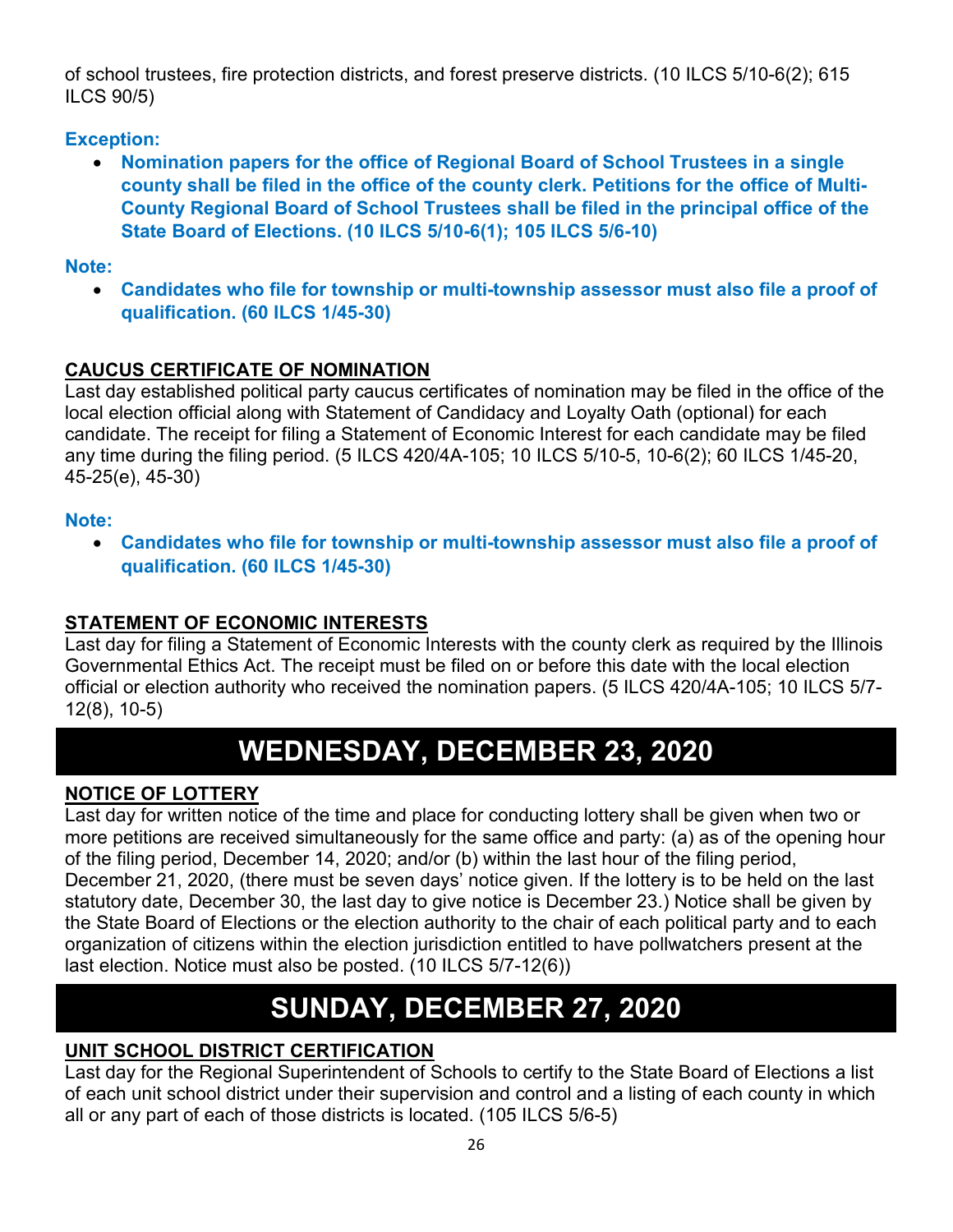of school trustees, fire protection districts, and forest preserve districts. (10 ILCS 5/10-6(2); 615 ILCS 90/5)

**Exception:**

- **Nomination papers for the office of Regional Board of School Trustees in a single county shall be filed in the office of the county clerk. Petitions for the office of Multi-County Regional Board of School Trustees shall be filed in the principal office of the State Board of Elections. (10 ILCS 5/10-6(1); 105 ILCS 5/6-10)**

**Note:**

- **Candidates who file for township or multi-township assessor must also file a proof of qualification. (60 ILCS 1/45-30)**

**CAUCUS CERTIFICATE OF NOMINATION**

Last day established political party caucus certificates of nomination may be filed in the office of the local election official along with Statement of Candidacy and Loyalty Oath (optional) for each candidate. The receipt for filing a Statement of Economic Interest for each candidate may be filed any time during the filing period. (5 ILCS 420/4A-105; 10 ILCS 5/10-5, 10-6(2); 60 ILCS 1/45-20, 45-25(e), 45-30)

**Note:**

- **Candidates who file for township or multi-township assessor must also file a proof of qualification. (60 ILCS 1/45-30)**

**STATEMENT OF ECONOMIC INTERESTS**

Last day for filing a Statement of Economic Interests with the county clerk as required by the Illinois Governmental Ethics Act. The receipt must be filed on or before this date with the local election official or election authority who received the nomination papers. (5 ILCS 420/4A-105; 10 ILCS 5/7-12(8), 10-5)

# WEDNESDAY, DECEMBER 23, 2020

**NOTICE OF LOTTERY**

Last day for written notice of the time and place for conducting lottery shall be given when two or more petitions are received simultaneously for the same office and party: (a) as of the opening hour of the filing period, December 14, 2020; and/or (b) within the last hour of the filing period, December 21, 2020, (there must be seven days' notice given. If the lottery is to be held on the last statutory date, December 30, the last day to give notice is December 23.) Notice shall be given by the State Board of Elections or the election authority to the chair of each political party and to each organization of citizens within the election jurisdiction entitled to have pollwatchers present at the last election. Notice must also be posted. (10 ILCS 5/7-12(6))

# SUNDAY, DECEMBER 27, 2020

**UNIT SCHOOL DISTRICT CERTIFICATION**

Last day for the Regional Superintendent of Schools to certify to the State Board of Elections a list of each unit school district under their supervision and control and a listing of each county in which all or any part of each of those districts is located. (105 ILCS 5/6-5)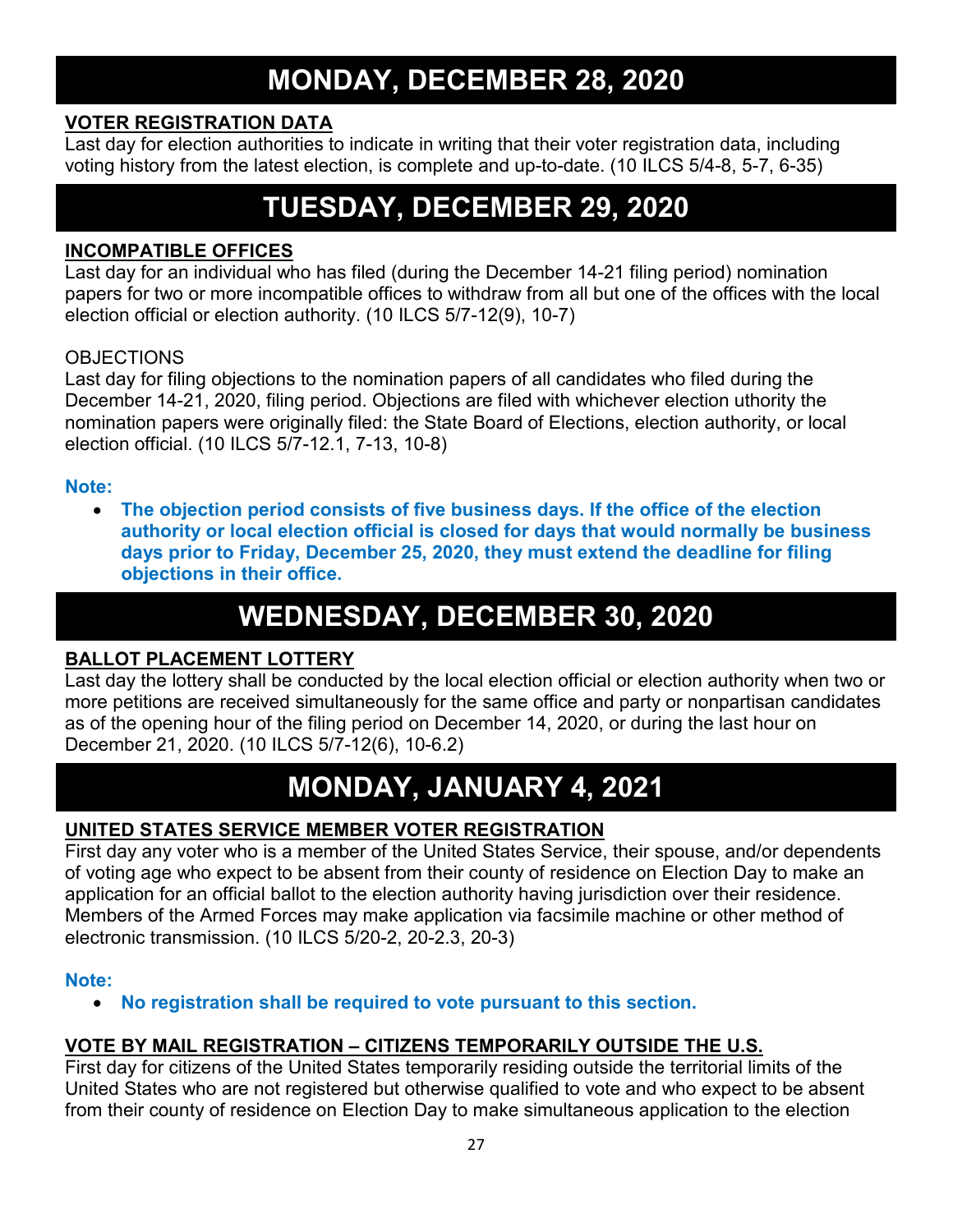# MONDAY, DECEMBER 28, 2020

**VOTER REGISTRATION DATA**

Last day for election authorities to indicate in writing that their voter registration data, including voting history from the latest election, is complete and up-to-date. (10 ILCS 5/4-8, 5-7, 6-35)

# TUESDAY, DECEMBER 29, 2020

**INCOMPATIBLE OFFICES**

Last day for an individual who has filed (during the December 14-21 filing period) nomination papers for two or more incompatible offices to withdraw from all but one of the offices with the local election official or election authority. (10 ILCS 5/7-12(9), 10-7)

OBJECTIONS

Last day for filing objections to the nomination papers of all candidates who filed during the December 14-21, 2020, filing period. Objections are filed with whichever election uthority the nomination papers were originally filed: the State Board of Elections, election authority, or local election official. (10 ILCS 5/7-12.1, 7-13, 10-8)

**Note:**

- **The objection period consists of five business days. If the office of the election authority or local election official is closed for days that would normally be business days prior to Friday, December 25, 2020, they must extend the deadline for filing objections in their office.**

# WEDNESDAY, DECEMBER 30, 2020

**BALLOT PLACEMENT LOTTERY**

Last day the lottery shall be conducted by the local election official or election authority when two or more petitions are received simultaneously for the same office and party or nonpartisan candidates as of the opening hour of the filing period on December 14, 2020, or during the last hour on December 21, 2020. (10 ILCS 5/7-12(6), 10-6.2)

# MONDAY, JANUARY 4, 2021

**UNITED STATES SERVICE MEMBER VOTER REGISTRATION**

First day any voter who is a member of the United States Service, their spouse, and/or dependents of voting age who expect to be absent from their county of residence on Election Day to make an application for an official ballot to the election authority having jurisdiction over their residence. Members of the Armed Forces may make application via facsimile machine or other method of electronic transmission. (10 ILCS 5/20-2, 20-2.3, 20-3)

**Note:**

- **No registration shall be required to vote pursuant to this section.**

**VOTE BY MAIL REGISTRATION – CITIZENS TEMPORARILY OUTSIDE THE U.S.**

First day for citizens of the United States temporarily residing outside the territorial limits of the United States who are not registered but otherwise qualified to vote and who expect to be absent from their county of residence on Election Day to make simultaneous application to the election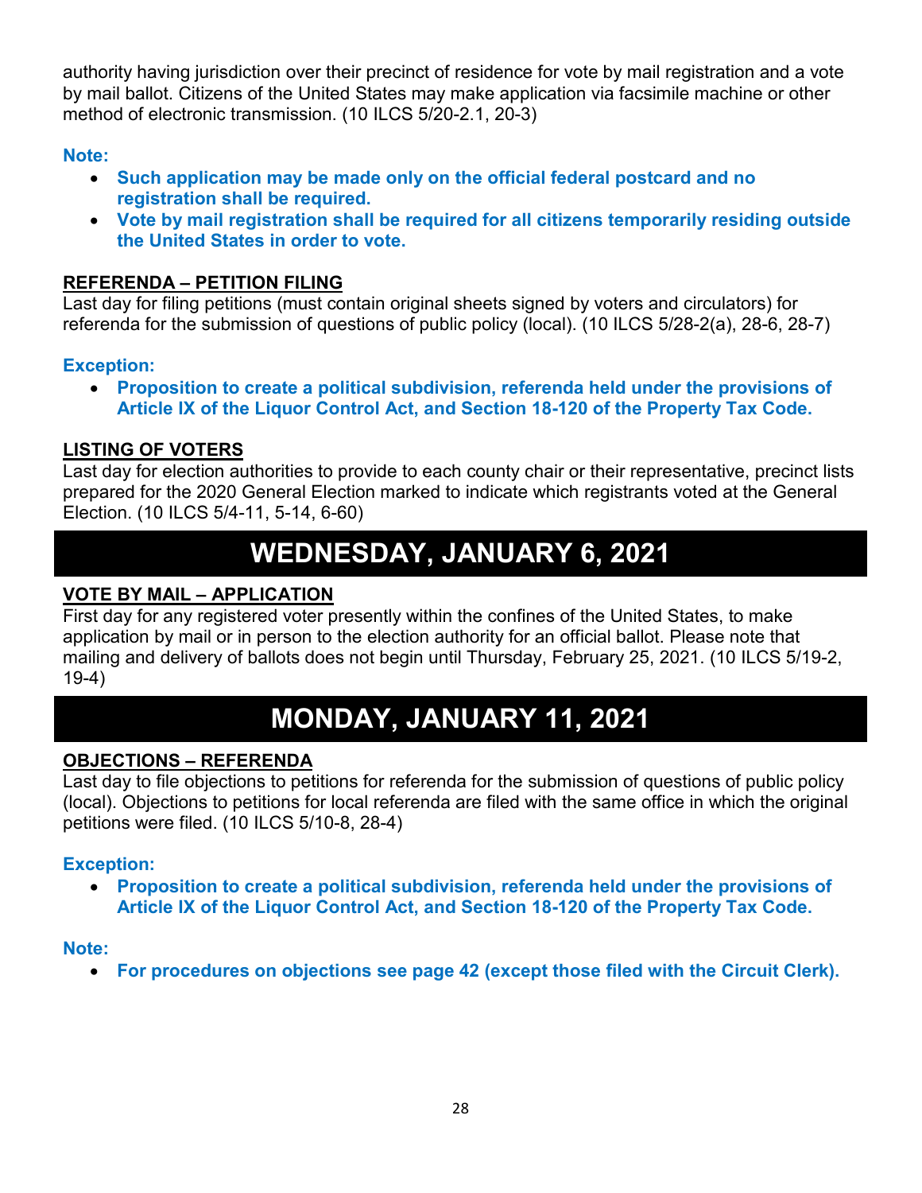authority having jurisdiction over their precinct of residence for vote by mail registration and a vote by mail ballot. Citizens of the United States may make application via facsimile machine or other method of electronic transmission. (10 ILCS 5/20-2.1, 20-3)

**Note:**

- **Such application may be made only on the official federal postcard and no registration shall be required.**
- **Vote by mail registration shall be required for all citizens temporarily residing outside the United States in order to vote.**

**REFERENDA – PETITION FILING**

Last day for filing petitions (must contain original sheets signed by voters and circulators) for referenda for the submission of questions of public policy (local). (10 ILCS 5/28-2(a), 28-6, 28-7)

**Exception:**

- **Proposition to create a political subdivision, referenda held under the provisions of Article IX of the Liquor Control Act, and Section 18-120 of the Property Tax Code.**

**LISTING OF VOTERS**

Last day for election authorities to provide to each county chair or their representative, precinct lists prepared for the 2020 General Election marked to indicate which registrants voted at the General Election. (10 ILCS 5/4-11, 5-14, 6-60)

# WEDNESDAY, JANUARY 6, 2021

**VOTE BY MAIL – APPLICATION**

First day for any registered voter presently within the confines of the United States, to make application by mail or in person to the election authority for an official ballot. Please note that mailing and delivery of ballots does not begin until Thursday, February 25, 2021. (10 ILCS 5/19-2, 19-4)

# MONDAY, JANUARY 11, 2021

**OBJECTIONS – REFERENDA**

Last day to file objections to petitions for referenda for the submission of questions of public policy (local). Objections to petitions for local referenda are filed with the same office in which the original petitions were filed. (10 ILCS 5/10-8, 28-4)

**Exception:**

- **Proposition to create a political subdivision, referenda held under the provisions of Article IX of the Liquor Control Act, and Section 18-120 of the Property Tax Code.**

**Note:**

- **For procedures on objections see page 42 (except those filed with the Circuit Clerk).**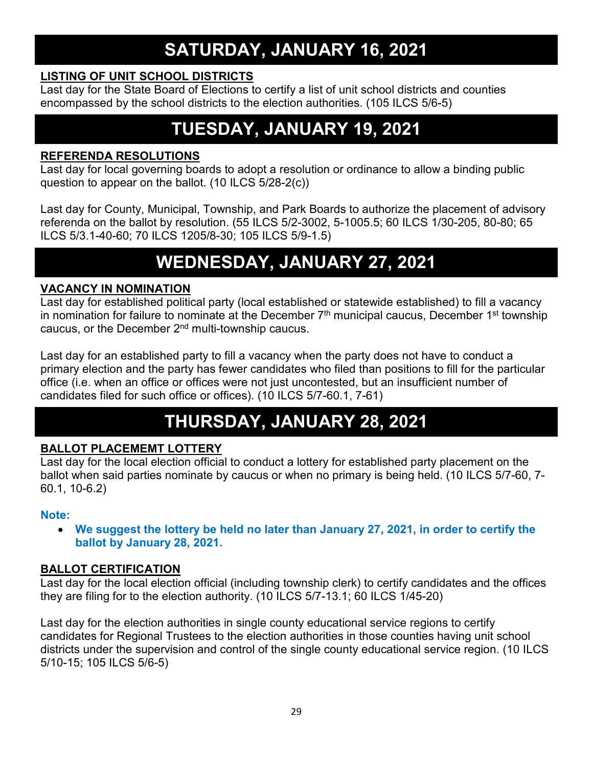# SATURDAY, JANUARY 16, 2021

**LISTING OF UNIT SCHOOL DISTRICTS**

Last day for the State Board of Elections to certify a list of unit school districts and counties encompassed by the school districts to the election authorities. (105 ILCS 5/6-5)

# TUESDAY, JANUARY 19, 2021

**REFERENDA RESOLUTIONS**

Last day for local governing boards to adopt a resolution or ordinance to allow a binding public question to appear on the ballot. (10 ILCS 5/28-2(c))

Last day for County, Municipal, Township, and Park Boards to authorize the placement of advisory referenda on the ballot by resolution. (55 ILCS 5/2-3002, 5-1005.5; 60 ILCS 1/30-205, 80-80; 65 ILCS 5/3.1-40-60; 70 ILCS 1205/8-30; 105 ILCS 5/9-1.5)

# WEDNESDAY, JANUARY 27, 2021

**VACANCY IN NOMINATION**

Last day for established political party (local established or statewide established) to fill a vacancy in nomination for failure to nominate at the December 7th municipal caucus, December 1st township caucus, or the December 2nd multi-township caucus.

Last day for an established party to fill a vacancy when the party does not have to conduct a primary election and the party has fewer candidates who filed than positions to fill for the particular office (i.e. when an office or offices were not just uncontested, but an insufficient number of candidates filed for such office or offices). (10 ILCS 5/7-60.1, 7-61)

# THURSDAY, JANUARY 28, 2021

**BALLOT PLACEMEMT LOTTERY**

Last day for the local election official to conduct a lottery for established party placement on the ballot when said parties nominate by caucus or when no primary is being held. (10 ILCS 5/7-60, 7-60.1, 10-6.2)

**Note:**

- **We suggest the lottery be held no later than January 27, 2021, in order to certify the ballot by January 28, 2021.**

**BALLOT CERTIFICATION**

Last day for the local election official (including township clerk) to certify candidates and the offices they are filing for to the election authority. (10 ILCS 5/7-13.1; 60 ILCS 1/45-20)

Last day for the election authorities in single county educational service regions to certify candidates for Regional Trustees to the election authorities in those counties having unit school districts under the supervision and control of the single county educational service region. (10 ILCS 5/10-15; 105 ILCS 5/6-5)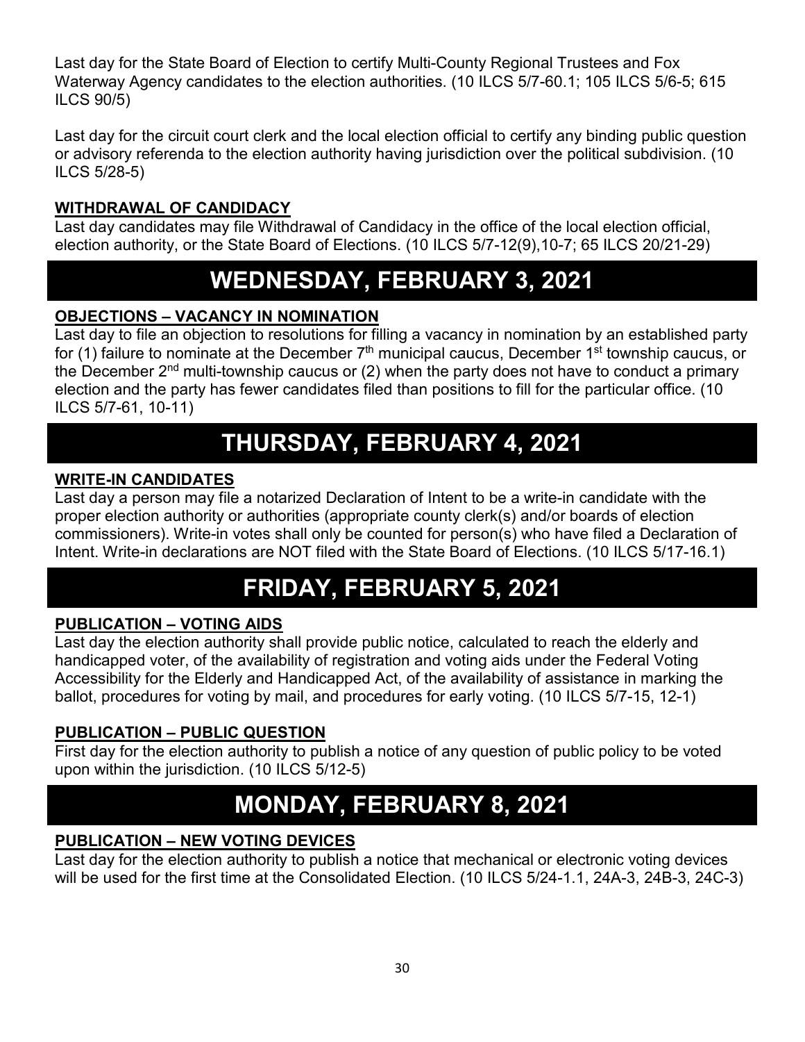Last day for the State Board of Election to certify Multi-County Regional Trustees and Fox Waterway Agency candidates to the election authorities. (10 ILCS 5/7-60.1; 105 ILCS 5/6-5; 615 ILCS 90/5)

Last day for the circuit court clerk and the local election official to certify any binding public question or advisory referenda to the election authority having jurisdiction over the political subdivision. (10 ILCS 5/28-5)

**WITHDRAWAL OF CANDIDACY**

Last day candidates may file Withdrawal of Candidacy in the office of the local election official, election authority, or the State Board of Elections. (10 ILCS 5/7-12(9),10-7; 65 ILCS 20/21-29)

# WEDNESDAY, FEBRUARY 3, 2021

**OBJECTIONS – VACANCY IN NOMINATION**

Last day to file an objection to resolutions for filling a vacancy in nomination by an established party for (1) failure to nominate at the December 7th municipal caucus, December 1st township caucus, or the December 2nd multi-township caucus or (2) when the party does not have to conduct a primary election and the party has fewer candidates filed than positions to fill for the particular office. (10 ILCS 5/7-61, 10-11)

# THURSDAY, FEBRUARY 4, 2021

**WRITE-IN CANDIDATES**

Last day a person may file a notarized Declaration of Intent to be a write-in candidate with the proper election authority or authorities (appropriate county clerk(s) and/or boards of election commissioners). Write-in votes shall only be counted for person(s) who have filed a Declaration of Intent. Write-in declarations are NOT filed with the State Board of Elections. (10 ILCS 5/17-16.1)

# FRIDAY, FEBRUARY 5, 2021

**PUBLICATION – VOTING AIDS**

Last day the election authority shall provide public notice, calculated to reach the elderly and handicapped voter, of the availability of registration and voting aids under the Federal Voting Accessibility for the Elderly and Handicapped Act, of the availability of assistance in marking the ballot, procedures for voting by mail, and procedures for early voting. (10 ILCS 5/7-15, 12-1)

**PUBLICATION – PUBLIC QUESTION**

First day for the election authority to publish a notice of any question of public policy to be voted upon within the jurisdiction. (10 ILCS 5/12-5)

# MONDAY, FEBRUARY 8, 2021

**PUBLICATION – NEW VOTING DEVICES**

Last day for the election authority to publish a notice that mechanical or electronic voting devices will be used for the first time at the Consolidated Election. (10 ILCS 5/24-1.1, 24A-3, 24B-3, 24C-3)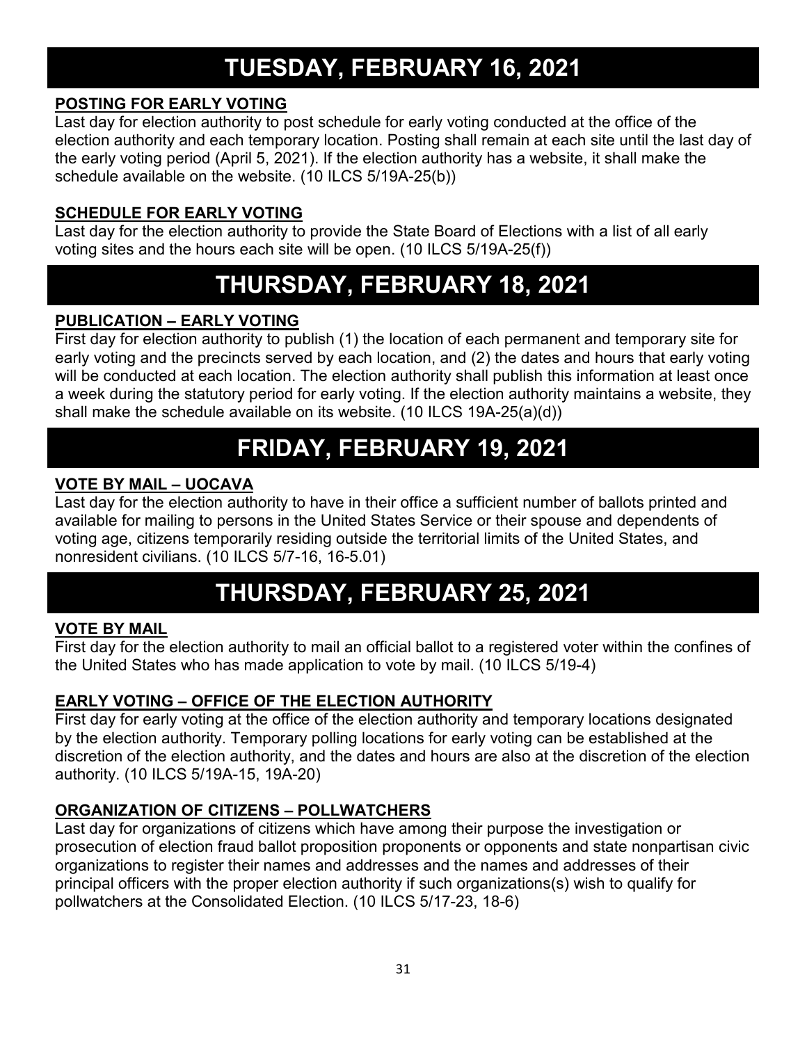# TUESDAY, FEBRUARY 16, 2021

**POSTING FOR EARLY VOTING**

Last day for election authority to post schedule for early voting conducted at the office of the election authority and each temporary location. Posting shall remain at each site until the last day of the early voting period (April 5, 2021). If the election authority has a website, it shall make the schedule available on the website. (10 ILCS 5/19A-25(b))

**SCHEDULE FOR EARLY VOTING**

Last day for the election authority to provide the State Board of Elections with a list of all early voting sites and the hours each site will be open. (10 ILCS 5/19A-25(f))

# THURSDAY, FEBRUARY 18, 2021

**PUBLICATION – EARLY VOTING**

First day for election authority to publish (1) the location of each permanent and temporary site for early voting and the precincts served by each location, and (2) the dates and hours that early voting will be conducted at each location. The election authority shall publish this information at least once a week during the statutory period for early voting. If the election authority maintains a website, they shall make the schedule available on its website. (10 ILCS 19A-25(a)(d))

# FRIDAY, FEBRUARY 19, 2021

**VOTE BY MAIL – UOCAVA**

Last day for the election authority to have in their office a sufficient number of ballots printed and available for mailing to persons in the United States Service or their spouse and dependents of voting age, citizens temporarily residing outside the territorial limits of the United States, and nonresident civilians. (10 ILCS 5/7-16, 16-5.01)

# THURSDAY, FEBRUARY 25, 2021

**VOTE BY MAIL**

First day for the election authority to mail an official ballot to a registered voter within the confines of the United States who has made application to vote by mail. (10 ILCS 5/19-4)

**EARLY VOTING – OFFICE OF THE ELECTION AUTHORITY**

First day for early voting at the office of the election authority and temporary locations designated by the election authority. Temporary polling locations for early voting can be established at the discretion of the election authority, and the dates and hours are also at the discretion of the election authority. (10 ILCS 5/19A-15, 19A-20)

**ORGANIZATION OF CITIZENS – POLLWATCHERS**

Last day for organizations of citizens which have among their purpose the investigation or prosecution of election fraud ballot proposition proponents or opponents and state nonpartisan civic organizations to register their names and addresses and the names and addresses of their principal officers with the proper election authority if such organizations(s) wish to qualify for pollwatchers at the Consolidated Election. (10 ILCS 5/17-23, 18-6)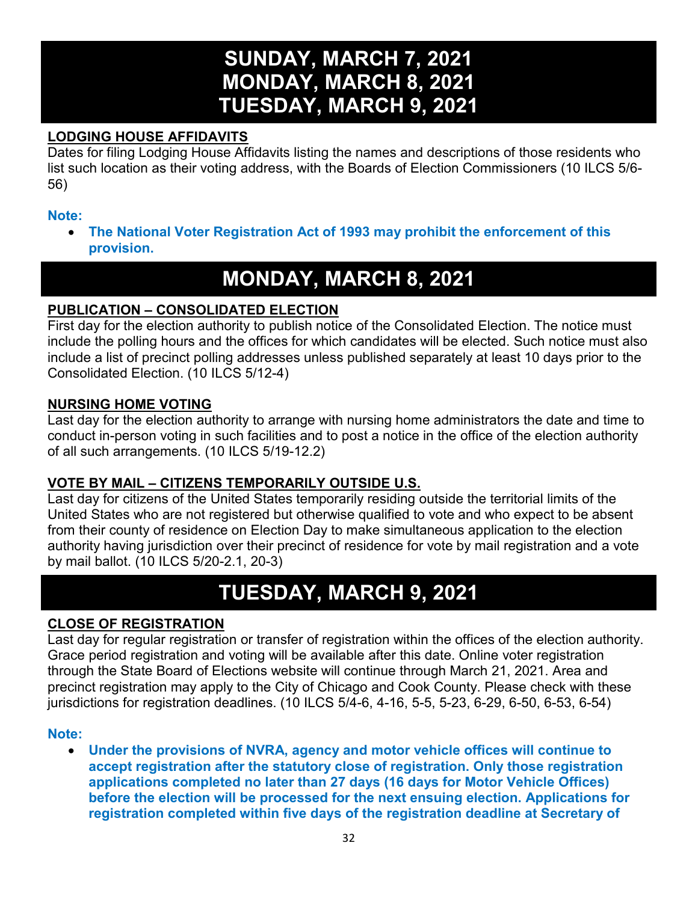# SUNDAY, MARCH 7, 2021
# MONDAY, MARCH 8, 2021
# TUESDAY, MARCH 9, 2021

**LODGING HOUSE AFFIDAVITS**

Dates for filing Lodging House Affidavits listing the names and descriptions of those residents who list such location as their voting address, with the Boards of Election Commissioners (10 ILCS 5/6-56)

**Note:**

- **The National Voter Registration Act of 1993 may prohibit the enforcement of this provision.**

# MONDAY, MARCH 8, 2021

**PUBLICATION – CONSOLIDATED ELECTION**

First day for the election authority to publish notice of the Consolidated Election. The notice must include the polling hours and the offices for which candidates will be elected. Such notice must also include a list of precinct polling addresses unless published separately at least 10 days prior to the Consolidated Election. (10 ILCS 5/12-4)

**NURSING HOME VOTING**

Last day for the election authority to arrange with nursing home administrators the date and time to conduct in-person voting in such facilities and to post a notice in the office of the election authority of all such arrangements. (10 ILCS 5/19-12.2)

**VOTE BY MAIL – CITIZENS TEMPORARILY OUTSIDE U.S.**

Last day for citizens of the United States temporarily residing outside the territorial limits of the United States who are not registered but otherwise qualified to vote and who expect to be absent from their county of residence on Election Day to make simultaneous application to the election authority having jurisdiction over their precinct of residence for vote by mail registration and a vote by mail ballot. (10 ILCS 5/20-2.1, 20-3)

# TUESDAY, MARCH 9, 2021

**CLOSE OF REGISTRATION**

Last day for regular registration or transfer of registration within the offices of the election authority. Grace period registration and voting will be available after this date. Online voter registration through the State Board of Elections website will continue through March 21, 2021. Area and precinct registration may apply to the City of Chicago and Cook County. Please check with these jurisdictions for registration deadlines. (10 ILCS 5/4-6, 4-16, 5-5, 5-23, 6-29, 6-50, 6-53, 6-54)

**Note:**

- **Under the provisions of NVRA, agency and motor vehicle offices will continue to accept registration after the statutory close of registration. Only those registration applications completed no later than 27 days (16 days for Motor Vehicle Offices) before the election will be processed for the next ensuing election. Applications for registration completed within five days of the registration deadline at Secretary of**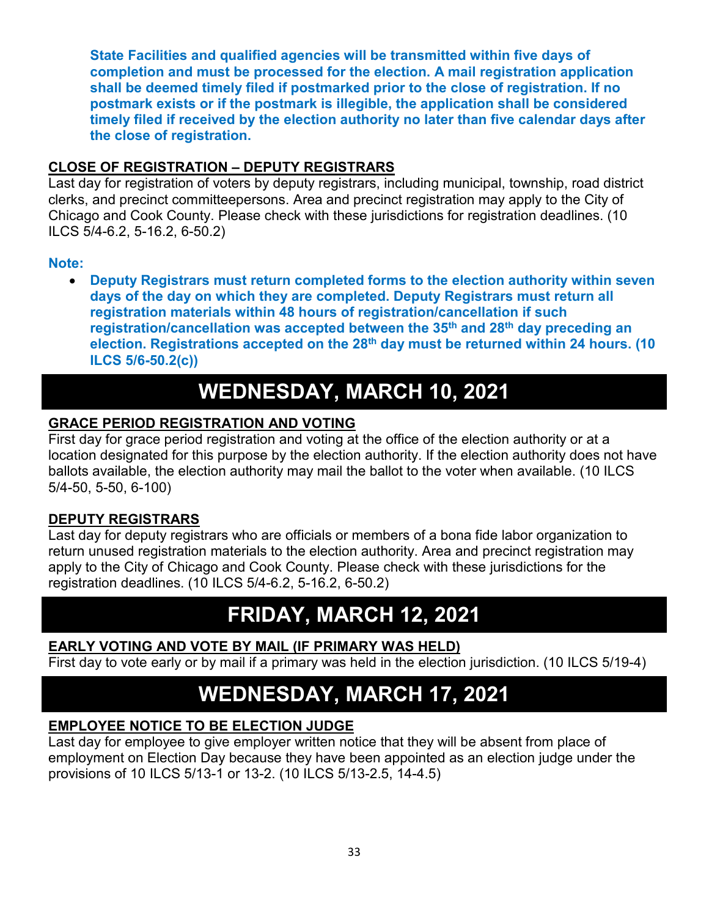**State Facilities and qualified agencies will be transmitted within five days of completion and must be processed for the election. A mail registration application shall be deemed timely filed if postmarked prior to the close of registration. If no postmark exists or if the postmark is illegible, the application shall be considered timely filed if received by the election authority no later than five calendar days after the close of registration.**

**CLOSE OF REGISTRATION – DEPUTY REGISTRARS**

Last day for registration of voters by deputy registrars, including municipal, township, road district clerks, and precinct committeepersons. Area and precinct registration may apply to the City of Chicago and Cook County. Please check with these jurisdictions for registration deadlines. (10 ILCS 5/4-6.2, 5-16.2, 6-50.2)

**Note:**

- **Deputy Registrars must return completed forms to the election authority within seven days of the day on which they are completed. Deputy Registrars must return all registration materials within 48 hours of registration/cancellation if such registration/cancellation was accepted between the 35th and 28th day preceding an election. Registrations accepted on the 28th day must be returned within 24 hours. (10 ILCS 5/6-50.2(c))**

# WEDNESDAY, MARCH 10, 2021

**GRACE PERIOD REGISTRATION AND VOTING**

First day for grace period registration and voting at the office of the election authority or at a location designated for this purpose by the election authority. If the election authority does not have ballots available, the election authority may mail the ballot to the voter when available. (10 ILCS 5/4-50, 5-50, 6-100)

**DEPUTY REGISTRARS**

Last day for deputy registrars who are officials or members of a bona fide labor organization to return unused registration materials to the election authority. Area and precinct registration may apply to the City of Chicago and Cook County. Please check with these jurisdictions for the registration deadlines. (10 ILCS 5/4-6.2, 5-16.2, 6-50.2)

# FRIDAY, MARCH 12, 2021

**EARLY VOTING AND VOTE BY MAIL (IF PRIMARY WAS HELD)**

First day to vote early or by mail if a primary was held in the election jurisdiction. (10 ILCS 5/19-4)

# WEDNESDAY, MARCH 17, 2021

**EMPLOYEE NOTICE TO BE ELECTION JUDGE**

Last day for employee to give employer written notice that they will be absent from place of employment on Election Day because they have been appointed as an election judge under the provisions of 10 ILCS 5/13-1 or 13-2. (10 ILCS 5/13-2.5, 14-4.5)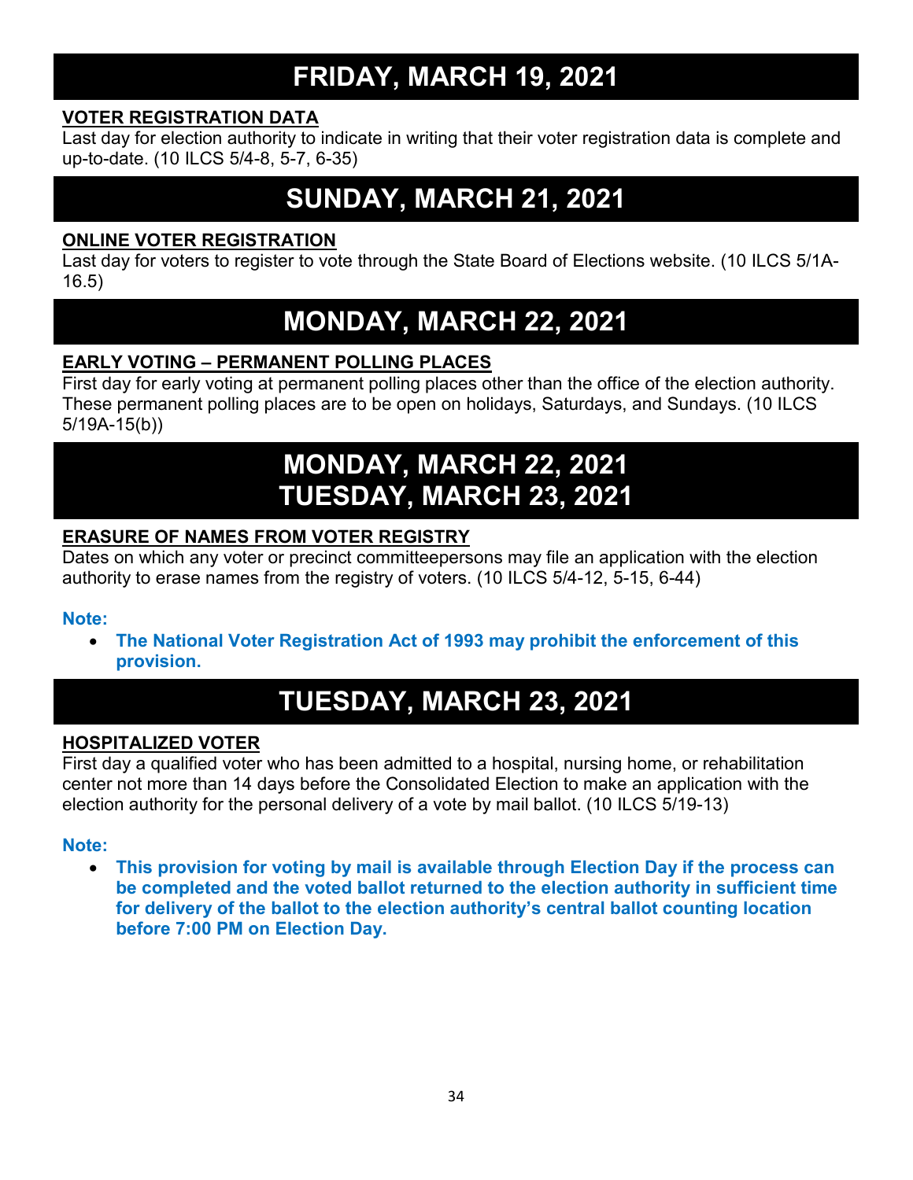# FRIDAY, MARCH 19, 2021

**VOTER REGISTRATION DATA**

Last day for election authority to indicate in writing that their voter registration data is complete and up-to-date. (10 ILCS 5/4-8, 5-7, 6-35)

# SUNDAY, MARCH 21, 2021

**ONLINE VOTER REGISTRATION**

Last day for voters to register to vote through the State Board of Elections website. (10 ILCS 5/1A-16.5)

# MONDAY, MARCH 22, 2021

**EARLY VOTING – PERMANENT POLLING PLACES**

First day for early voting at permanent polling places other than the office of the election authority. These permanent polling places are to be open on holidays, Saturdays, and Sundays. (10 ILCS 5/19A-15(b))

# MONDAY, MARCH 22, 2021
# TUESDAY, MARCH 23, 2021

**ERASURE OF NAMES FROM VOTER REGISTRY**

Dates on which any voter or precinct committeepersons may file an application with the election authority to erase names from the registry of voters. (10 ILCS 5/4-12, 5-15, 6-44)

**Note:**

- **The National Voter Registration Act of 1993 may prohibit the enforcement of this provision.**

# TUESDAY, MARCH 23, 2021

**HOSPITALIZED VOTER**

First day a qualified voter who has been admitted to a hospital, nursing home, or rehabilitation center not more than 14 days before the Consolidated Election to make an application with the election authority for the personal delivery of a vote by mail ballot. (10 ILCS 5/19-13)

**Note:**

- **This provision for voting by mail is available through Election Day if the process can be completed and the voted ballot returned to the election authority in sufficient time for delivery of the ballot to the election authority's central ballot counting location before 7:00 PM on Election Day.**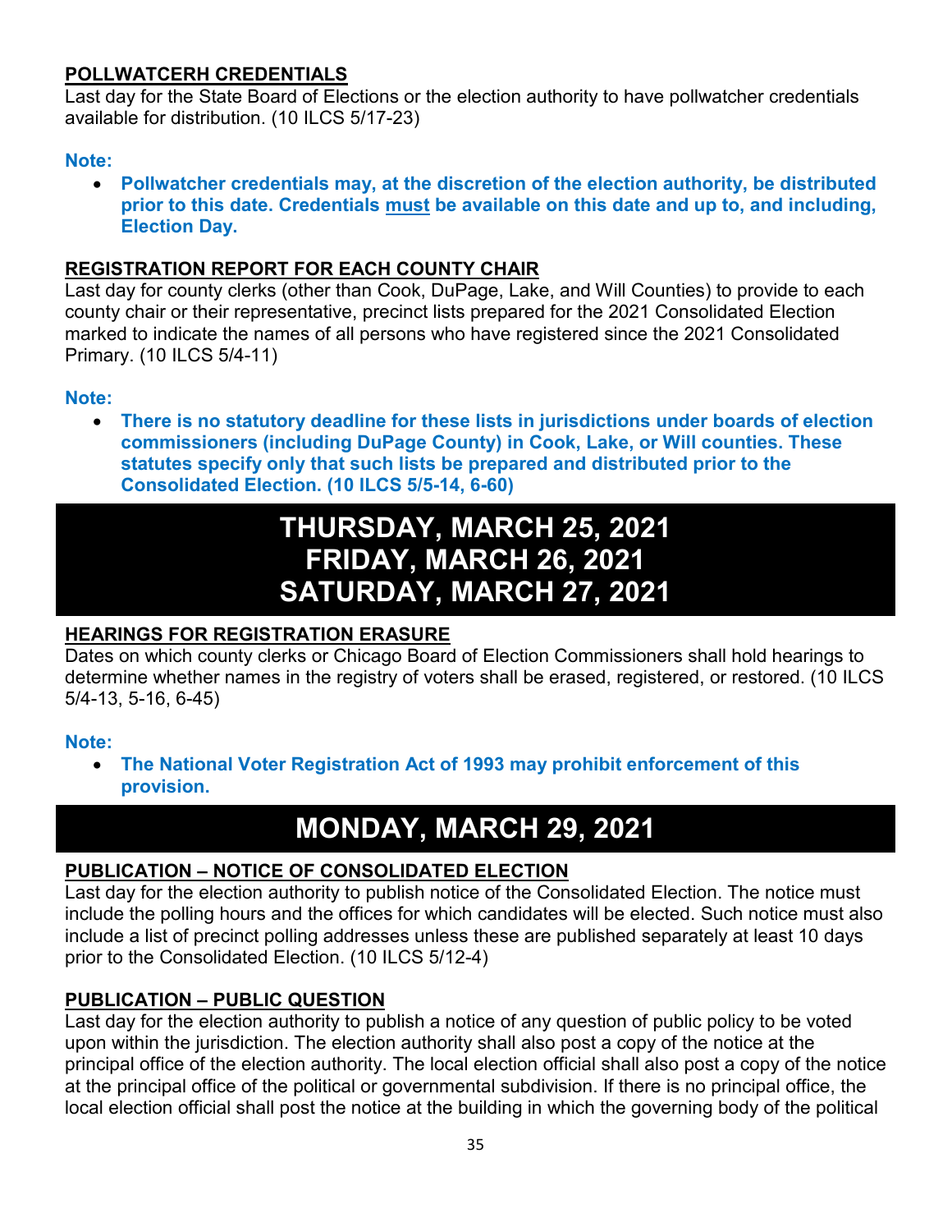**POLLWATCERH CREDENTIALS**

Last day for the State Board of Elections or the election authority to have pollwatcher credentials available for distribution. (10 ILCS 5/17-23)

**Note:**

- **Pollwatcher credentials may, at the discretion of the election authority, be distributed prior to this date. Credentials must be available on this date and up to, and including, Election Day.**

**REGISTRATION REPORT FOR EACH COUNTY CHAIR**

Last day for county clerks (other than Cook, DuPage, Lake, and Will Counties) to provide to each county chair or their representative, precinct lists prepared for the 2021 Consolidated Election marked to indicate the names of all persons who have registered since the 2021 Consolidated Primary. (10 ILCS 5/4-11)

**Note:**

- **There is no statutory deadline for these lists in jurisdictions under boards of election commissioners (including DuPage County) in Cook, Lake, or Will counties. These statutes specify only that such lists be prepared and distributed prior to the Consolidated Election. (10 ILCS 5/5-14, 6-60)**

# THURSDAY, MARCH 25, 2021
# FRIDAY, MARCH 26, 2021
# SATURDAY, MARCH 27, 2021

**HEARINGS FOR REGISTRATION ERASURE**

Dates on which county clerks or Chicago Board of Election Commissioners shall hold hearings to determine whether names in the registry of voters shall be erased, registered, or restored. (10 ILCS 5/4-13, 5-16, 6-45)

**Note:**

- **The National Voter Registration Act of 1993 may prohibit enforcement of this provision.**

# MONDAY, MARCH 29, 2021

**PUBLICATION – NOTICE OF CONSOLIDATED ELECTION**

Last day for the election authority to publish notice of the Consolidated Election. The notice must include the polling hours and the offices for which candidates will be elected. Such notice must also include a list of precinct polling addresses unless these are published separately at least 10 days prior to the Consolidated Election. (10 ILCS 5/12-4)

**PUBLICATION – PUBLIC QUESTION**

Last day for the election authority to publish a notice of any question of public policy to be voted upon within the jurisdiction. The election authority shall also post a copy of the notice at the principal office of the election authority. The local election official shall also post a copy of the notice at the principal office of the political or governmental subdivision. If there is no principal office, the local election official shall post the notice at the building in which the governing body of the political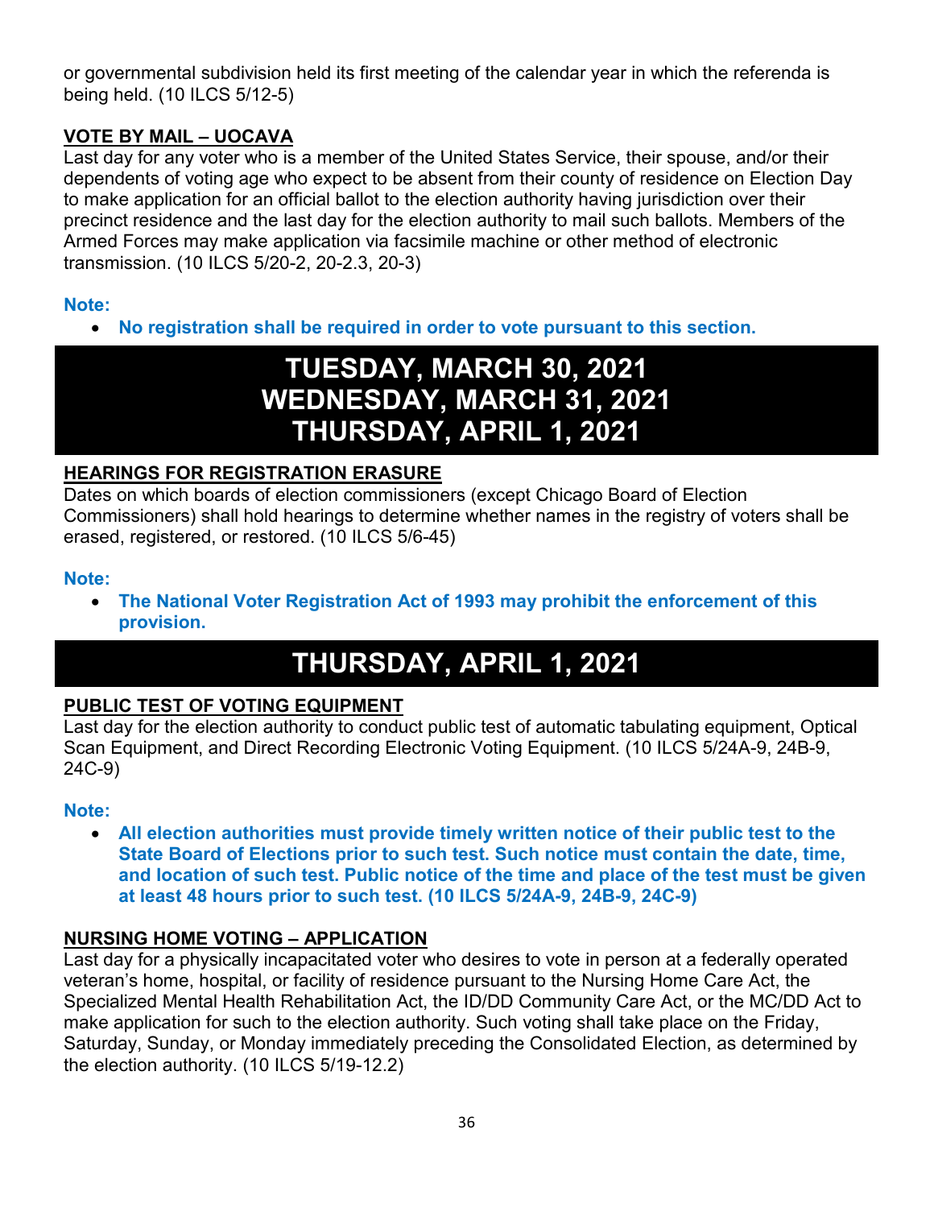or governmental subdivision held its first meeting of the calendar year in which the referenda is being held. (10 ILCS 5/12-5)

**VOTE BY MAIL – UOCAVA**

Last day for any voter who is a member of the United States Service, their spouse, and/or their dependents of voting age who expect to be absent from their county of residence on Election Day to make application for an official ballot to the election authority having jurisdiction over their precinct residence and the last day for the election authority to mail such ballots. Members of the Armed Forces may make application via facsimile machine or other method of electronic transmission. (10 ILCS 5/20-2, 20-2.3, 20-3)

**Note:**

- **No registration shall be required in order to vote pursuant to this section.**

# TUESDAY, MARCH 30, 2021
# WEDNESDAY, MARCH 31, 2021
# THURSDAY, APRIL 1, 2021

**HEARINGS FOR REGISTRATION ERASURE**

Dates on which boards of election commissioners (except Chicago Board of Election Commissioners) shall hold hearings to determine whether names in the registry of voters shall be erased, registered, or restored. (10 ILCS 5/6-45)

**Note:**

- **The National Voter Registration Act of 1993 may prohibit the enforcement of this provision.**

# THURSDAY, APRIL 1, 2021

**PUBLIC TEST OF VOTING EQUIPMENT**

Last day for the election authority to conduct public test of automatic tabulating equipment, Optical Scan Equipment, and Direct Recording Electronic Voting Equipment. (10 ILCS 5/24A-9, 24B-9, 24C-9)

**Note:**

- **All election authorities must provide timely written notice of their public test to the State Board of Elections prior to such test. Such notice must contain the date, time, and location of such test. Public notice of the time and place of the test must be given at least 48 hours prior to such test. (10 ILCS 5/24A-9, 24B-9, 24C-9)**

**NURSING HOME VOTING – APPLICATION**

Last day for a physically incapacitated voter who desires to vote in person at a federally operated veteran's home, hospital, or facility of residence pursuant to the Nursing Home Care Act, the Specialized Mental Health Rehabilitation Act, the ID/DD Community Care Act, or the MC/DD Act to make application for such to the election authority. Such voting shall take place on the Friday, Saturday, Sunday, or Monday immediately preceding the Consolidated Election, as determined by the election authority. (10 ILCS 5/19-12.2)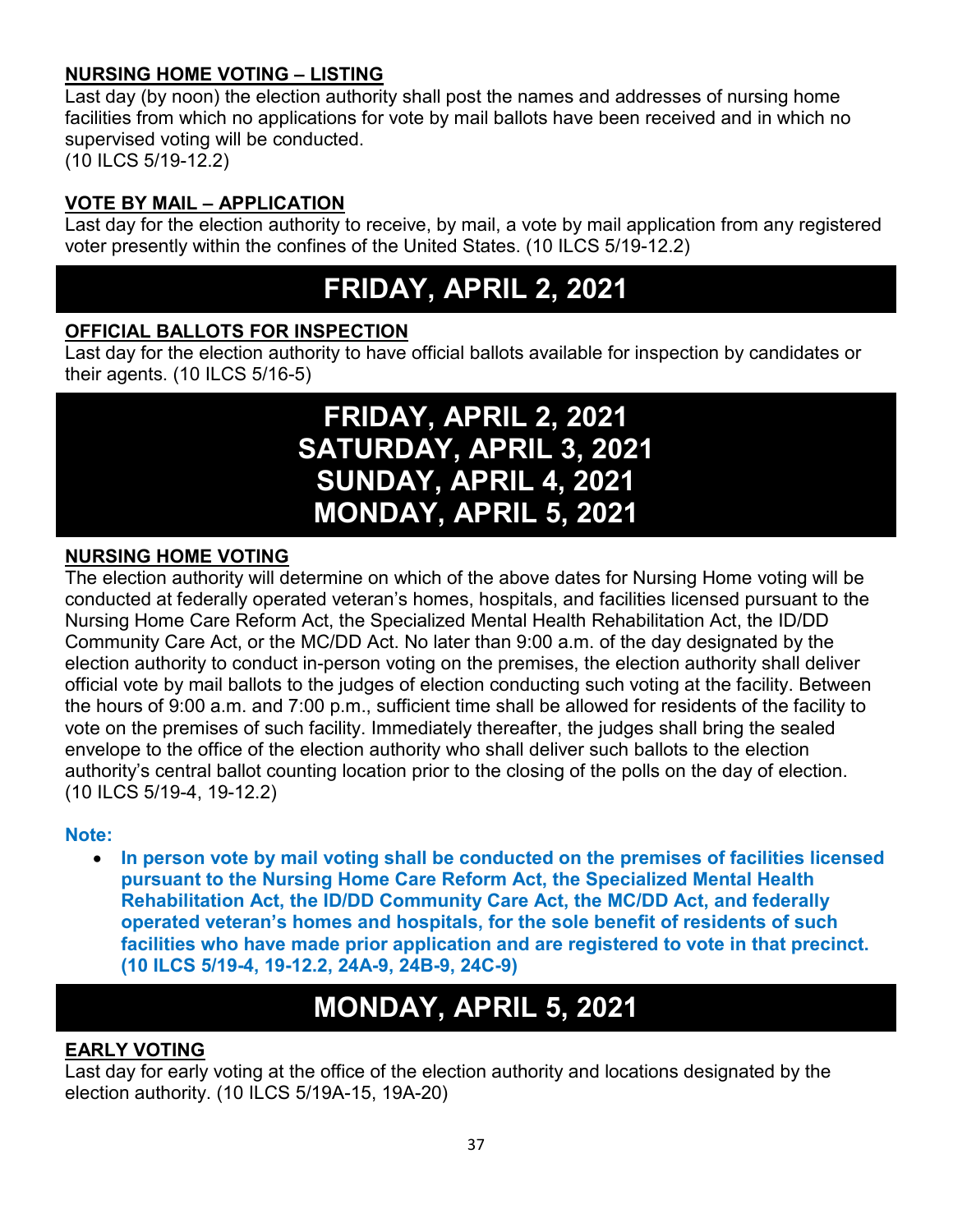**NURSING HOME VOTING – LISTING**

Last day (by noon) the election authority shall post the names and addresses of nursing home facilities from which no applications for vote by mail ballots have been received and in which no supervised voting will be conducted.
(10 ILCS 5/19-12.2)

**VOTE BY MAIL – APPLICATION**

Last day for the election authority to receive, by mail, a vote by mail application from any registered voter presently within the confines of the United States. (10 ILCS 5/19-12.2)

# FRIDAY, APRIL 2, 2021

**OFFICIAL BALLOTS FOR INSPECTION**

Last day for the election authority to have official ballots available for inspection by candidates or their agents. (10 ILCS 5/16-5)

# FRIDAY, APRIL 2, 2021
# SATURDAY, APRIL 3, 2021
# SUNDAY, APRIL 4, 2021
# MONDAY, APRIL 5, 2021

**NURSING HOME VOTING**

The election authority will determine on which of the above dates for Nursing Home voting will be conducted at federally operated veteran's homes, hospitals, and facilities licensed pursuant to the Nursing Home Care Reform Act, the Specialized Mental Health Rehabilitation Act, the ID/DD Community Care Act, or the MC/DD Act. No later than 9:00 a.m. of the day designated by the election authority to conduct in-person voting on the premises, the election authority shall deliver official vote by mail ballots to the judges of election conducting such voting at the facility. Between the hours of 9:00 a.m. and 7:00 p.m., sufficient time shall be allowed for residents of the facility to vote on the premises of such facility. Immediately thereafter, the judges shall bring the sealed envelope to the office of the election authority who shall deliver such ballots to the election authority's central ballot counting location prior to the closing of the polls on the day of election. (10 ILCS 5/19-4, 19-12.2)

**Note:**

- **In person vote by mail voting shall be conducted on the premises of facilities licensed pursuant to the Nursing Home Care Reform Act, the Specialized Mental Health Rehabilitation Act, the ID/DD Community Care Act, the MC/DD Act, and federally operated veteran's homes and hospitals, for the sole benefit of residents of such facilities who have made prior application and are registered to vote in that precinct. (10 ILCS 5/19-4, 19-12.2, 24A-9, 24B-9, 24C-9)**

# MONDAY, APRIL 5, 2021

**EARLY VOTING**

Last day for early voting at the office of the election authority and locations designated by the election authority. (10 ILCS 5/19A-15, 19A-20)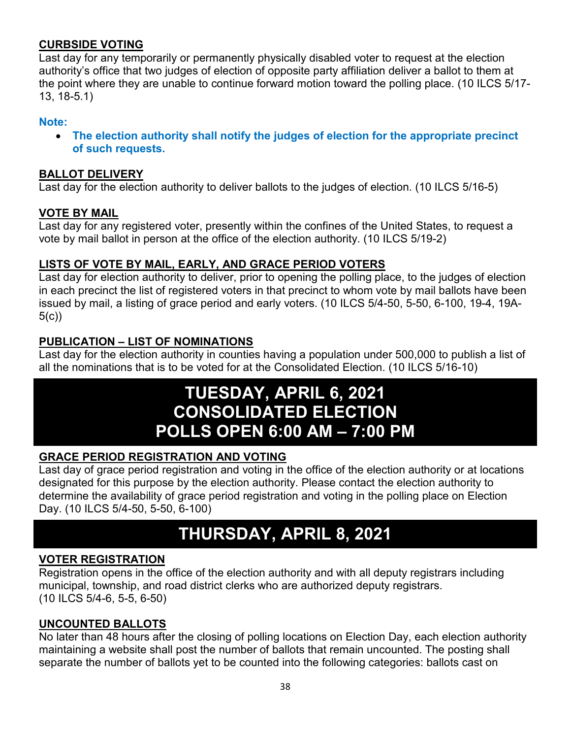**CURBSIDE VOTING**

Last day for any temporarily or permanently physically disabled voter to request at the election authority's office that two judges of election of opposite party affiliation deliver a ballot to them at the point where they are unable to continue forward motion toward the polling place. (10 ILCS 5/17-13, 18-5.1)

**Note:**

- **The election authority shall notify the judges of election for the appropriate precinct of such requests.**

**BALLOT DELIVERY**

Last day for the election authority to deliver ballots to the judges of election. (10 ILCS 5/16-5)

**VOTE BY MAIL**

Last day for any registered voter, presently within the confines of the United States, to request a vote by mail ballot in person at the office of the election authority. (10 ILCS 5/19-2)

**LISTS OF VOTE BY MAIL, EARLY, AND GRACE PERIOD VOTERS**

Last day for election authority to deliver, prior to opening the polling place, to the judges of election in each precinct the list of registered voters in that precinct to whom vote by mail ballots have been issued by mail, a listing of grace period and early voters. (10 ILCS 5/4-50, 5-50, 6-100, 19-4, 19A-5(c))

**PUBLICATION – LIST OF NOMINATIONS**

Last day for the election authority in counties having a population under 500,000 to publish a list of all the nominations that is to be voted for at the Consolidated Election. (10 ILCS 5/16-10)

# TUESDAY, APRIL 6, 2021
# CONSOLIDATED ELECTION
# POLLS OPEN 6:00 AM – 7:00 PM

**GRACE PERIOD REGISTRATION AND VOTING**

Last day of grace period registration and voting in the office of the election authority or at locations designated for this purpose by the election authority. Please contact the election authority to determine the availability of grace period registration and voting in the polling place on Election Day. (10 ILCS 5/4-50, 5-50, 6-100)

# THURSDAY, APRIL 8, 2021

**VOTER REGISTRATION**

Registration opens in the office of the election authority and with all deputy registrars including municipal, township, and road district clerks who are authorized deputy registrars.
(10 ILCS 5/4-6, 5-5, 6-50)

**UNCOUNTED BALLOTS**

No later than 48 hours after the closing of polling locations on Election Day, each election authority maintaining a website shall post the number of ballots that remain uncounted. The posting shall separate the number of ballots yet to be counted into the following categories: ballots cast on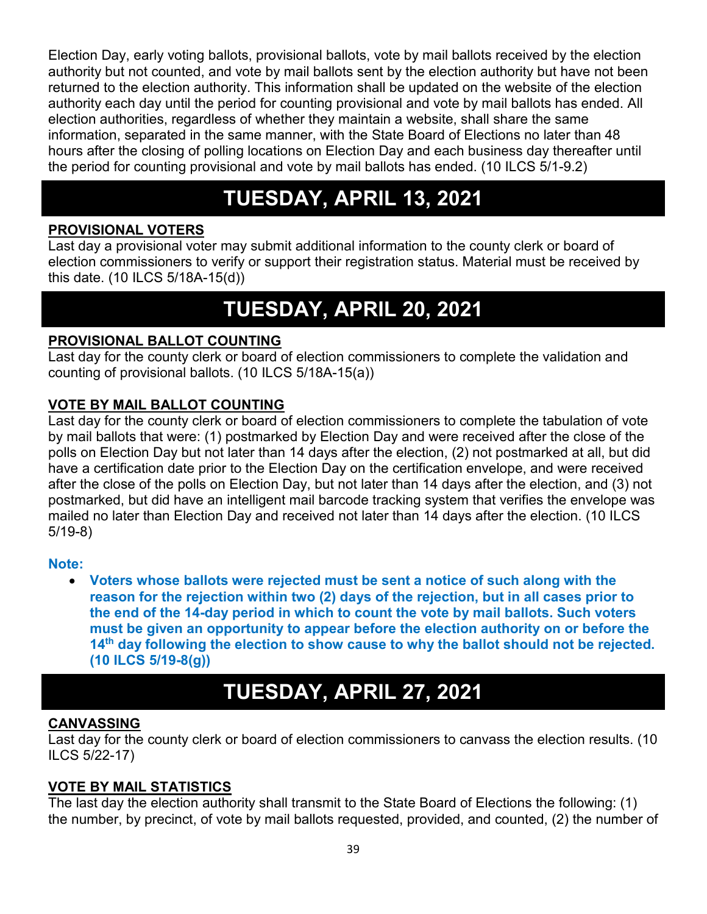Election Day, early voting ballots, provisional ballots, vote by mail ballots received by the election authority but not counted, and vote by mail ballots sent by the election authority but have not been returned to the election authority. This information shall be updated on the website of the election authority each day until the period for counting provisional and vote by mail ballots has ended. All election authorities, regardless of whether they maintain a website, shall share the same information, separated in the same manner, with the State Board of Elections no later than 48 hours after the closing of polling locations on Election Day and each business day thereafter until the period for counting provisional and vote by mail ballots has ended. (10 ILCS 5/1-9.2)

# TUESDAY, APRIL 13, 2021

**PROVISIONAL VOTERS**

Last day a provisional voter may submit additional information to the county clerk or board of election commissioners to verify or support their registration status. Material must be received by this date. (10 ILCS 5/18A-15(d))

# TUESDAY, APRIL 20, 2021

**PROVISIONAL BALLOT COUNTING**

Last day for the county clerk or board of election commissioners to complete the validation and counting of provisional ballots. (10 ILCS 5/18A-15(a))

**VOTE BY MAIL BALLOT COUNTING**

Last day for the county clerk or board of election commissioners to complete the tabulation of vote by mail ballots that were: (1) postmarked by Election Day and were received after the close of the polls on Election Day but not later than 14 days after the election, (2) not postmarked at all, but did have a certification date prior to the Election Day on the certification envelope, and were received after the close of the polls on Election Day, but not later than 14 days after the election, and (3) not postmarked, but did have an intelligent mail barcode tracking system that verifies the envelope was mailed no later than Election Day and received not later than 14 days after the election. (10 ILCS 5/19-8)

**Note:**

- **Voters whose ballots were rejected must be sent a notice of such along with the reason for the rejection within two (2) days of the rejection, but in all cases prior to the end of the 14-day period in which to count the vote by mail ballots. Such voters must be given an opportunity to appear before the election authority on or before the 14th day following the election to show cause to why the ballot should not be rejected. (10 ILCS 5/19-8(g))**

# TUESDAY, APRIL 27, 2021

**CANVASSING**

Last day for the county clerk or board of election commissioners to canvass the election results. (10 ILCS 5/22-17)

**VOTE BY MAIL STATISTICS**

The last day the election authority shall transmit to the State Board of Elections the following: (1) the number, by precinct, of vote by mail ballots requested, provided, and counted, (2) the number of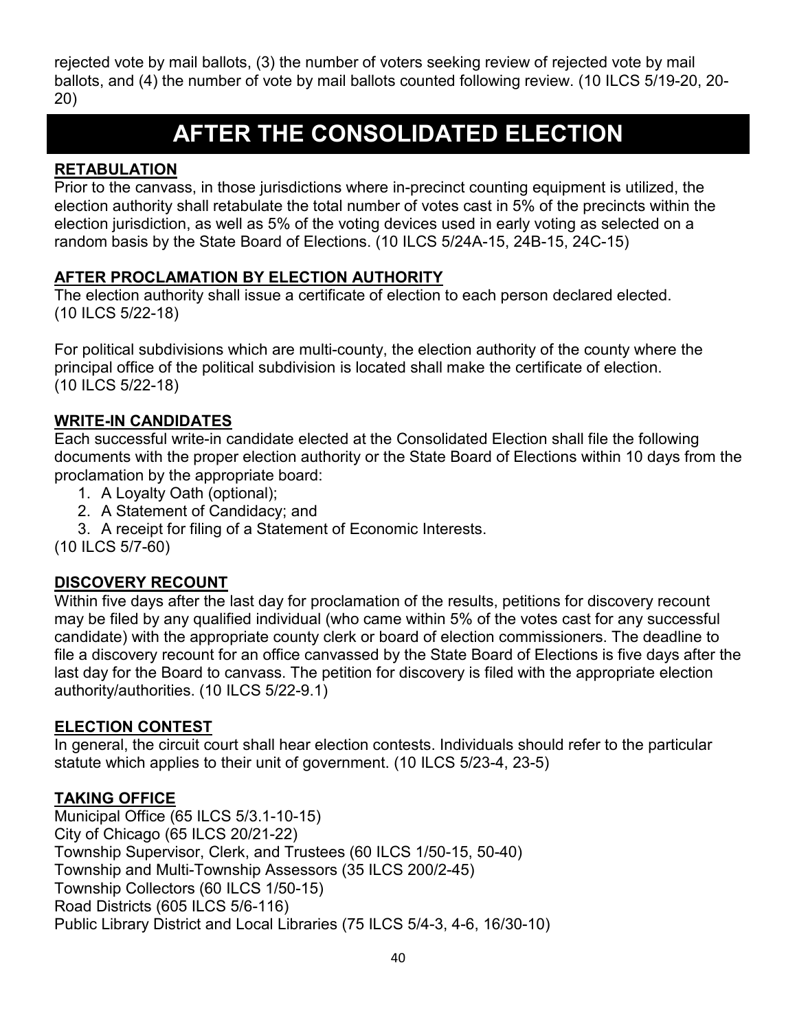rejected vote by mail ballots, (3) the number of voters seeking review of rejected vote by mail ballots, and (4) the number of vote by mail ballots counted following review. (10 ILCS 5/19-20, 20-20)

# AFTER THE CONSOLIDATED ELECTION

## RETABULATION

Prior to the canvass, in those jurisdictions where in-precinct counting equipment is utilized, the election authority shall retabulate the total number of votes cast in 5% of the precincts within the election jurisdiction, as well as 5% of the voting devices used in early voting as selected on a random basis by the State Board of Elections. (10 ILCS 5/24A-15, 24B-15, 24C-15)

## AFTER PROCLAMATION BY ELECTION AUTHORITY

The election authority shall issue a certificate of election to each person declared elected. (10 ILCS 5/22-18)

For political subdivisions which are multi-county, the election authority of the county where the principal office of the political subdivision is located shall make the certificate of election. (10 ILCS 5/22-18)

## WRITE-IN CANDIDATES

Each successful write-in candidate elected at the Consolidated Election shall file the following documents with the proper election authority or the State Board of Elections within 10 days from the proclamation by the appropriate board:

1. A Loyalty Oath (optional);
2. A Statement of Candidacy; and
3. A receipt for filing of a Statement of Economic Interests.

(10 ILCS 5/7-60)

## DISCOVERY RECOUNT

Within five days after the last day for proclamation of the results, petitions for discovery recount may be filed by any qualified individual (who came within 5% of the votes cast for any successful candidate) with the appropriate county clerk or board of election commissioners. The deadline to file a discovery recount for an office canvassed by the State Board of Elections is five days after the last day for the Board to canvass. The petition for discovery is filed with the appropriate election authority/authorities. (10 ILCS 5/22-9.1)

## ELECTION CONTEST

In general, the circuit court shall hear election contests. Individuals should refer to the particular statute which applies to their unit of government. (10 ILCS 5/23-4, 23-5)

## TAKING OFFICE

Municipal Office (65 ILCS 5/3.1-10-15)
City of Chicago (65 ILCS 20/21-22)
Township Supervisor, Clerk, and Trustees (60 ILCS 1/50-15, 50-40)
Township and Multi-Township Assessors (35 ILCS 200/2-45)
Township Collectors (60 ILCS 1/50-15)
Road Districts (605 ILCS 5/6-116)
Public Library District and Local Libraries (75 ILCS 5/4-3, 4-6, 16/30-10)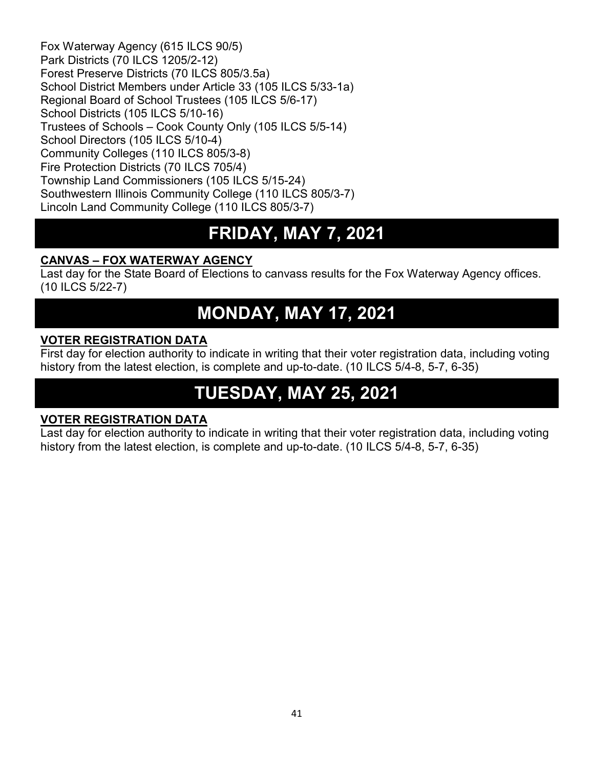Fox Waterway Agency (615 ILCS 90/5)
Park Districts (70 ILCS 1205/2-12)
Forest Preserve Districts (70 ILCS 805/3.5a)
School District Members under Article 33 (105 ILCS 5/33-1a)
Regional Board of School Trustees (105 ILCS 5/6-17)
School Districts (105 ILCS 5/10-16)
Trustees of Schools – Cook County Only (105 ILCS 5/5-14)
School Directors (105 ILCS 5/10-4)
Community Colleges (110 ILCS 805/3-8)
Fire Protection Districts (70 ILCS 705/4)
Township Land Commissioners (105 ILCS 5/15-24)
Southwestern Illinois Community College (110 ILCS 805/3-7)
Lincoln Land Community College (110 ILCS 805/3-7)

# FRIDAY, MAY 7, 2021

**CANVAS – FOX WATERWAY AGENCY**

Last day for the State Board of Elections to canvass results for the Fox Waterway Agency offices. (10 ILCS 5/22-7)

# MONDAY, MAY 17, 2021

**VOTER REGISTRATION DATA**

First day for election authority to indicate in writing that their voter registration data, including voting history from the latest election, is complete and up-to-date. (10 ILCS 5/4-8, 5-7, 6-35)

# TUESDAY, MAY 25, 2021

**VOTER REGISTRATION DATA**

Last day for election authority to indicate in writing that their voter registration data, including voting history from the latest election, is complete and up-to-date. (10 ILCS 5/4-8, 5-7, 6-35)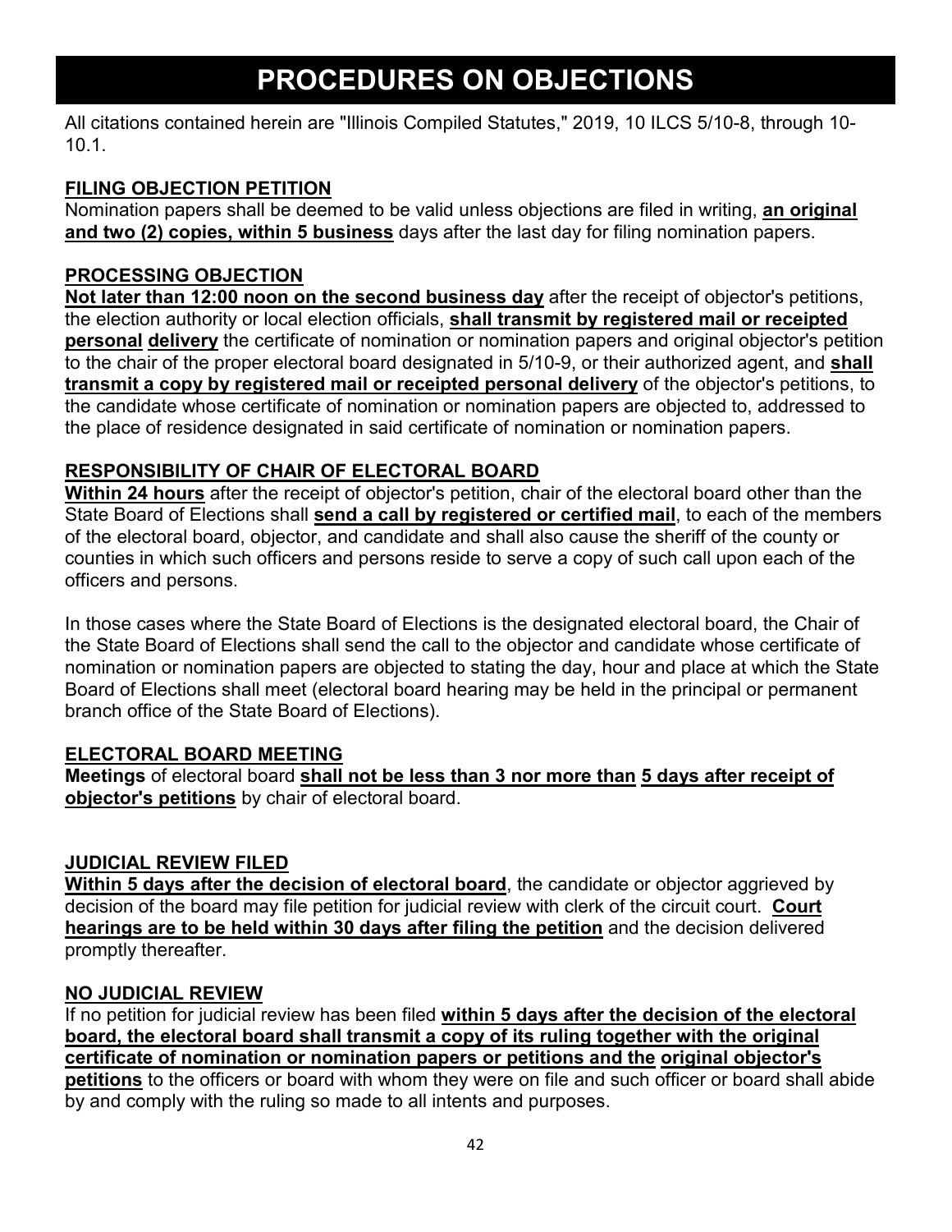# PROCEDURES ON OBJECTIONS

All citations contained herein are "Illinois Compiled Statutes," 2019, 10 ILCS 5/10-8, through 10-10.1.

## FILING OBJECTION PETITION

Nomination papers shall be deemed to be valid unless objections are filed in writing, **an original and two (2) copies, within 5 business** days after the last day for filing nomination papers.

## PROCESSING OBJECTION

**Not later than 12:00 noon on the second business day** after the receipt of objector's petitions, the election authority or local election officials, **shall transmit by registered mail or receipted personal delivery** the certificate of nomination or nomination papers and original objector's petition to the chair of the proper electoral board designated in 5/10-9, or their authorized agent, and **shall transmit a copy by registered mail or receipted personal delivery** of the objector's petitions, to the candidate whose certificate of nomination or nomination papers are objected to, addressed to the place of residence designated in said certificate of nomination or nomination papers.

## RESPONSIBILITY OF CHAIR OF ELECTORAL BOARD

**Within 24 hours** after the receipt of objector's petition, chair of the electoral board other than the State Board of Elections shall **send a call by registered or certified mail**, to each of the members of the electoral board, objector, and candidate and shall also cause the sheriff of the county or counties in which such officers and persons reside to serve a copy of such call upon each of the officers and persons.

In those cases where the State Board of Elections is the designated electoral board, the Chair of the State Board of Elections shall send the call to the objector and candidate whose certificate of nomination or nomination papers are objected to stating the day, hour and place at which the State Board of Elections shall meet (electoral board hearing may be held in the principal or permanent branch office of the State Board of Elections).

## ELECTORAL BOARD MEETING

**Meetings** of electoral board **shall not be less than 3 nor more than 5 days after receipt of objector's petitions** by chair of electoral board.

## JUDICIAL REVIEW FILED

**Within 5 days after the decision of electoral board**, the candidate or objector aggrieved by decision of the board may file petition for judicial review with clerk of the circuit court. **Court hearings are to be held within 30 days after filing the petition** and the decision delivered promptly thereafter.

## NO JUDICIAL REVIEW

If no petition for judicial review has been filed **within 5 days after the decision of the electoral board, the electoral board shall transmit a copy of its ruling together with the original certificate of nomination or nomination papers or petitions and the original objector's petitions** to the officers or board with whom they were on file and such officer or board shall abide by and comply with the ruling so made to all intents and purposes.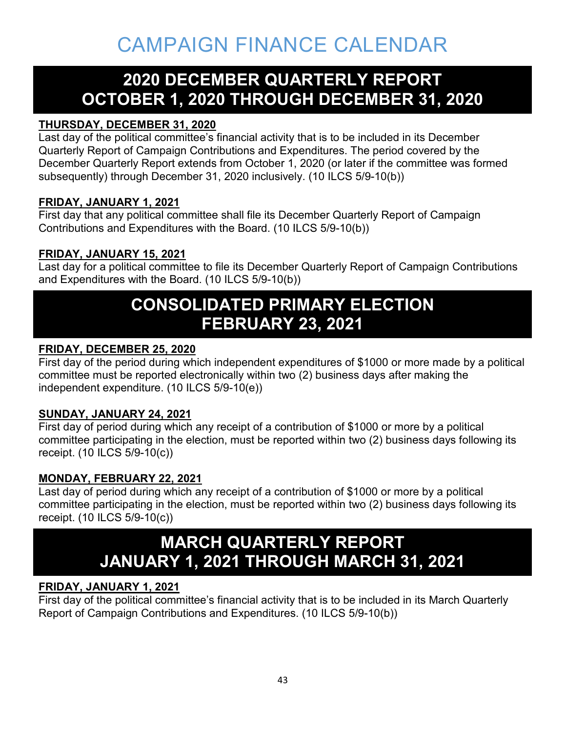# CAMPAIGN FINANCE CALENDAR

## 2020 DECEMBER QUARTERLY REPORT OCTOBER 1, 2020 THROUGH DECEMBER 31, 2020

**THURSDAY, DECEMBER 31, 2020**
Last day of the political committee's financial activity that is to be included in its December Quarterly Report of Campaign Contributions and Expenditures. The period covered by the December Quarterly Report extends from October 1, 2020 (or later if the committee was formed subsequently) through December 31, 2020 inclusively. (10 ILCS 5/9-10(b))

**FRIDAY, JANUARY 1, 2021**
First day that any political committee shall file its December Quarterly Report of Campaign Contributions and Expenditures with the Board. (10 ILCS 5/9-10(b))

**FRIDAY, JANUARY 15, 2021**
Last day for a political committee to file its December Quarterly Report of Campaign Contributions and Expenditures with the Board. (10 ILCS 5/9-10(b))

## CONSOLIDATED PRIMARY ELECTION FEBRUARY 23, 2021

**FRIDAY, DECEMBER 25, 2020**
First day of the period during which independent expenditures of $1000 or more made by a political committee must be reported electronically within two (2) business days after making the independent expenditure. (10 ILCS 5/9-10(e))

**SUNDAY, JANUARY 24, 2021**
First day of period during which any receipt of a contribution of $1000 or more by a political committee participating in the election, must be reported within two (2) business days following its receipt. (10 ILCS 5/9-10(c))

**MONDAY, FEBRUARY 22, 2021**
Last day of period during which any receipt of a contribution of $1000 or more by a political committee participating in the election, must be reported within two (2) business days following its receipt. (10 ILCS 5/9-10(c))

## MARCH QUARTERLY REPORT JANUARY 1, 2021 THROUGH MARCH 31, 2021

**FRIDAY, JANUARY 1, 2021**
First day of the political committee's financial activity that is to be included in its March Quarterly Report of Campaign Contributions and Expenditures. (10 ILCS 5/9-10(b))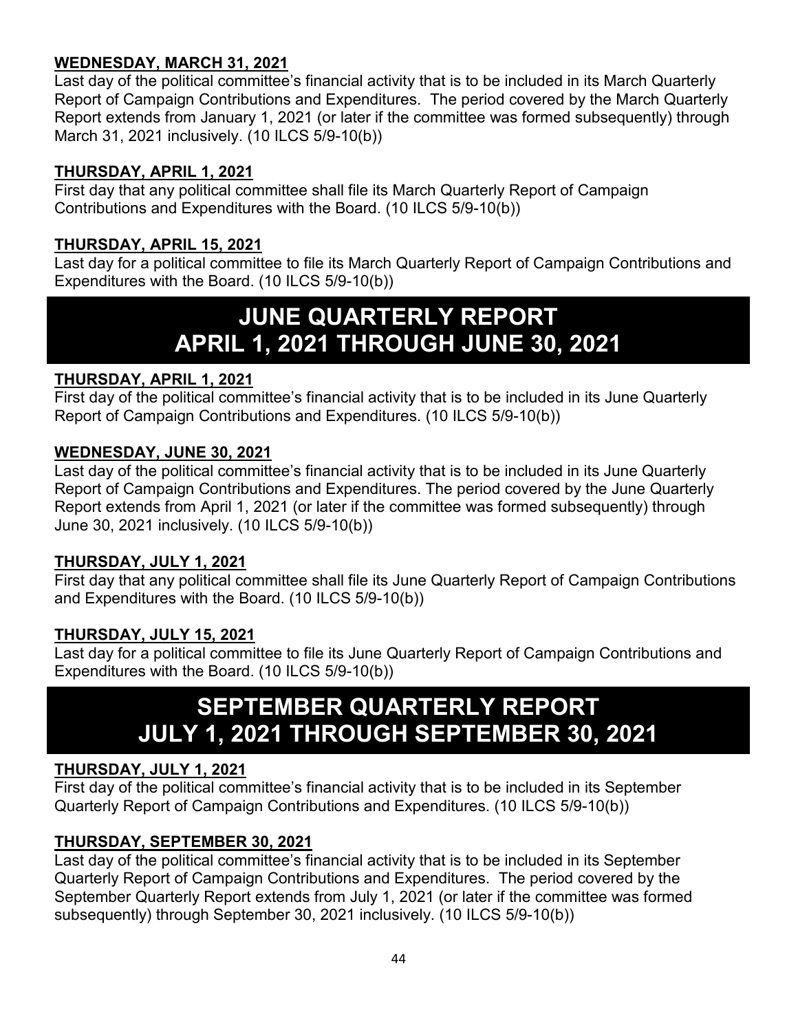**WEDNESDAY, MARCH 31, 2021**

Last day of the political committee's financial activity that is to be included in its March Quarterly Report of Campaign Contributions and Expenditures. The period covered by the March Quarterly Report extends from January 1, 2021 (or later if the committee was formed subsequently) through March 31, 2021 inclusively. (10 ILCS 5/9-10(b))

**THURSDAY, APRIL 1, 2021**

First day that any political committee shall file its March Quarterly Report of Campaign Contributions and Expenditures with the Board. (10 ILCS 5/9-10(b))

**THURSDAY, APRIL 15, 2021**

Last day for a political committee to file its March Quarterly Report of Campaign Contributions and Expenditures with the Board. (10 ILCS 5/9-10(b))

## JUNE QUARTERLY REPORT APRIL 1, 2021 THROUGH JUNE 30, 2021

**THURSDAY, APRIL 1, 2021**

First day of the political committee's financial activity that is to be included in its June Quarterly Report of Campaign Contributions and Expenditures. (10 ILCS 5/9-10(b))

**WEDNESDAY, JUNE 30, 2021**

Last day of the political committee's financial activity that is to be included in its June Quarterly Report of Campaign Contributions and Expenditures. The period covered by the June Quarterly Report extends from April 1, 2021 (or later if the committee was formed subsequently) through June 30, 2021 inclusively. (10 ILCS 5/9-10(b))

**THURSDAY, JULY 1, 2021**

First day that any political committee shall file its June Quarterly Report of Campaign Contributions and Expenditures with the Board. (10 ILCS 5/9-10(b))

**THURSDAY, JULY 15, 2021**

Last day for a political committee to file its June Quarterly Report of Campaign Contributions and Expenditures with the Board. (10 ILCS 5/9-10(b))

## SEPTEMBER QUARTERLY REPORT JULY 1, 2021 THROUGH SEPTEMBER 30, 2021

**THURSDAY, JULY 1, 2021**

First day of the political committee's financial activity that is to be included in its September Quarterly Report of Campaign Contributions and Expenditures. (10 ILCS 5/9-10(b))

**THURSDAY, SEPTEMBER 30, 2021**

Last day of the political committee's financial activity that is to be included in its September Quarterly Report of Campaign Contributions and Expenditures. The period covered by the September Quarterly Report extends from July 1, 2021 (or later if the committee was formed subsequently) through September 30, 2021 inclusively. (10 ILCS 5/9-10(b))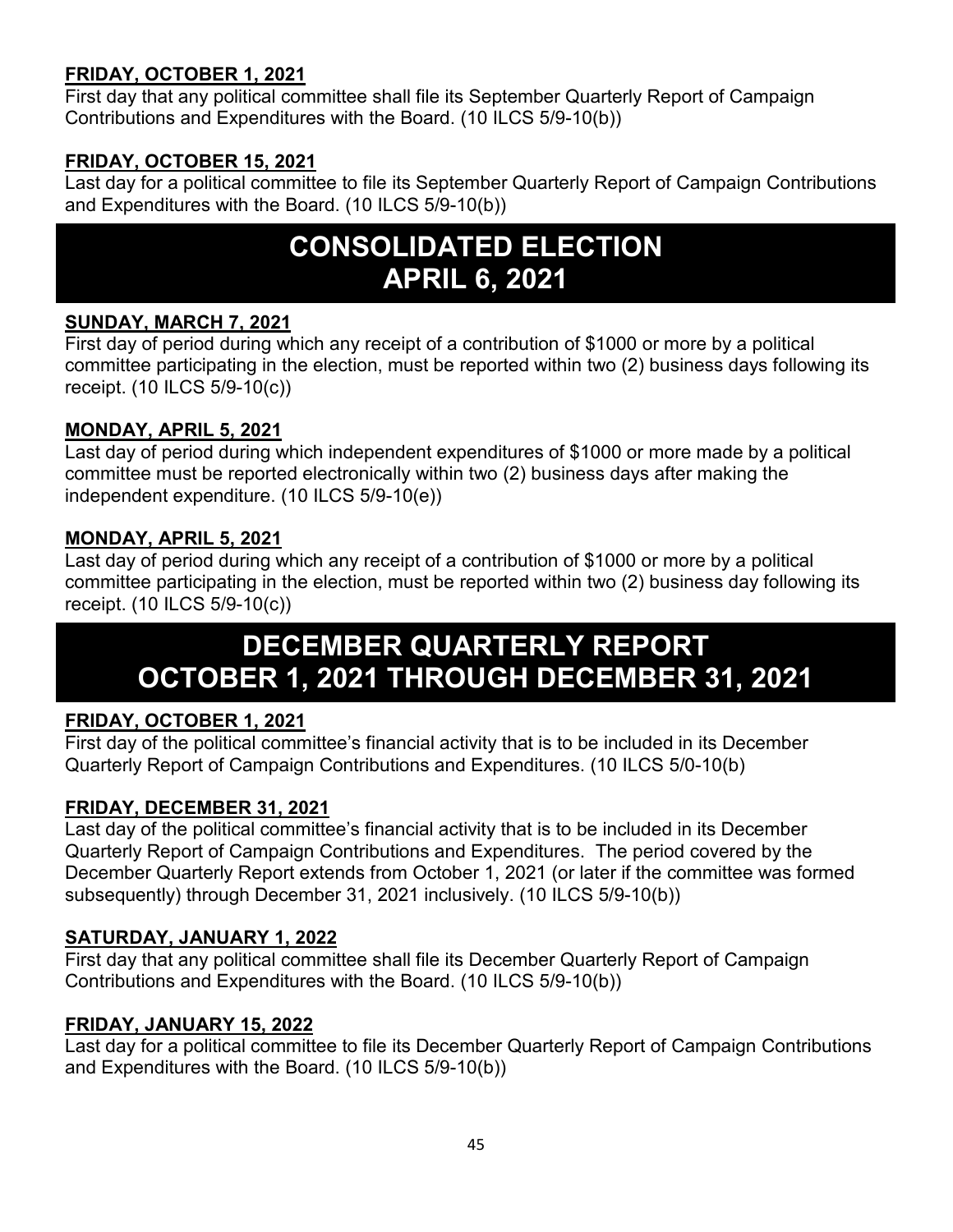**FRIDAY, OCTOBER 1, 2021**

First day that any political committee shall file its September Quarterly Report of Campaign Contributions and Expenditures with the Board. (10 ILCS 5/9-10(b))

**FRIDAY, OCTOBER 15, 2021**

Last day for a political committee to file its September Quarterly Report of Campaign Contributions and Expenditures with the Board. (10 ILCS 5/9-10(b))

# CONSOLIDATED ELECTION APRIL 6, 2021

**SUNDAY, MARCH 7, 2021**

First day of period during which any receipt of a contribution of $1000 or more by a political committee participating in the election, must be reported within two (2) business days following its receipt. (10 ILCS 5/9-10(c))

**MONDAY, APRIL 5, 2021**

Last day of period during which independent expenditures of $1000 or more made by a political committee must be reported electronically within two (2) business days after making the independent expenditure. (10 ILCS 5/9-10(e))

**MONDAY, APRIL 5, 2021**

Last day of period during which any receipt of a contribution of $1000 or more by a political committee participating in the election, must be reported within two (2) business day following its receipt. (10 ILCS 5/9-10(c))

# DECEMBER QUARTERLY REPORT OCTOBER 1, 2021 THROUGH DECEMBER 31, 2021

**FRIDAY, OCTOBER 1, 2021**

First day of the political committee's financial activity that is to be included in its December Quarterly Report of Campaign Contributions and Expenditures. (10 ILCS 5/0-10(b)

**FRIDAY, DECEMBER 31, 2021**

Last day of the political committee's financial activity that is to be included in its December Quarterly Report of Campaign Contributions and Expenditures. The period covered by the December Quarterly Report extends from October 1, 2021 (or later if the committee was formed subsequently) through December 31, 2021 inclusively. (10 ILCS 5/9-10(b))

**SATURDAY, JANUARY 1, 2022**

First day that any political committee shall file its December Quarterly Report of Campaign Contributions and Expenditures with the Board. (10 ILCS 5/9-10(b))

**FRIDAY, JANUARY 15, 2022**

Last day for a political committee to file its December Quarterly Report of Campaign Contributions and Expenditures with the Board. (10 ILCS 5/9-10(b))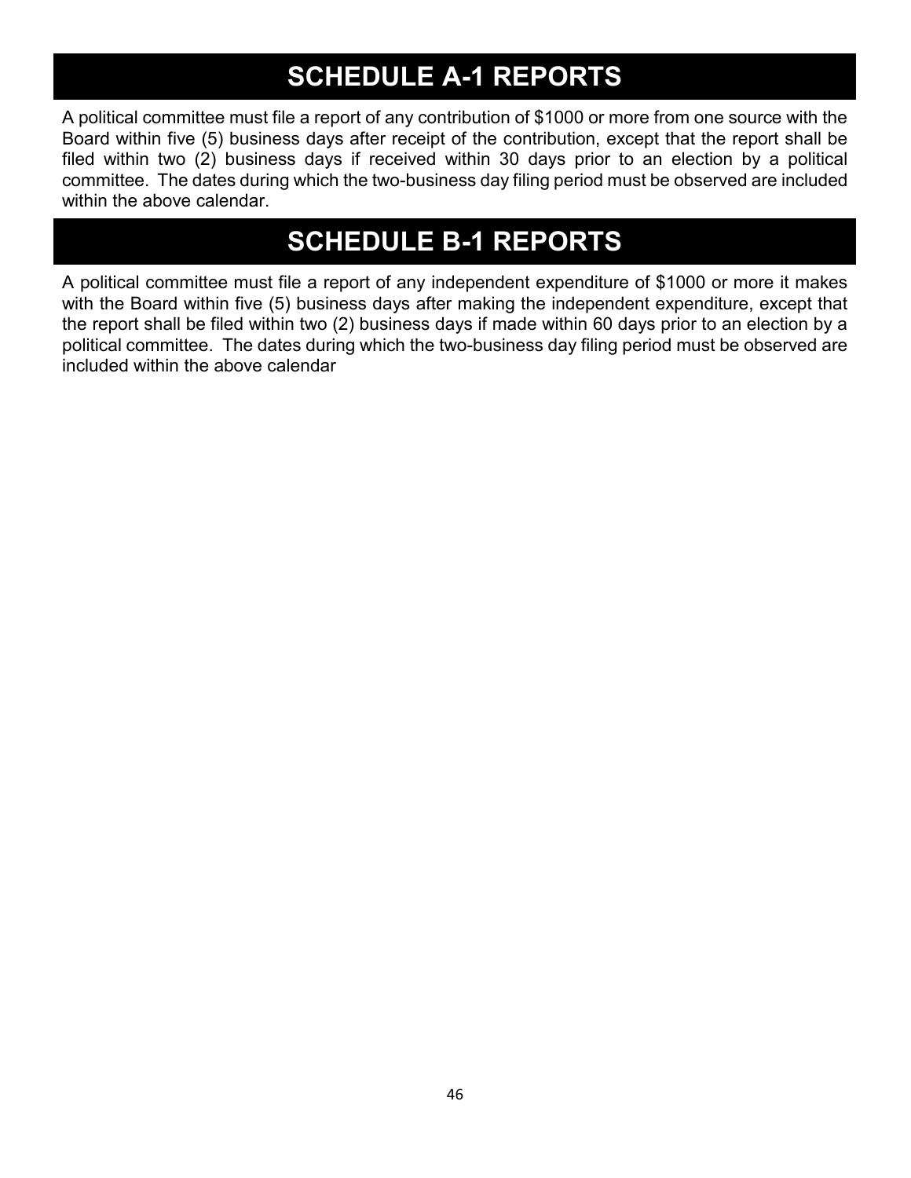# SCHEDULE A-1 REPORTS

A political committee must file a report of any contribution of $1000 or more from one source with the Board within five (5) business days after receipt of the contribution, except that the report shall be filed within two (2) business days if received within 30 days prior to an election by a political committee. The dates during which the two-business day filing period must be observed are included within the above calendar.

# SCHEDULE B-1 REPORTS

A political committee must file a report of any independent expenditure of $1000 or more it makes with the Board within five (5) business days after making the independent expenditure, except that the report shall be filed within two (2) business days if made within 60 days prior to an election by a political committee. The dates during which the two-business day filing period must be observed are included within the above calendar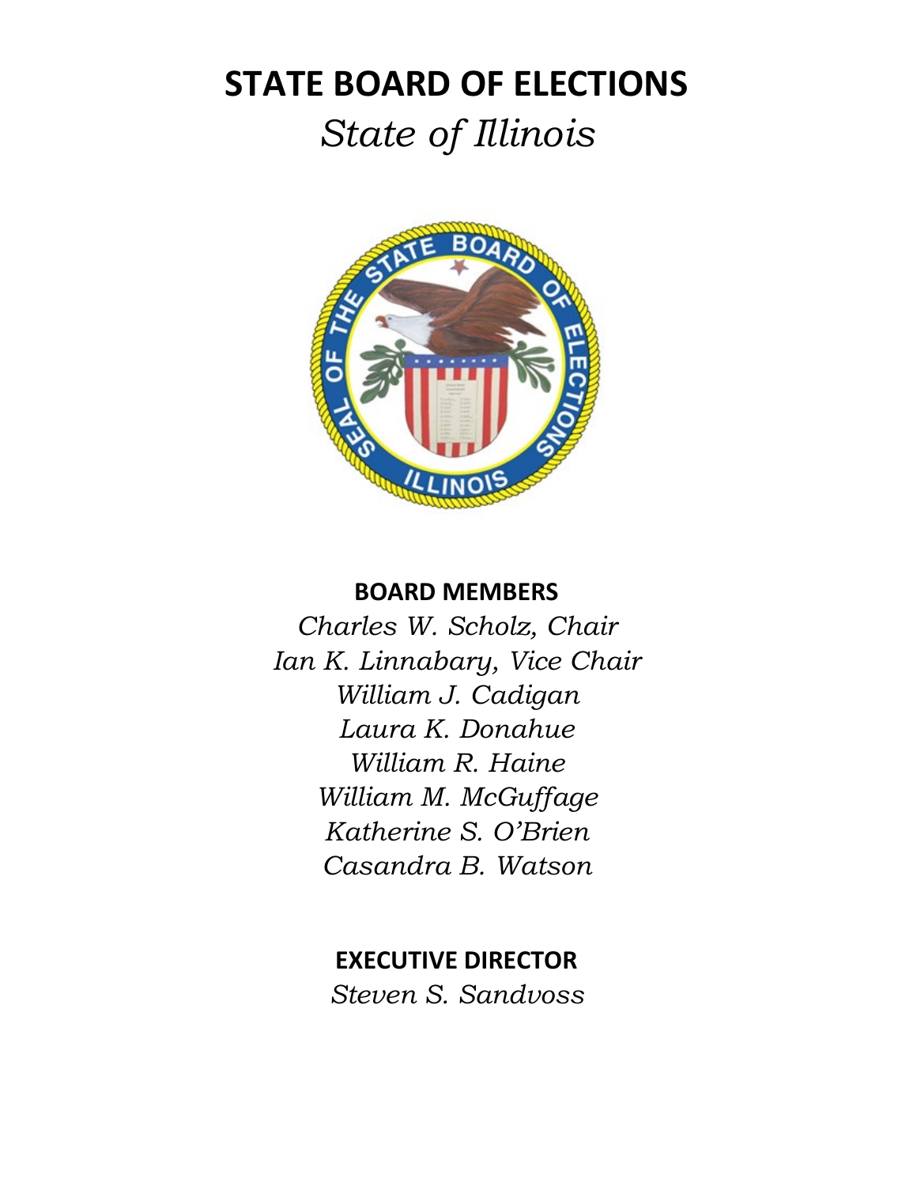# STATE BOARD OF ELECTIONS

*State of Illinois*

**BOARD MEMBERS**

*Charles W. Scholz, Chair*
*Ian K. Linnabary, Vice Chair*
*William J. Cadigan*
*Laura K. Donahue*
*William R. Haine*
*William M. McGuffage*
*Katherine S. O'Brien*
*Casandra B. Watson*

**EXECUTIVE DIRECTOR**

*Steven S. Sandvoss*